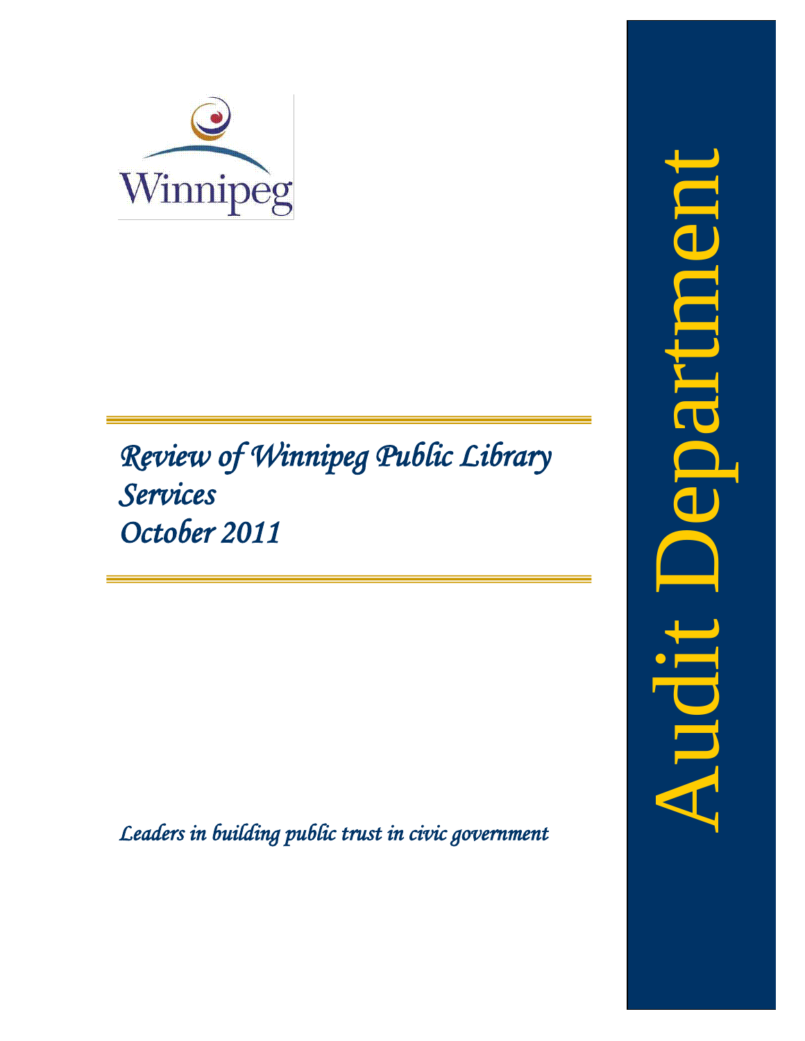Winnipeg

# *Review of Winnipeg Public Library Services October 2011*

*Leaders in building public trust in civic government*

Audit Department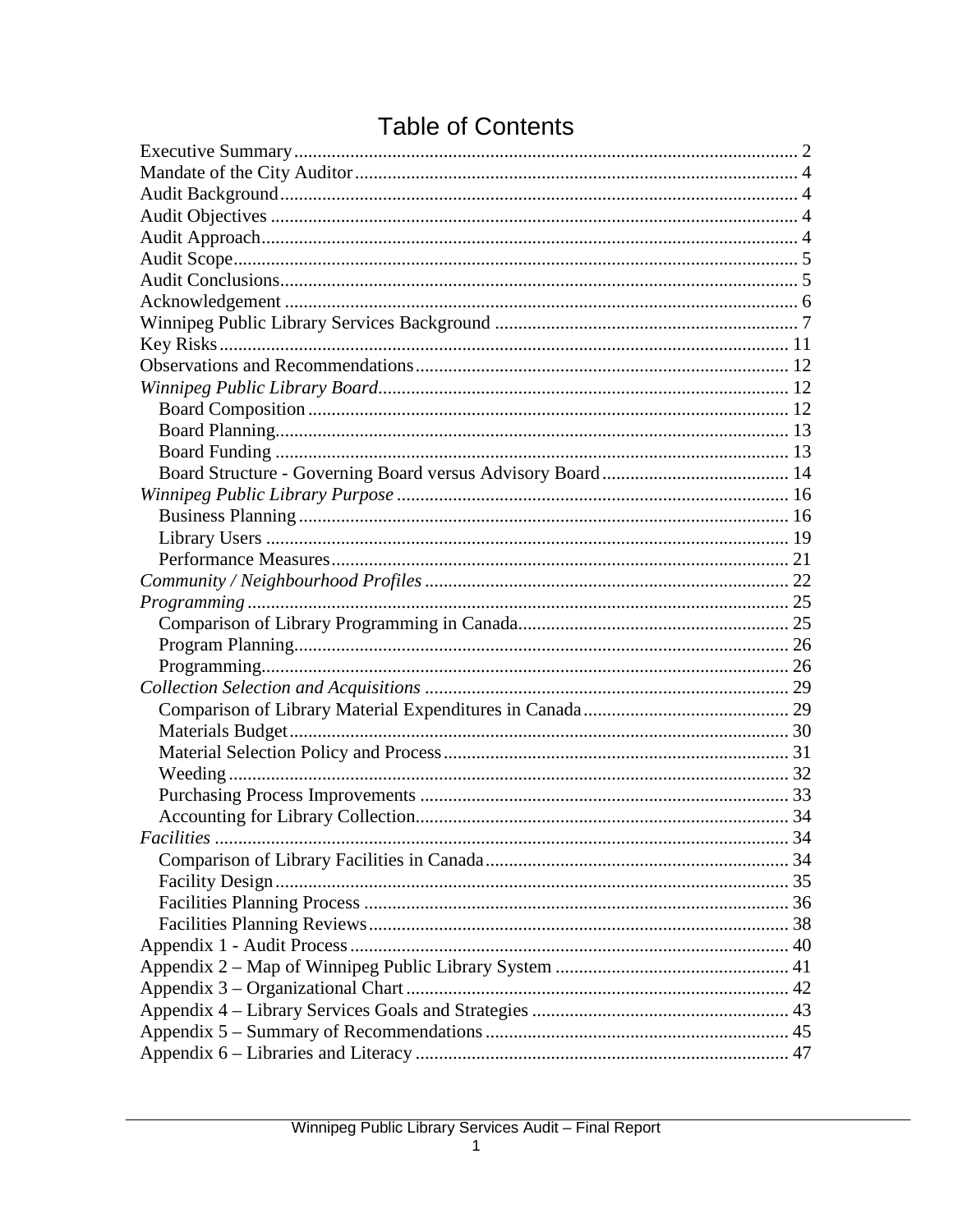# Table of Contents

Executive Summary .......... 2
Mandate of the City Auditor .......... 4
Audit Background .......... 4
Audit Objectives .......... 4
Audit Approach .......... 4
Audit Scope .......... 5
Audit Conclusions .......... 5
Acknowledgement .......... 6
Winnipeg Public Library Services Background .......... 7
Key Risks .......... 11
Observations and Recommendations .......... 12
*Winnipeg Public Library Board* .......... 12
- Board Composition .......... 12
- Board Planning .......... 13
- Board Funding .......... 13
- Board Structure - Governing Board versus Advisory Board .......... 14

*Winnipeg Public Library Purpose* .......... 16
- Business Planning .......... 16
- Library Users .......... 19
- Performance Measures .......... 21

*Community / Neighbourhood Profiles* .......... 22
*Programming* .......... 25
- Comparison of Library Programming in Canada .......... 25
- Program Planning .......... 26
- Programming .......... 26

*Collection Selection and Acquisitions* .......... 29
- Comparison of Library Material Expenditures in Canada .......... 29
- Materials Budget .......... 30
- Material Selection Policy and Process .......... 31
- Weeding .......... 32
- Purchasing Process Improvements .......... 33
- Accounting for Library Collection .......... 34

*Facilities* .......... 34
- Comparison of Library Facilities in Canada .......... 34
- Facility Design .......... 35
- Facilities Planning Process .......... 36
- Facilities Planning Reviews .......... 38

Appendix 1 - Audit Process .......... 40
Appendix 2 – Map of Winnipeg Public Library System .......... 41
Appendix 3 – Organizational Chart .......... 42
Appendix 4 – Library Services Goals and Strategies .......... 43
Appendix 5 – Summary of Recommendations .......... 45
Appendix 6 – Libraries and Literacy .......... 47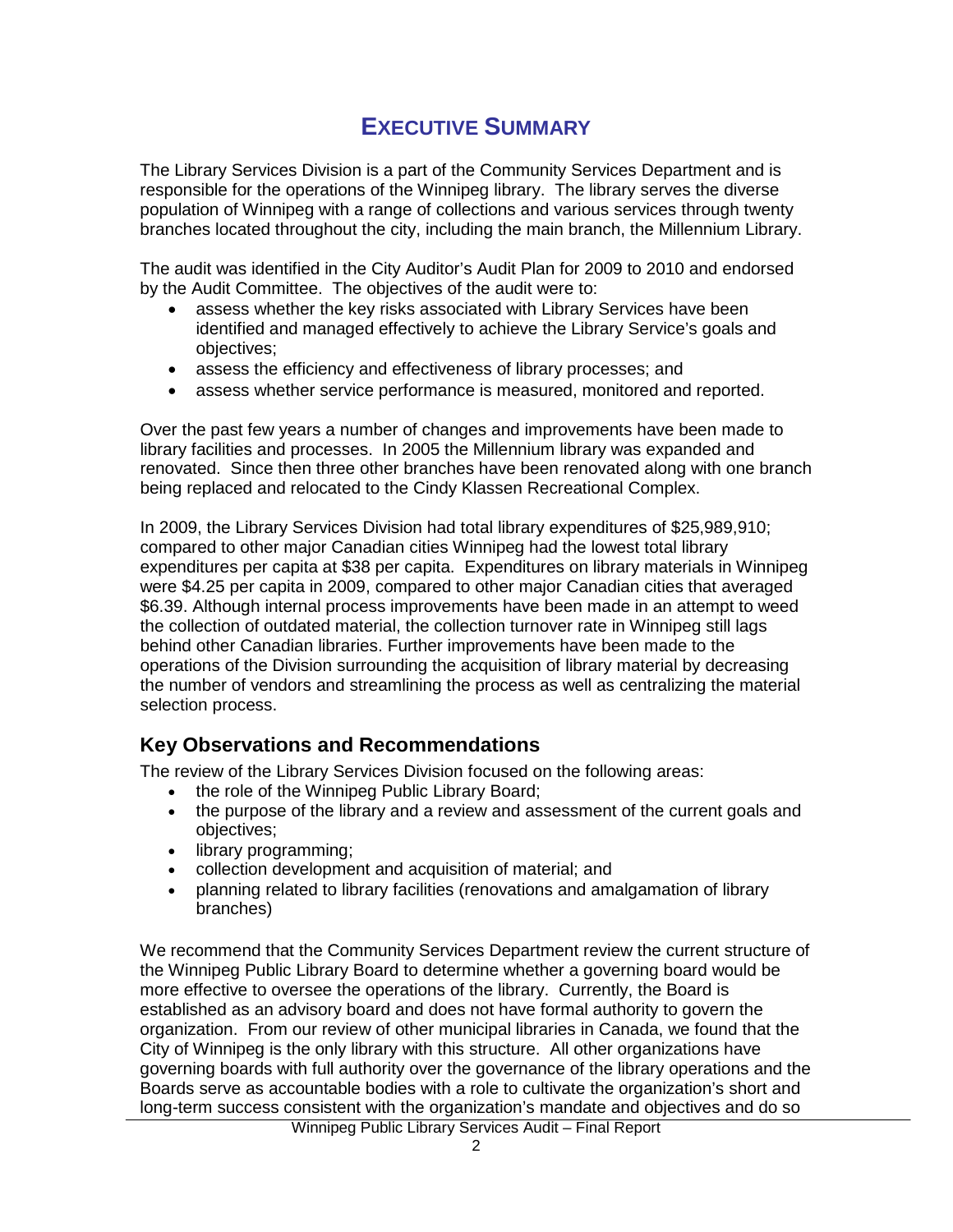# EXECUTIVE SUMMARY

The Library Services Division is a part of the Community Services Department and is responsible for the operations of the Winnipeg library. The library serves the diverse population of Winnipeg with a range of collections and various services through twenty branches located throughout the city, including the main branch, the Millennium Library.

The audit was identified in the City Auditor's Audit Plan for 2009 to 2010 and endorsed by the Audit Committee. The objectives of the audit were to:

- assess whether the key risks associated with Library Services have been identified and managed effectively to achieve the Library Service's goals and objectives;
- assess the efficiency and effectiveness of library processes; and
- assess whether service performance is measured, monitored and reported.

Over the past few years a number of changes and improvements have been made to library facilities and processes. In 2005 the Millennium library was expanded and renovated. Since then three other branches have been renovated along with one branch being replaced and relocated to the Cindy Klassen Recreational Complex.

In 2009, the Library Services Division had total library expenditures of $25,989,910; compared to other major Canadian cities Winnipeg had the lowest total library expenditures per capita at $38 per capita. Expenditures on library materials in Winnipeg were $4.25 per capita in 2009, compared to other major Canadian cities that averaged $6.39. Although internal process improvements have been made in an attempt to weed the collection of outdated material, the collection turnover rate in Winnipeg still lags behind other Canadian libraries. Further improvements have been made to the operations of the Division surrounding the acquisition of library material by decreasing the number of vendors and streamlining the process as well as centralizing the material selection process.

## Key Observations and Recommendations

The review of the Library Services Division focused on the following areas:

- the role of the Winnipeg Public Library Board;
- the purpose of the library and a review and assessment of the current goals and objectives;
- library programming;
- collection development and acquisition of material; and
- planning related to library facilities (renovations and amalgamation of library branches)

We recommend that the Community Services Department review the current structure of the Winnipeg Public Library Board to determine whether a governing board would be more effective to oversee the operations of the library. Currently, the Board is established as an advisory board and does not have formal authority to govern the organization. From our review of other municipal libraries in Canada, we found that the City of Winnipeg is the only library with this structure. All other organizations have governing boards with full authority over the governance of the library operations and the Boards serve as accountable bodies with a role to cultivate the organization's short and long-term success consistent with the organization's mandate and objectives and do so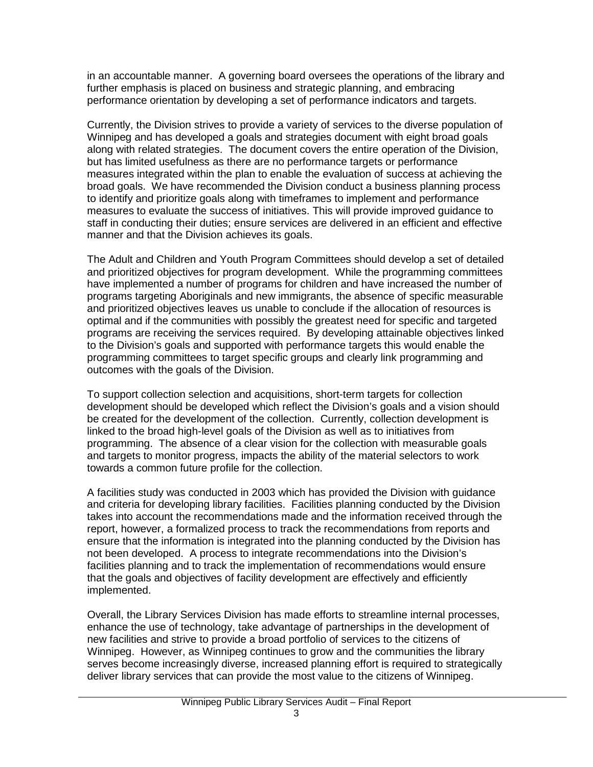in an accountable manner. A governing board oversees the operations of the library and further emphasis is placed on business and strategic planning, and embracing performance orientation by developing a set of performance indicators and targets.

Currently, the Division strives to provide a variety of services to the diverse population of Winnipeg and has developed a goals and strategies document with eight broad goals along with related strategies. The document covers the entire operation of the Division, but has limited usefulness as there are no performance targets or performance measures integrated within the plan to enable the evaluation of success at achieving the broad goals. We have recommended the Division conduct a business planning process to identify and prioritize goals along with timeframes to implement and performance measures to evaluate the success of initiatives. This will provide improved guidance to staff in conducting their duties; ensure services are delivered in an efficient and effective manner and that the Division achieves its goals.

The Adult and Children and Youth Program Committees should develop a set of detailed and prioritized objectives for program development. While the programming committees have implemented a number of programs for children and have increased the number of programs targeting Aboriginals and new immigrants, the absence of specific measurable and prioritized objectives leaves us unable to conclude if the allocation of resources is optimal and if the communities with possibly the greatest need for specific and targeted programs are receiving the services required. By developing attainable objectives linked to the Division's goals and supported with performance targets this would enable the programming committees to target specific groups and clearly link programming and outcomes with the goals of the Division.

To support collection selection and acquisitions, short-term targets for collection development should be developed which reflect the Division's goals and a vision should be created for the development of the collection. Currently, collection development is linked to the broad high-level goals of the Division as well as to initiatives from programming. The absence of a clear vision for the collection with measurable goals and targets to monitor progress, impacts the ability of the material selectors to work towards a common future profile for the collection.

A facilities study was conducted in 2003 which has provided the Division with guidance and criteria for developing library facilities. Facilities planning conducted by the Division takes into account the recommendations made and the information received through the report, however, a formalized process to track the recommendations from reports and ensure that the information is integrated into the planning conducted by the Division has not been developed. A process to integrate recommendations into the Division's facilities planning and to track the implementation of recommendations would ensure that the goals and objectives of facility development are effectively and efficiently implemented.

Overall, the Library Services Division has made efforts to streamline internal processes, enhance the use of technology, take advantage of partnerships in the development of new facilities and strive to provide a broad portfolio of services to the citizens of Winnipeg. However, as Winnipeg continues to grow and the communities the library serves become increasingly diverse, increased planning effort is required to strategically deliver library services that can provide the most value to the citizens of Winnipeg.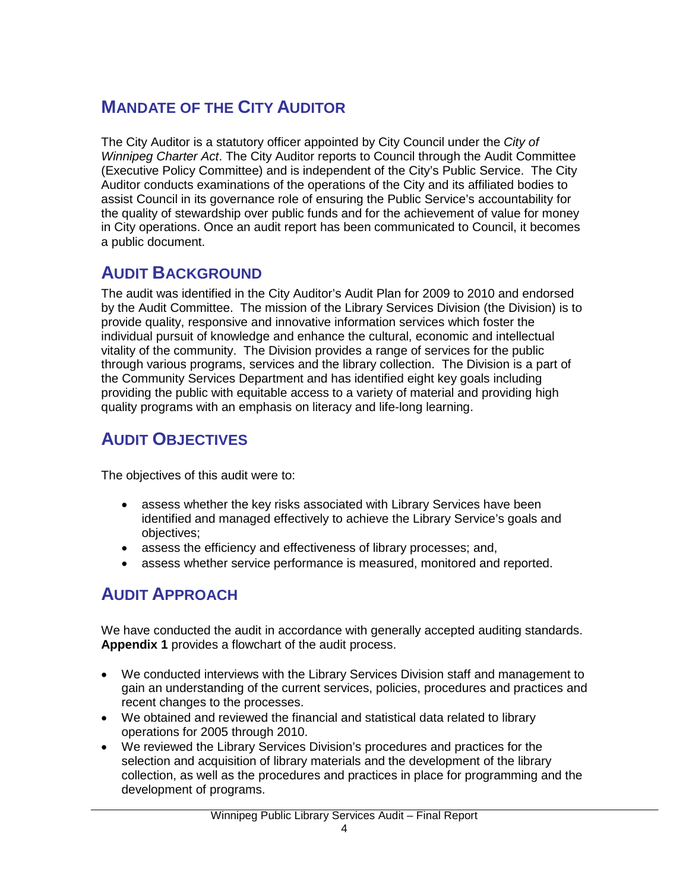## Mandate of the City Auditor

The City Auditor is a statutory officer appointed by City Council under the *City of Winnipeg Charter Act*. The City Auditor reports to Council through the Audit Committee (Executive Policy Committee) and is independent of the City's Public Service. The City Auditor conducts examinations of the operations of the City and its affiliated bodies to assist Council in its governance role of ensuring the Public Service's accountability for the quality of stewardship over public funds and for the achievement of value for money in City operations. Once an audit report has been communicated to Council, it becomes a public document.

## Audit Background

The audit was identified in the City Auditor's Audit Plan for 2009 to 2010 and endorsed by the Audit Committee. The mission of the Library Services Division (the Division) is to provide quality, responsive and innovative information services which foster the individual pursuit of knowledge and enhance the cultural, economic and intellectual vitality of the community. The Division provides a range of services for the public through various programs, services and the library collection. The Division is a part of the Community Services Department and has identified eight key goals including providing the public with equitable access to a variety of material and providing high quality programs with an emphasis on literacy and life-long learning.

## Audit Objectives

The objectives of this audit were to:

- assess whether the key risks associated with Library Services have been identified and managed effectively to achieve the Library Service's goals and objectives;
- assess the efficiency and effectiveness of library processes; and,
- assess whether service performance is measured, monitored and reported.

## Audit Approach

We have conducted the audit in accordance with generally accepted auditing standards. **Appendix 1** provides a flowchart of the audit process.

- We conducted interviews with the Library Services Division staff and management to gain an understanding of the current services, policies, procedures and practices and recent changes to the processes.
- We obtained and reviewed the financial and statistical data related to library operations for 2005 through 2010.
- We reviewed the Library Services Division's procedures and practices for the selection and acquisition of library materials and the development of the library collection, as well as the procedures and practices in place for programming and the development of programs.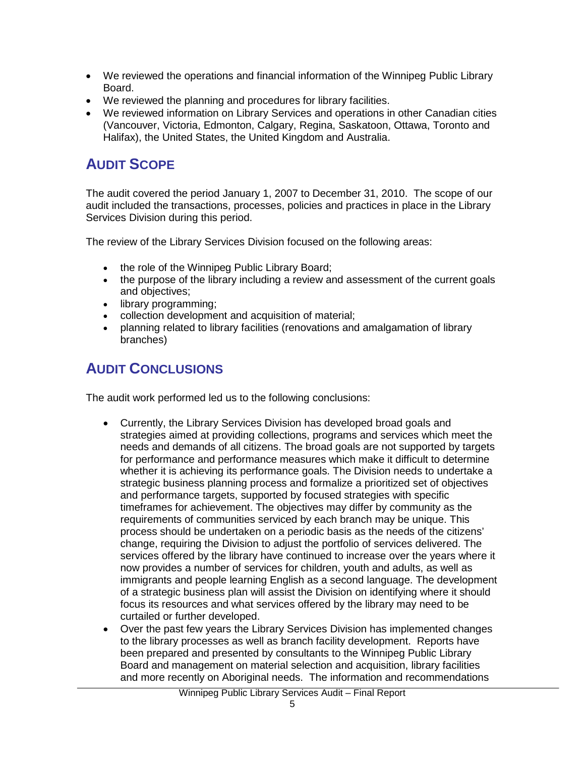- We reviewed the operations and financial information of the Winnipeg Public Library Board.
- We reviewed the planning and procedures for library facilities.
- We reviewed information on Library Services and operations in other Canadian cities (Vancouver, Victoria, Edmonton, Calgary, Regina, Saskatoon, Ottawa, Toronto and Halifax), the United States, the United Kingdom and Australia.

## AUDIT SCOPE

The audit covered the period January 1, 2007 to December 31, 2010. The scope of our audit included the transactions, processes, policies and practices in place in the Library Services Division during this period.

The review of the Library Services Division focused on the following areas:

- the role of the Winnipeg Public Library Board;
- the purpose of the library including a review and assessment of the current goals and objectives;
- library programming;
- collection development and acquisition of material;
- planning related to library facilities (renovations and amalgamation of library branches)

## AUDIT CONCLUSIONS

The audit work performed led us to the following conclusions:

- Currently, the Library Services Division has developed broad goals and strategies aimed at providing collections, programs and services which meet the needs and demands of all citizens. The broad goals are not supported by targets for performance and performance measures which make it difficult to determine whether it is achieving its performance goals. The Division needs to undertake a strategic business planning process and formalize a prioritized set of objectives and performance targets, supported by focused strategies with specific timeframes for achievement. The objectives may differ by community as the requirements of communities serviced by each branch may be unique. This process should be undertaken on a periodic basis as the needs of the citizens' change, requiring the Division to adjust the portfolio of services delivered. The services offered by the library have continued to increase over the years where it now provides a number of services for children, youth and adults, as well as immigrants and people learning English as a second language. The development of a strategic business plan will assist the Division on identifying where it should focus its resources and what services offered by the library may need to be curtailed or further developed.
- Over the past few years the Library Services Division has implemented changes to the library processes as well as branch facility development. Reports have been prepared and presented by consultants to the Winnipeg Public Library Board and management on material selection and acquisition, library facilities and more recently on Aboriginal needs. The information and recommendations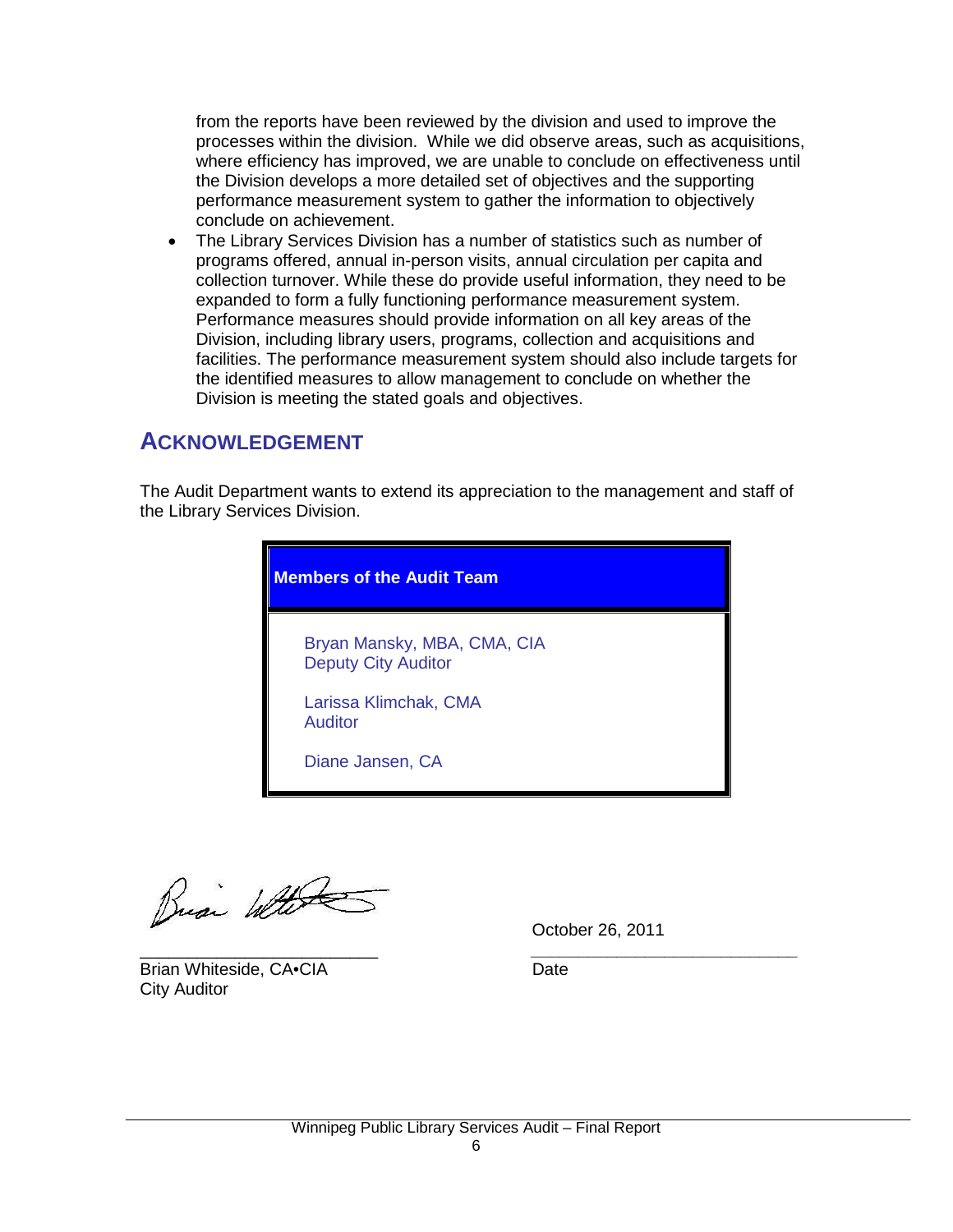from the reports have been reviewed by the division and used to improve the processes within the division. While we did observe areas, such as acquisitions, where efficiency has improved, we are unable to conclude on effectiveness until the Division develops a more detailed set of objectives and the supporting performance measurement system to gather the information to objectively conclude on achievement.

- The Library Services Division has a number of statistics such as number of programs offered, annual in-person visits, annual circulation per capita and collection turnover. While these do provide useful information, they need to be expanded to form a fully functioning performance measurement system. Performance measures should provide information on all key areas of the Division, including library users, programs, collection and acquisitions and facilities. The performance measurement system should also include targets for the identified measures to allow management to conclude on whether the Division is meeting the stated goals and objectives.

## ACKNOWLEDGEMENT

The Audit Department wants to extend its appreciation to the management and staff of the Library Services Division.

| Members of the Audit Team |
| --- |
| Bryan Mansky, MBA, CMA, CIA<br>Deputy City Auditor<br><br>Larissa Klimchak, CMA<br>Auditor<br><br>Diane Jansen, CA |

Brian Whiteside, CA•CIA
City Auditor

October 26, 2011
Date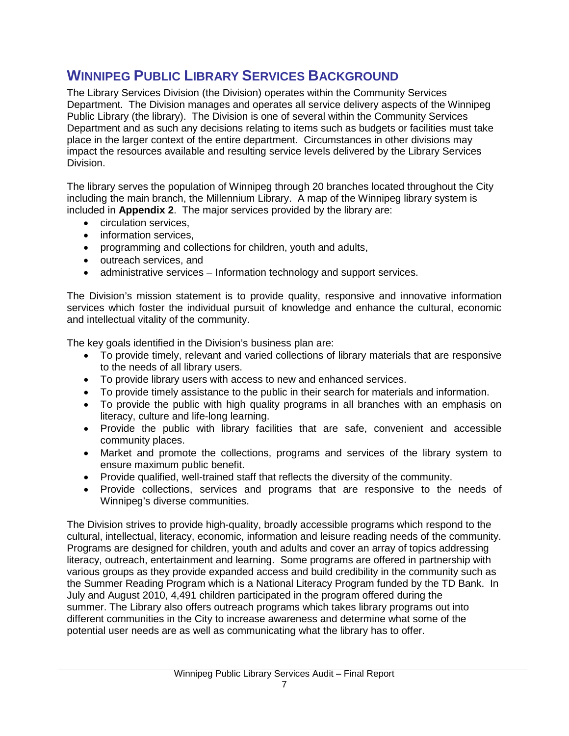## WINNIPEG PUBLIC LIBRARY SERVICES BACKGROUND

The Library Services Division (the Division) operates within the Community Services Department. The Division manages and operates all service delivery aspects of the Winnipeg Public Library (the library). The Division is one of several within the Community Services Department and as such any decisions relating to items such as budgets or facilities must take place in the larger context of the entire department. Circumstances in other divisions may impact the resources available and resulting service levels delivered by the Library Services Division.

The library serves the population of Winnipeg through 20 branches located throughout the City including the main branch, the Millennium Library. A map of the Winnipeg library system is included in **Appendix 2**. The major services provided by the library are:

- circulation services,
- information services,
- programming and collections for children, youth and adults,
- outreach services, and
- administrative services – Information technology and support services.

The Division's mission statement is to provide quality, responsive and innovative information services which foster the individual pursuit of knowledge and enhance the cultural, economic and intellectual vitality of the community.

The key goals identified in the Division's business plan are:

- To provide timely, relevant and varied collections of library materials that are responsive to the needs of all library users.
- To provide library users with access to new and enhanced services.
- To provide timely assistance to the public in their search for materials and information.
- To provide the public with high quality programs in all branches with an emphasis on literacy, culture and life-long learning.
- Provide the public with library facilities that are safe, convenient and accessible community places.
- Market and promote the collections, programs and services of the library system to ensure maximum public benefit.
- Provide qualified, well-trained staff that reflects the diversity of the community.
- Provide collections, services and programs that are responsive to the needs of Winnipeg's diverse communities.

The Division strives to provide high-quality, broadly accessible programs which respond to the cultural, intellectual, literacy, economic, information and leisure reading needs of the community. Programs are designed for children, youth and adults and cover an array of topics addressing literacy, outreach, entertainment and learning. Some programs are offered in partnership with various groups as they provide expanded access and build credibility in the community such as the Summer Reading Program which is a National Literacy Program funded by the TD Bank. In July and August 2010, 4,491 children participated in the program offered during the summer. The Library also offers outreach programs which takes library programs out into different communities in the City to increase awareness and determine what some of the potential user needs are as well as communicating what the library has to offer.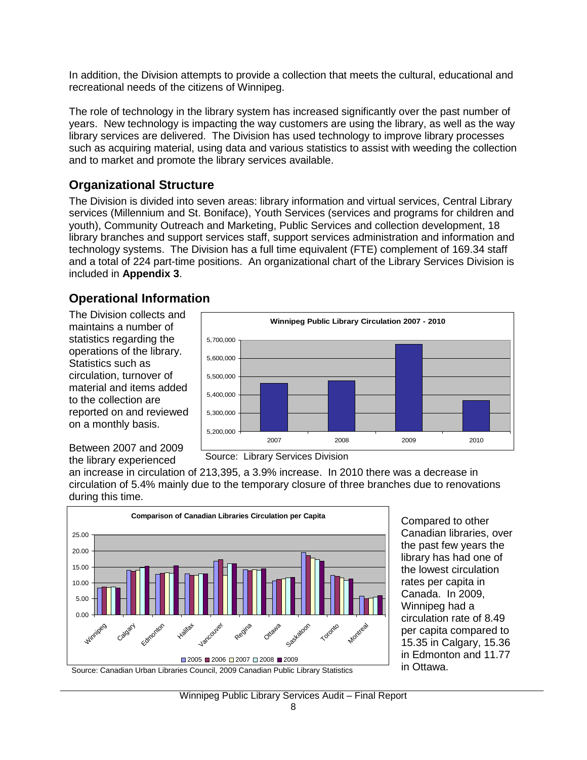In addition, the Division attempts to provide a collection that meets the cultural, educational and recreational needs of the citizens of Winnipeg.

The role of technology in the library system has increased significantly over the past number of years. New technology is impacting the way customers are using the library, as well as the way library services are delivered. The Division has used technology to improve library processes such as acquiring material, using data and various statistics to assist with weeding the collection and to market and promote the library services available.

## Organizational Structure

The Division is divided into seven areas: library information and virtual services, Central Library services (Millennium and St. Boniface), Youth Services (services and programs for children and youth), Community Outreach and Marketing, Public Services and collection development, 18 library branches and support services staff, support services administration and information and technology systems. The Division has a full time equivalent (FTE) complement of 169.34 staff and a total of 224 part-time positions. An organizational chart of the Library Services Division is included in **Appendix 3**.

## Operational Information

The Division collects and maintains a number of statistics regarding the operations of the library. Statistics such as circulation, turnover of material and items added to the collection are reported on and reviewed on a monthly basis.

**Winnipeg Public Library Circulation 2007 - 2010**

Source: Library Services Division

Between 2007 and 2009 the library experienced an increase in circulation of 213,395, a 3.9% increase. In 2010 there was a decrease in circulation of 5.4% mainly due to the temporary closure of three branches due to renovations during this time.

**Comparison of Canadian Libraries Circulation per Capita**

Source: Canadian Urban Libraries Council, 2009 Canadian Public Library Statistics

Compared to other Canadian libraries, over the past few years the library has had one of the lowest circulation rates per capita in Canada. In 2009, Winnipeg had a circulation rate of 8.49 per capita compared to 15.35 in Calgary, 15.36 in Edmonton and 11.77 in Ottawa.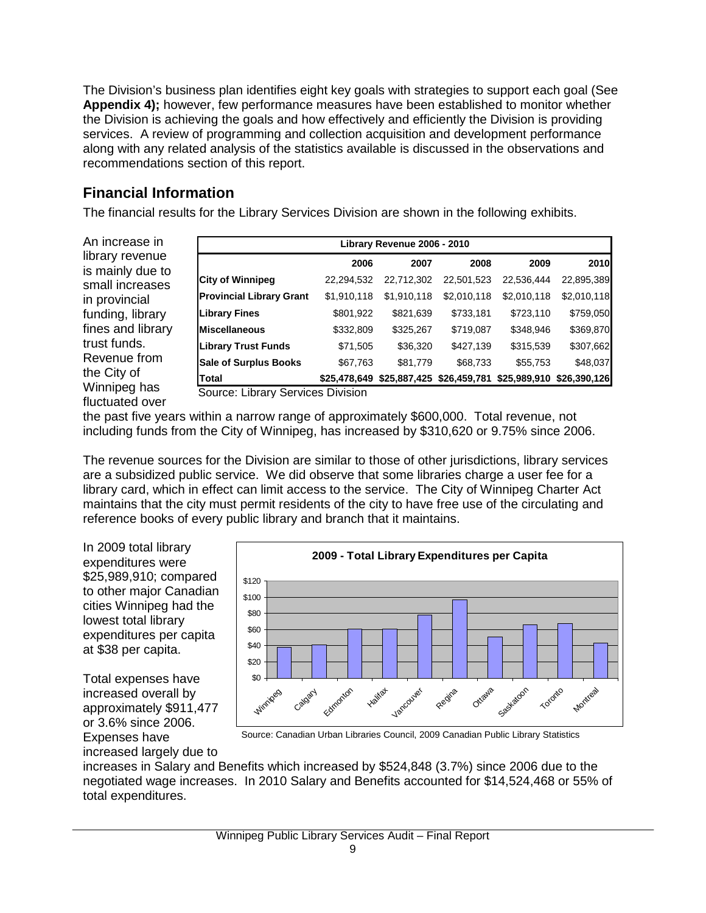The Division's business plan identifies eight key goals with strategies to support each goal (See **Appendix 4);** however, few performance measures have been established to monitor whether the Division is achieving the goals and how effectively and efficiently the Division is providing services. A review of programming and collection acquisition and development performance along with any related analysis of the statistics available is discussed in the observations and recommendations section of this report.

## Financial Information

The financial results for the Library Services Division are shown in the following exhibits.

An increase in library revenue is mainly due to small increases in provincial funding, library fines and library trust funds. Revenue from the City of Winnipeg has fluctuated over the past five years within a narrow range of approximately $600,000. Total revenue, not including funds from the City of Winnipeg, has increased by $310,620 or 9.75% since 2006.

**Library Revenue 2006 - 2010**

| | 2006 | 2007 | 2008 | 2009 | 2010 |
|---|---|---|---|---|---|
| **City of Winnipeg** | 22,294,532 | 22,712,302 | 22,501,523 | 22,536,444 | 22,895,389 |
| **Provincial Library Grant** | $1,910,118 | $1,910,118 | $2,010,118 | $2,010,118 | $2,010,118 |
| **Library Fines** | $801,922 | $821,639 | $733,181 | $723,110 | $759,050 |
| **Miscellaneous** | $332,809 | $325,267 | $719,087 | $348,946 | $369,870 |
| **Library Trust Funds** | $71,505 | $36,320 | $427,139 | $315,539 | $307,662 |
| **Sale of Surplus Books** | $67,763 | $81,779 | $68,733 | $55,753 | $48,037 |
| **Total** | **$25,478,649** | **$25,887,425** | **$26,459,781** | **$25,989,910** | **$26,390,126** |

Source: Library Services Division

The revenue sources for the Division are similar to those of other jurisdictions, library services are a subsidized public service. We did observe that some libraries charge a user fee for a library card, which in effect can limit access to the service. The City of Winnipeg Charter Act maintains that the city must permit residents of the city to have free use of the circulating and reference books of every public library and branch that it maintains.

In 2009 total library expenditures were $25,989,910; compared to other major Canadian cities Winnipeg had the lowest total library expenditures per capita at $38 per capita.

**2009 - Total Library Expenditures per Capita**

Source: Canadian Urban Libraries Council, 2009 Canadian Public Library Statistics

Total expenses have increased overall by approximately $911,477 or 3.6% since 2006. Expenses have increased largely due to increases in Salary and Benefits which increased by $524,848 (3.7%) since 2006 due to the negotiated wage increases. In 2010 Salary and Benefits accounted for $14,524,468 or 55% of total expenditures.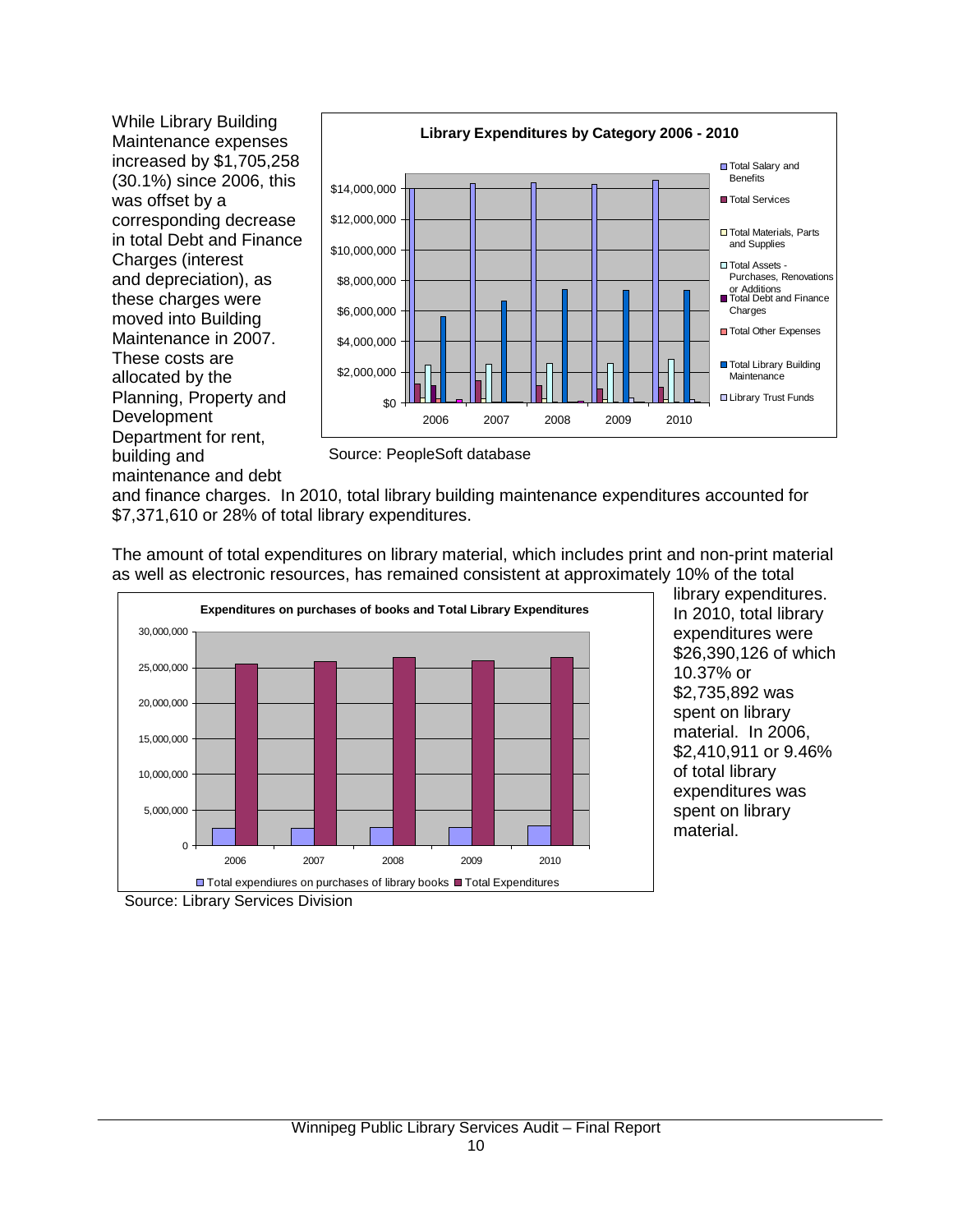While Library Building Maintenance expenses increased by $1,705,258 (30.1%) since 2006, this was offset by a corresponding decrease in total Debt and Finance Charges (interest and depreciation), as these charges were moved into Building Maintenance in 2007. These costs are allocated by the Planning, Property and Development Department for rent, building and maintenance and debt and finance charges. In 2010, total library building maintenance expenditures accounted for $7,371,610 or 28% of total library expenditures.

**Library Expenditures by Category 2006 - 2010**

Source: PeopleSoft database

The amount of total expenditures on library material, which includes print and non-print material as well as electronic resources, has remained consistent at approximately 10% of the total library expenditures. In 2010, total library expenditures were $26,390,126 of which 10.37% or $2,735,892 was spent on library material. In 2006, $2,410,911 or 9.46% of total library expenditures was spent on library material.

**Expenditures on purchases of books and Total Library Expenditures**

Source: Library Services Division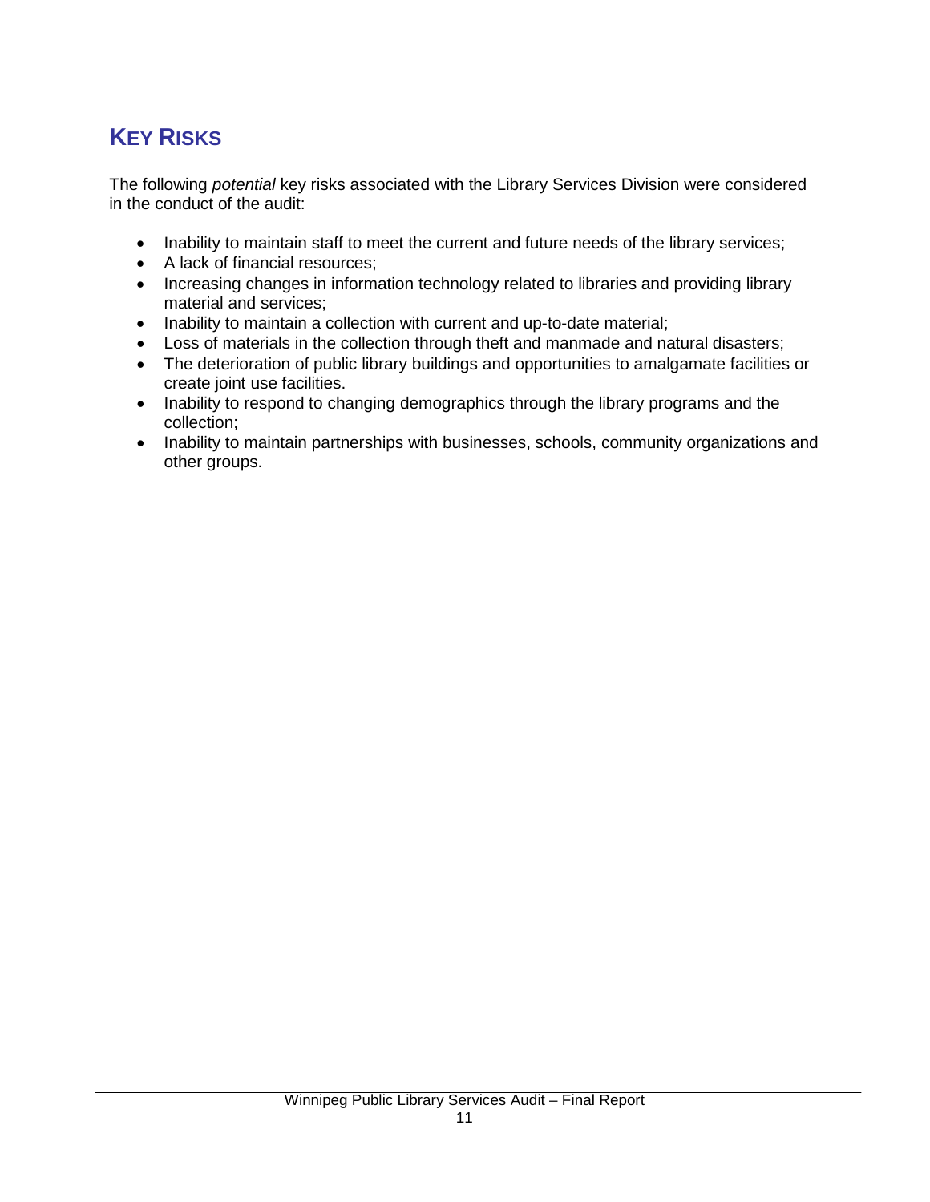## KEY RISKS

The following *potential* key risks associated with the Library Services Division were considered in the conduct of the audit:

- Inability to maintain staff to meet the current and future needs of the library services;
- A lack of financial resources;
- Increasing changes in information technology related to libraries and providing library material and services;
- Inability to maintain a collection with current and up-to-date material;
- Loss of materials in the collection through theft and manmade and natural disasters;
- The deterioration of public library buildings and opportunities to amalgamate facilities or create joint use facilities.
- Inability to respond to changing demographics through the library programs and the collection;
- Inability to maintain partnerships with businesses, schools, community organizations and other groups.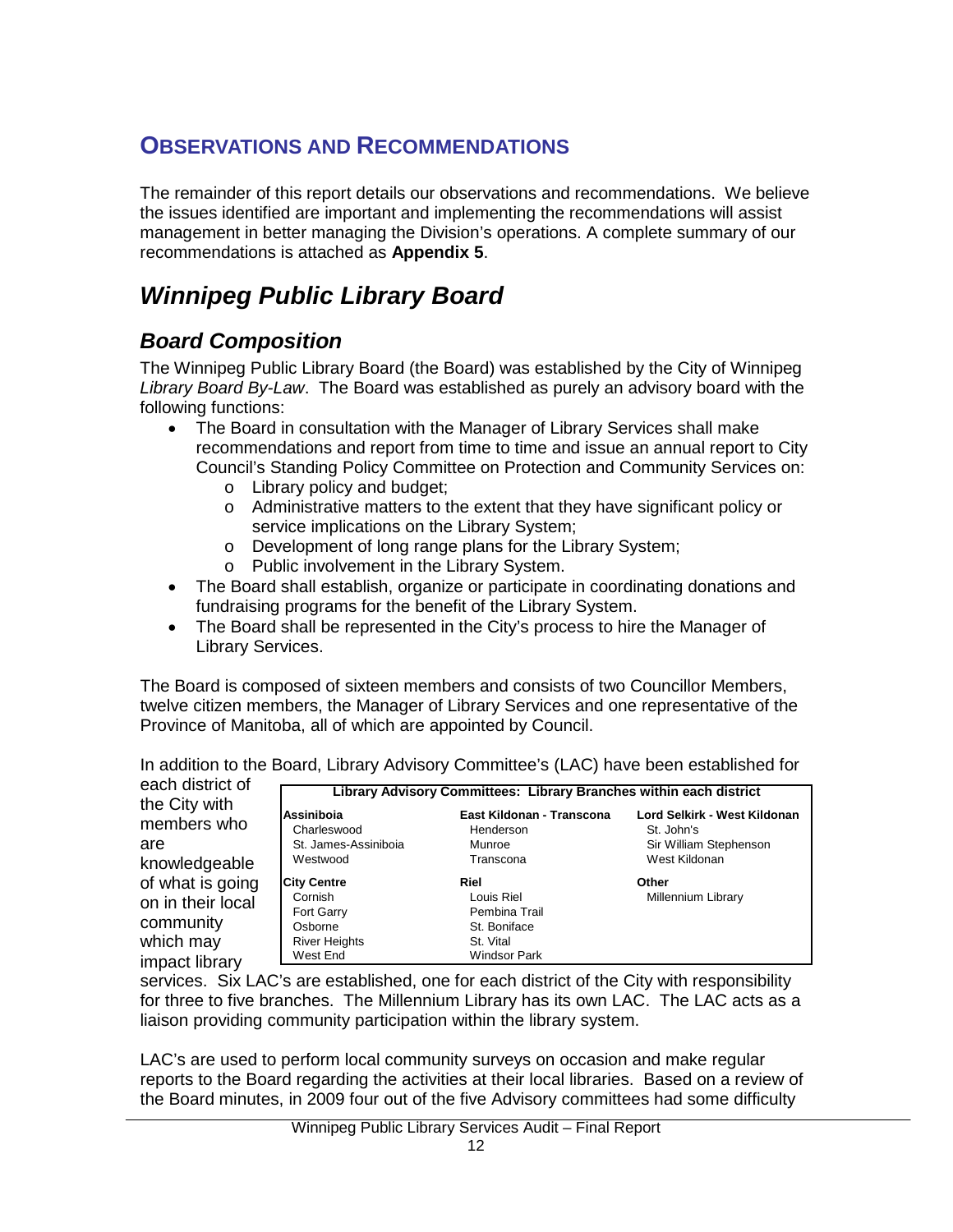## OBSERVATIONS AND RECOMMENDATIONS

The remainder of this report details our observations and recommendations. We believe the issues identified are important and implementing the recommendations will assist management in better managing the Division's operations. A complete summary of our recommendations is attached as **Appendix 5**.

# *Winnipeg Public Library Board*

## *Board Composition*

The Winnipeg Public Library Board (the Board) was established by the City of Winnipeg *Library Board By-Law*. The Board was established as purely an advisory board with the following functions:

- The Board in consultation with the Manager of Library Services shall make recommendations and report from time to time and issue an annual report to City Council's Standing Policy Committee on Protection and Community Services on:
  - Library policy and budget;
  - Administrative matters to the extent that they have significant policy or service implications on the Library System;
  - Development of long range plans for the Library System;
  - Public involvement in the Library System.
- The Board shall establish, organize or participate in coordinating donations and fundraising programs for the benefit of the Library System.
- The Board shall be represented in the City's process to hire the Manager of Library Services.

The Board is composed of sixteen members and consists of two Councillor Members, twelve citizen members, the Manager of Library Services and one representative of the Province of Manitoba, all of which are appointed by Council.

In addition to the Board, Library Advisory Committee's (LAC) have been established for each district of the City with members who are knowledgeable of what is going on in their local community which may impact library services. Six LAC's are established, one for each district of the City with responsibility for three to five branches. The Millennium Library has its own LAC. The LAC acts as a liaison providing community participation within the library system.

| Library Advisory Committees: Library Branches within each district | | |
|---|---|---|
| **Assiniboia** | **East Kildonan - Transcona** | **Lord Selkirk - West Kildonan** |
| Charleswood | Henderson | St. John's |
| St. James-Assiniboia | Munroe | Sir William Stephenson |
| Westwood | Transcona | West Kildonan |
| **City Centre** | **Riel** | **Other** |
| Cornish | Louis Riel | Millennium Library |
| Fort Garry | Pembina Trail | |
| Osborne | St. Boniface | |
| River Heights | St. Vital | |
| West End | Windsor Park | |

LAC's are used to perform local community surveys on occasion and make regular reports to the Board regarding the activities at their local libraries. Based on a review of the Board minutes, in 2009 four out of the five Advisory committees had some difficulty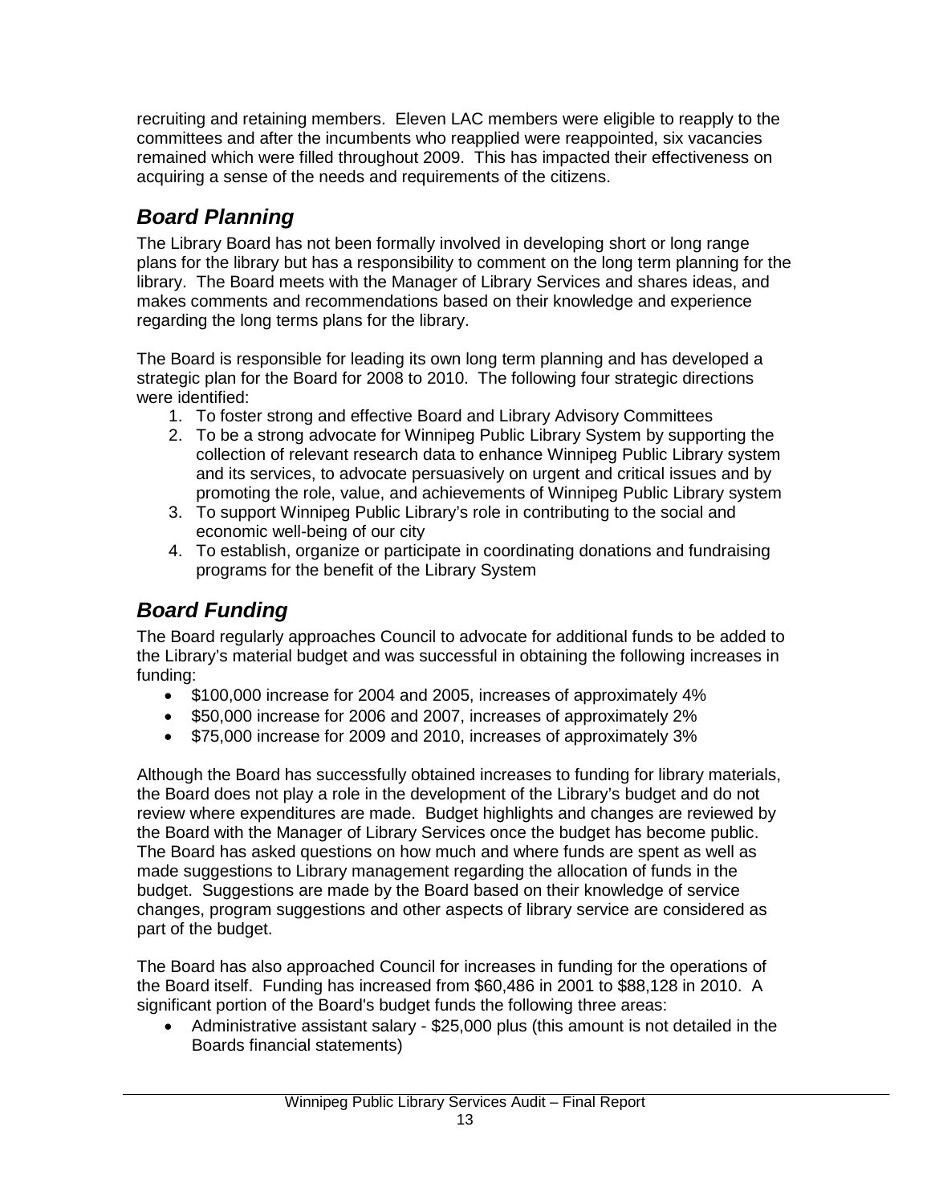recruiting and retaining members. Eleven LAC members were eligible to reapply to the committees and after the incumbents who reapplied were reappointed, six vacancies remained which were filled throughout 2009. This has impacted their effectiveness on acquiring a sense of the needs and requirements of the citizens.

## *Board Planning*

The Library Board has not been formally involved in developing short or long range plans for the library but has a responsibility to comment on the long term planning for the library. The Board meets with the Manager of Library Services and shares ideas, and makes comments and recommendations based on their knowledge and experience regarding the long terms plans for the library.

The Board is responsible for leading its own long term planning and has developed a strategic plan for the Board for 2008 to 2010. The following four strategic directions were identified:

1. To foster strong and effective Board and Library Advisory Committees
2. To be a strong advocate for Winnipeg Public Library System by supporting the collection of relevant research data to enhance Winnipeg Public Library system and its services, to advocate persuasively on urgent and critical issues and by promoting the role, value, and achievements of Winnipeg Public Library system
3. To support Winnipeg Public Library's role in contributing to the social and economic well-being of our city
4. To establish, organize or participate in coordinating donations and fundraising programs for the benefit of the Library System

## *Board Funding*

The Board regularly approaches Council to advocate for additional funds to be added to the Library's material budget and was successful in obtaining the following increases in funding:

- $100,000 increase for 2004 and 2005, increases of approximately 4%
- $50,000 increase for 2006 and 2007, increases of approximately 2%
- $75,000 increase for 2009 and 2010, increases of approximately 3%

Although the Board has successfully obtained increases to funding for library materials, the Board does not play a role in the development of the Library's budget and do not review where expenditures are made. Budget highlights and changes are reviewed by the Board with the Manager of Library Services once the budget has become public. The Board has asked questions on how much and where funds are spent as well as made suggestions to Library management regarding the allocation of funds in the budget. Suggestions are made by the Board based on their knowledge of service changes, program suggestions and other aspects of library service are considered as part of the budget.

The Board has also approached Council for increases in funding for the operations of the Board itself. Funding has increased from $60,486 in 2001 to $88,128 in 2010. A significant portion of the Board's budget funds the following three areas:

- Administrative assistant salary - $25,000 plus (this amount is not detailed in the Boards financial statements)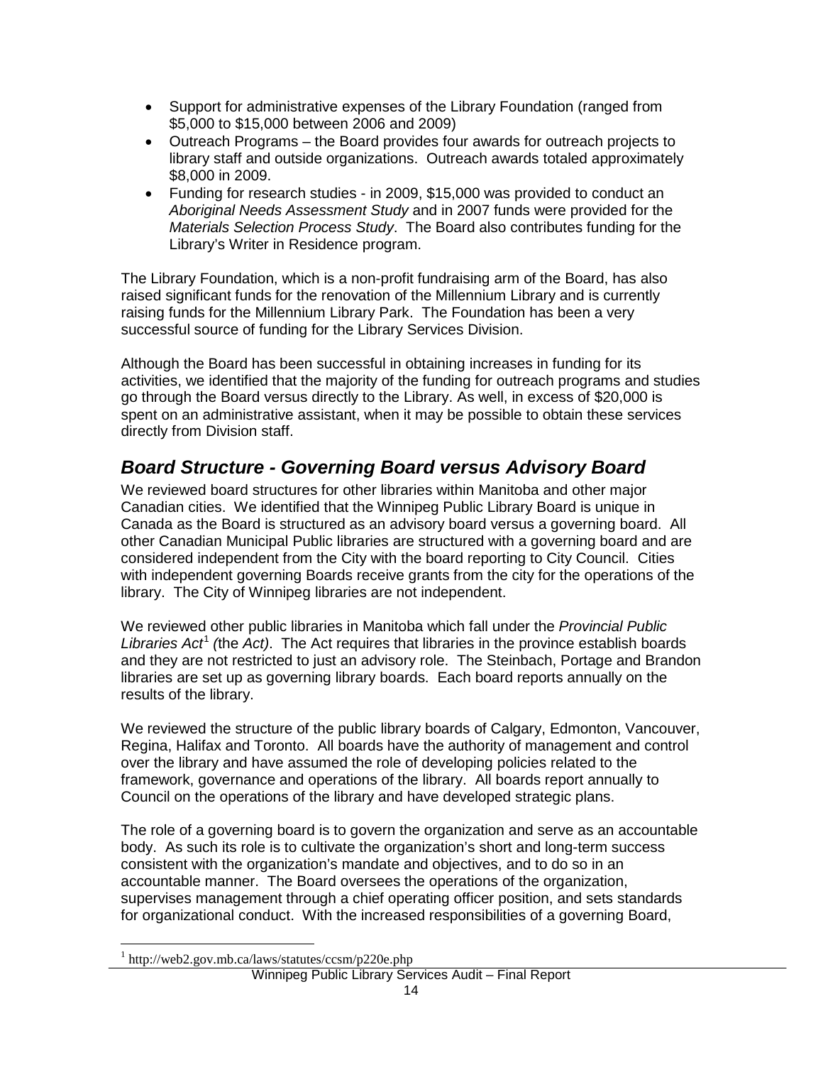- Support for administrative expenses of the Library Foundation (ranged from $5,000 to $15,000 between 2006 and 2009)
- Outreach Programs – the Board provides four awards for outreach projects to library staff and outside organizations. Outreach awards totaled approximately $8,000 in 2009.
- Funding for research studies - in 2009, $15,000 was provided to conduct an *Aboriginal Needs Assessment Study* and in 2007 funds were provided for the *Materials Selection Process Study*. The Board also contributes funding for the Library's Writer in Residence program.

The Library Foundation, which is a non-profit fundraising arm of the Board, has also raised significant funds for the renovation of the Millennium Library and is currently raising funds for the Millennium Library Park. The Foundation has been a very successful source of funding for the Library Services Division.

Although the Board has been successful in obtaining increases in funding for its activities, we identified that the majority of the funding for outreach programs and studies go through the Board versus directly to the Library. As well, in excess of $20,000 is spent on an administrative assistant, when it may be possible to obtain these services directly from Division staff.

## *Board Structure - Governing Board versus Advisory Board*

We reviewed board structures for other libraries within Manitoba and other major Canadian cities. We identified that the Winnipeg Public Library Board is unique in Canada as the Board is structured as an advisory board versus a governing board. All other Canadian Municipal Public libraries are structured with a governing board and are considered independent from the City with the board reporting to City Council. Cities with independent governing Boards receive grants from the city for the operations of the library. The City of Winnipeg libraries are not independent.

We reviewed other public libraries in Manitoba which fall under the *Provincial Public Libraries Act*[1] *(*the *Act)*. The Act requires that libraries in the province establish boards and they are not restricted to just an advisory role. The Steinbach, Portage and Brandon libraries are set up as governing library boards. Each board reports annually on the results of the library.

We reviewed the structure of the public library boards of Calgary, Edmonton, Vancouver, Regina, Halifax and Toronto. All boards have the authority of management and control over the library and have assumed the role of developing policies related to the framework, governance and operations of the library. All boards report annually to Council on the operations of the library and have developed strategic plans.

The role of a governing board is to govern the organization and serve as an accountable body. As such its role is to cultivate the organization's short and long-term success consistent with the organization's mandate and objectives, and to do so in an accountable manner. The Board oversees the operations of the organization, supervises management through a chief operating officer position, and sets standards for organizational conduct. With the increased responsibilities of a governing Board,

[1] http://web2.gov.mb.ca/laws/statutes/ccsm/p220e.php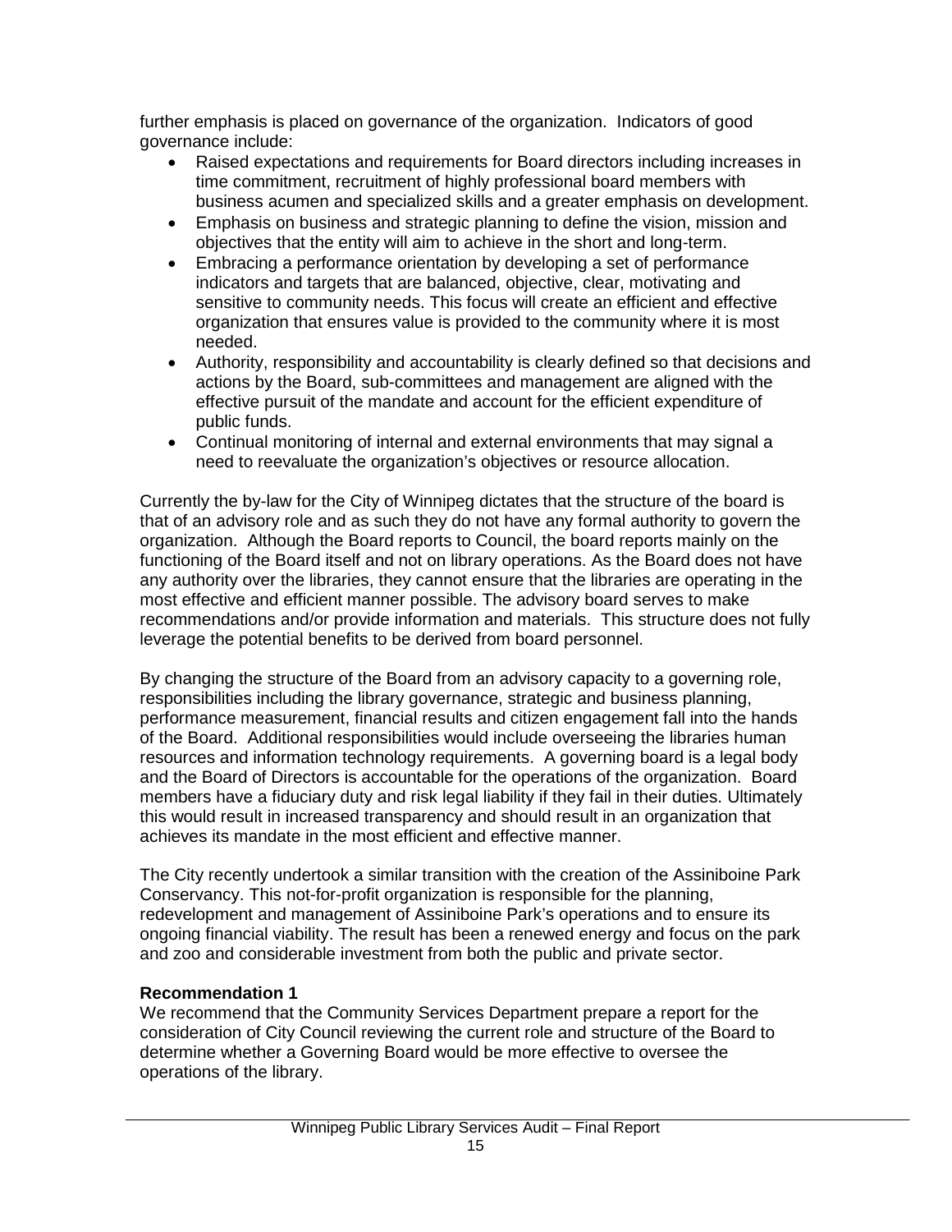further emphasis is placed on governance of the organization. Indicators of good governance include:

- Raised expectations and requirements for Board directors including increases in time commitment, recruitment of highly professional board members with business acumen and specialized skills and a greater emphasis on development.
- Emphasis on business and strategic planning to define the vision, mission and objectives that the entity will aim to achieve in the short and long-term.
- Embracing a performance orientation by developing a set of performance indicators and targets that are balanced, objective, clear, motivating and sensitive to community needs. This focus will create an efficient and effective organization that ensures value is provided to the community where it is most needed.
- Authority, responsibility and accountability is clearly defined so that decisions and actions by the Board, sub-committees and management are aligned with the effective pursuit of the mandate and account for the efficient expenditure of public funds.
- Continual monitoring of internal and external environments that may signal a need to reevaluate the organization's objectives or resource allocation.

Currently the by-law for the City of Winnipeg dictates that the structure of the board is that of an advisory role and as such they do not have any formal authority to govern the organization. Although the Board reports to Council, the board reports mainly on the functioning of the Board itself and not on library operations. As the Board does not have any authority over the libraries, they cannot ensure that the libraries are operating in the most effective and efficient manner possible. The advisory board serves to make recommendations and/or provide information and materials. This structure does not fully leverage the potential benefits to be derived from board personnel.

By changing the structure of the Board from an advisory capacity to a governing role, responsibilities including the library governance, strategic and business planning, performance measurement, financial results and citizen engagement fall into the hands of the Board. Additional responsibilities would include overseeing the libraries human resources and information technology requirements. A governing board is a legal body and the Board of Directors is accountable for the operations of the organization. Board members have a fiduciary duty and risk legal liability if they fail in their duties. Ultimately this would result in increased transparency and should result in an organization that achieves its mandate in the most efficient and effective manner.

The City recently undertook a similar transition with the creation of the Assiniboine Park Conservancy. This not-for-profit organization is responsible for the planning, redevelopment and management of Assiniboine Park's operations and to ensure its ongoing financial viability. The result has been a renewed energy and focus on the park and zoo and considerable investment from both the public and private sector.

**Recommendation 1**

We recommend that the Community Services Department prepare a report for the consideration of City Council reviewing the current role and structure of the Board to determine whether a Governing Board would be more effective to oversee the operations of the library.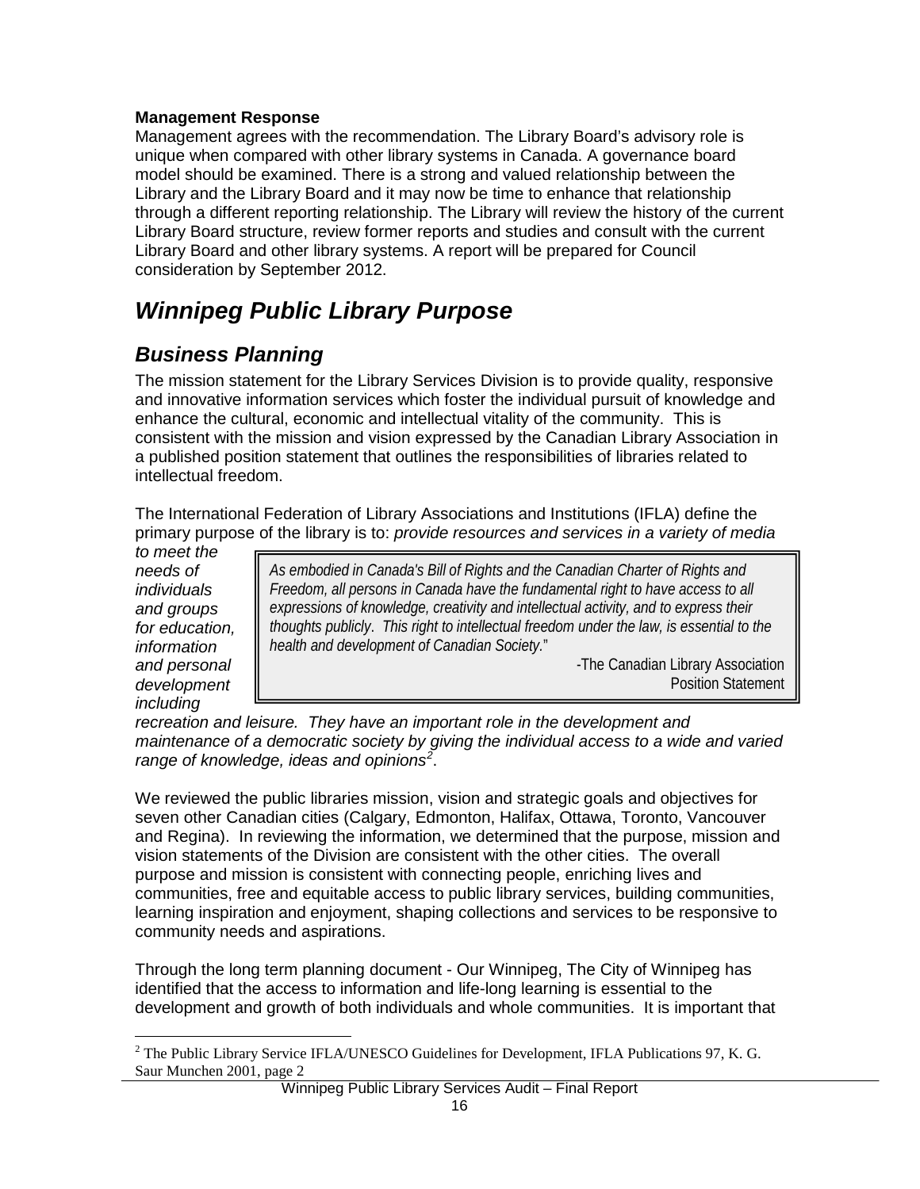**Management Response**

Management agrees with the recommendation. The Library Board's advisory role is unique when compared with other library systems in Canada. A governance board model should be examined. There is a strong and valued relationship between the Library and the Library Board and it may now be time to enhance that relationship through a different reporting relationship. The Library will review the history of the current Library Board structure, review former reports and studies and consult with the current Library Board and other library systems. A report will be prepared for Council consideration by September 2012.

# *Winnipeg Public Library Purpose*

## *Business Planning*

The mission statement for the Library Services Division is to provide quality, responsive and innovative information services which foster the individual pursuit of knowledge and enhance the cultural, economic and intellectual vitality of the community. This is consistent with the mission and vision expressed by the Canadian Library Association in a published position statement that outlines the responsibilities of libraries related to intellectual freedom.

The International Federation of Library Associations and Institutions (IFLA) define the primary purpose of the library is to: *provide resources and services in a variety of media to meet the needs of individuals and groups for education, information and personal development including recreation and leisure. They have an important role in the development and maintenance of a democratic society by giving the individual access to a wide and varied range of knowledge, ideas and opinions*[2].

> *As embodied in Canada's Bill of Rights and the Canadian Charter of Rights and Freedom, all persons in Canada have the fundamental right to have access to all expressions of knowledge, creativity and intellectual activity, and to express their thoughts publicly. This right to intellectual freedom under the law, is essential to the health and development of Canadian Society.*"
>
> -The Canadian Library Association Position Statement

We reviewed the public libraries mission, vision and strategic goals and objectives for seven other Canadian cities (Calgary, Edmonton, Halifax, Ottawa, Toronto, Vancouver and Regina). In reviewing the information, we determined that the purpose, mission and vision statements of the Division are consistent with the other cities. The overall purpose and mission is consistent with connecting people, enriching lives and communities, free and equitable access to public library services, building communities, learning inspiration and enjoyment, shaping collections and services to be responsive to community needs and aspirations.

Through the long term planning document - Our Winnipeg, The City of Winnipeg has identified that the access to information and life-long learning is essential to the development and growth of both individuals and whole communities. It is important that

[2] The Public Library Service IFLA/UNESCO Guidelines for Development, IFLA Publications 97, K. G. Saur Munchen 2001, page 2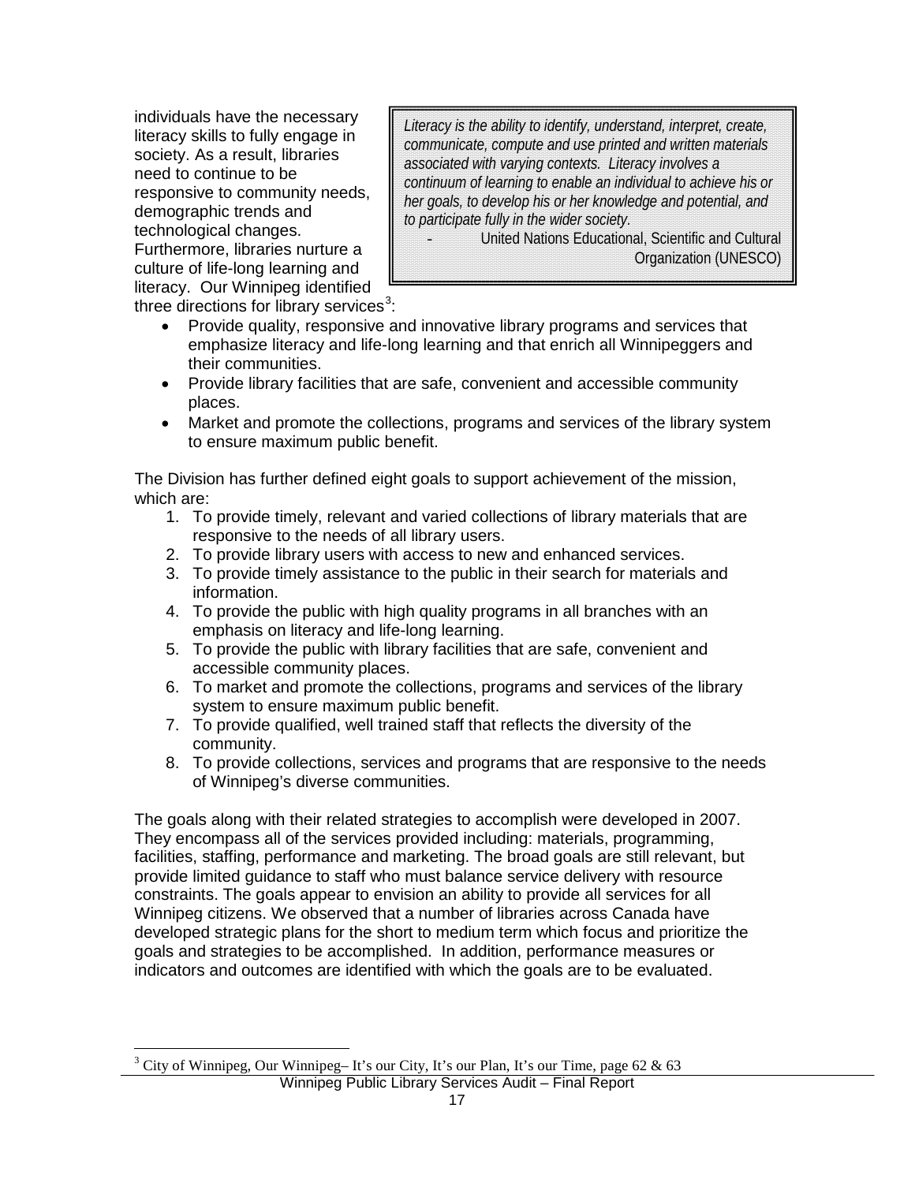individuals have the necessary literacy skills to fully engage in society. As a result, libraries need to continue to be responsive to community needs, demographic trends and technological changes. Furthermore, libraries nurture a culture of life-long learning and literacy. Our Winnipeg identified three directions for library services[3]:

> *Literacy is the ability to identify, understand, interpret, create, communicate, compute and use printed and written materials associated with varying contexts. Literacy involves a continuum of learning to enable an individual to achieve his or her goals, to develop his or her knowledge and potential, and to participate fully in the wider society.*
>
> \- United Nations Educational, Scientific and Cultural Organization (UNESCO)

- Provide quality, responsive and innovative library programs and services that emphasize literacy and life-long learning and that enrich all Winnipeggers and their communities.
- Provide library facilities that are safe, convenient and accessible community places.
- Market and promote the collections, programs and services of the library system to ensure maximum public benefit.

The Division has further defined eight goals to support achievement of the mission, which are:

1. To provide timely, relevant and varied collections of library materials that are responsive to the needs of all library users.
2. To provide library users with access to new and enhanced services.
3. To provide timely assistance to the public in their search for materials and information.
4. To provide the public with high quality programs in all branches with an emphasis on literacy and life-long learning.
5. To provide the public with library facilities that are safe, convenient and accessible community places.
6. To market and promote the collections, programs and services of the library system to ensure maximum public benefit.
7. To provide qualified, well trained staff that reflects the diversity of the community.
8. To provide collections, services and programs that are responsive to the needs of Winnipeg's diverse communities.

The goals along with their related strategies to accomplish were developed in 2007. They encompass all of the services provided including: materials, programming, facilities, staffing, performance and marketing. The broad goals are still relevant, but provide limited guidance to staff who must balance service delivery with resource constraints. The goals appear to envision an ability to provide all services for all Winnipeg citizens. We observed that a number of libraries across Canada have developed strategic plans for the short to medium term which focus and prioritize the goals and strategies to be accomplished. In addition, performance measures or indicators and outcomes are identified with which the goals are to be evaluated.

[3] City of Winnipeg, Our Winnipeg– It's our City, It's our Plan, It's our Time, page 62 & 63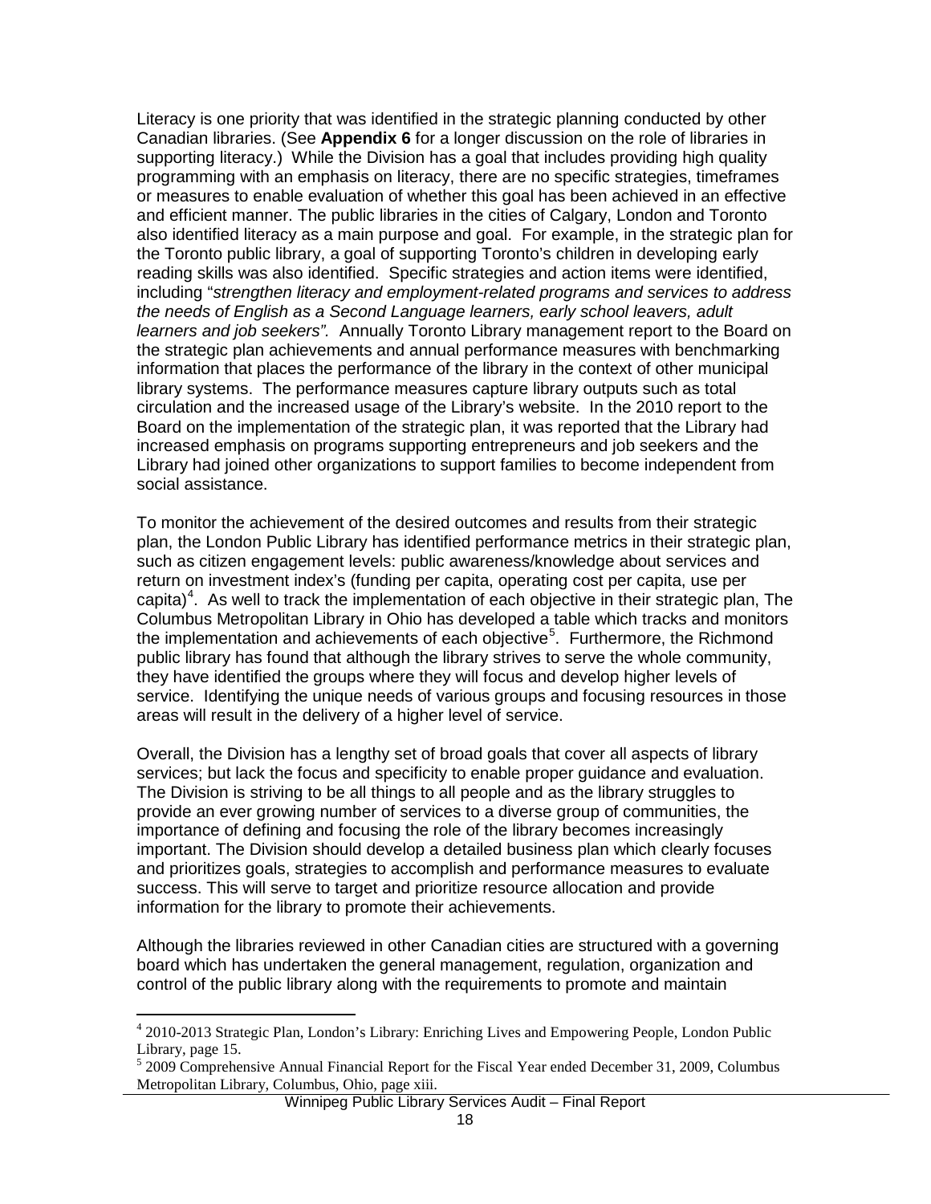Literacy is one priority that was identified in the strategic planning conducted by other Canadian libraries. (See **Appendix 6** for a longer discussion on the role of libraries in supporting literacy.) While the Division has a goal that includes providing high quality programming with an emphasis on literacy, there are no specific strategies, timeframes or measures to enable evaluation of whether this goal has been achieved in an effective and efficient manner. The public libraries in the cities of Calgary, London and Toronto also identified literacy as a main purpose and goal. For example, in the strategic plan for the Toronto public library, a goal of supporting Toronto's children in developing early reading skills was also identified. Specific strategies and action items were identified, including "*strengthen literacy and employment-related programs and services to address the needs of English as a Second Language learners, early school leavers, adult learners and job seekers".* Annually Toronto Library management report to the Board on the strategic plan achievements and annual performance measures with benchmarking information that places the performance of the library in the context of other municipal library systems. The performance measures capture library outputs such as total circulation and the increased usage of the Library's website. In the 2010 report to the Board on the implementation of the strategic plan, it was reported that the Library had increased emphasis on programs supporting entrepreneurs and job seekers and the Library had joined other organizations to support families to become independent from social assistance.

To monitor the achievement of the desired outcomes and results from their strategic plan, the London Public Library has identified performance metrics in their strategic plan, such as citizen engagement levels: public awareness/knowledge about services and return on investment index's (funding per capita, operating cost per capita, use per capita)[4]. As well to track the implementation of each objective in their strategic plan, The Columbus Metropolitan Library in Ohio has developed a table which tracks and monitors the implementation and achievements of each objective[5]. Furthermore, the Richmond public library has found that although the library strives to serve the whole community, they have identified the groups where they will focus and develop higher levels of service. Identifying the unique needs of various groups and focusing resources in those areas will result in the delivery of a higher level of service.

Overall, the Division has a lengthy set of broad goals that cover all aspects of library services; but lack the focus and specificity to enable proper guidance and evaluation. The Division is striving to be all things to all people and as the library struggles to provide an ever growing number of services to a diverse group of communities, the importance of defining and focusing the role of the library becomes increasingly important. The Division should develop a detailed business plan which clearly focuses and prioritizes goals, strategies to accomplish and performance measures to evaluate success. This will serve to target and prioritize resource allocation and provide information for the library to promote their achievements.

Although the libraries reviewed in other Canadian cities are structured with a governing board which has undertaken the general management, regulation, organization and control of the public library along with the requirements to promote and maintain

[4] 2010-2013 Strategic Plan, London's Library: Enriching Lives and Empowering People, London Public Library, page 15.

[5] 2009 Comprehensive Annual Financial Report for the Fiscal Year ended December 31, 2009, Columbus Metropolitan Library, Columbus, Ohio, page xiii.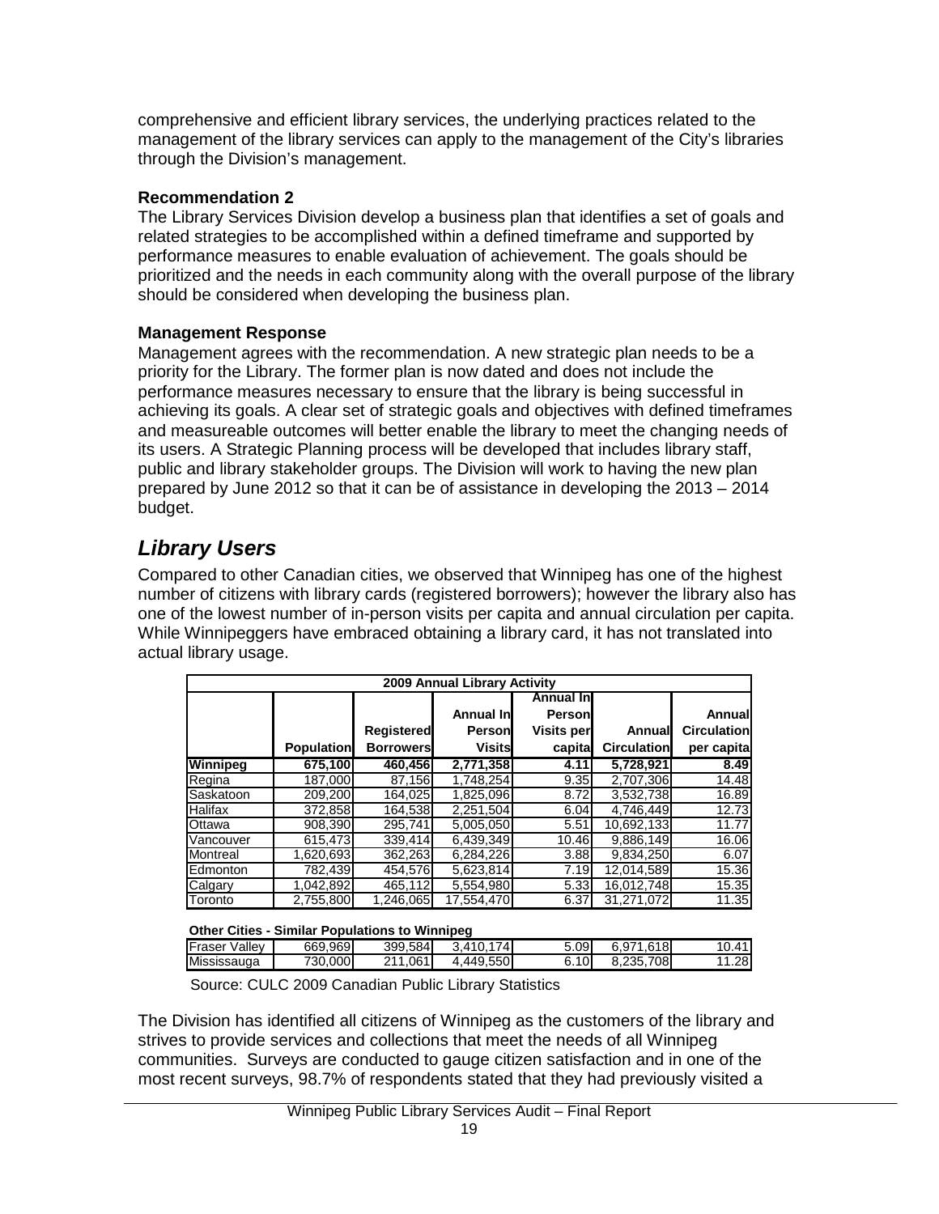comprehensive and efficient library services, the underlying practices related to the management of the library services can apply to the management of the City's libraries through the Division's management.

**Recommendation 2**

The Library Services Division develop a business plan that identifies a set of goals and related strategies to be accomplished within a defined timeframe and supported by performance measures to enable evaluation of achievement. The goals should be prioritized and the needs in each community along with the overall purpose of the library should be considered when developing the business plan.

**Management Response**

Management agrees with the recommendation. A new strategic plan needs to be a priority for the Library. The former plan is now dated and does not include the performance measures necessary to ensure that the library is being successful in achieving its goals. A clear set of strategic goals and objectives with defined timeframes and measureable outcomes will better enable the library to meet the changing needs of its users. A Strategic Planning process will be developed that includes library staff, public and library stakeholder groups. The Division will work to having the new plan prepared by June 2012 so that it can be of assistance in developing the 2013 – 2014 budget.

## *Library Users*

Compared to other Canadian cities, we observed that Winnipeg has one of the highest number of citizens with library cards (registered borrowers); however the library also has one of the lowest number of in-person visits per capita and annual circulation per capita. While Winnipeggers have embraced obtaining a library card, it has not translated into actual library usage.

| 2009 Annual Library Activity | | | | | | |
|---|---|---|---|---|---|---|
| | Population | Registered Borrowers | Annual In Person Visits | Annual In Person Visits per capita | Annual Circulation | Annual Circulation per capita |
| **Winnipeg** | **675,100** | **460,456** | **2,771,358** | **4.11** | **5,728,921** | **8.49** |
| Regina | 187,000 | 87,156 | 1,748,254 | 9.35 | 2,707,306 | 14.48 |
| Saskatoon | 209,200 | 164,025 | 1,825,096 | 8.72 | 3,532,738 | 16.89 |
| Halifax | 372,858 | 164,538 | 2,251,504 | 6.04 | 4,746,449 | 12.73 |
| Ottawa | 908,390 | 295,741 | 5,005,050 | 5.51 | 10,692,133 | 11.77 |
| Vancouver | 615,473 | 339,414 | 6,439,349 | 10.46 | 9,886,149 | 16.06 |
| Montreal | 1,620,693 | 362,263 | 6,284,226 | 3.88 | 9,834,250 | 6.07 |
| Edmonton | 782,439 | 454,576 | 5,623,814 | 7.19 | 12,014,589 | 15.36 |
| Calgary | 1,042,892 | 465,112 | 5,554,980 | 5.33 | 16,012,748 | 15.35 |
| Toronto | 2,755,800 | 1,246,065 | 17,554,470 | 6.37 | 31,271,072 | 11.35 |
| **Other Cities - Similar Populations to Winnipeg** | | | | | | |
| Fraser Valley | 669,969 | 399,584 | 3,410,174 | 5.09 | 6,971,618 | 10.41 |
| Mississauga | 730,000 | 211,061 | 4,449,550 | 6.10 | 8,235,708 | 11.28 |

Source: CULC 2009 Canadian Public Library Statistics

The Division has identified all citizens of Winnipeg as the customers of the library and strives to provide services and collections that meet the needs of all Winnipeg communities. Surveys are conducted to gauge citizen satisfaction and in one of the most recent surveys, 98.7% of respondents stated that they had previously visited a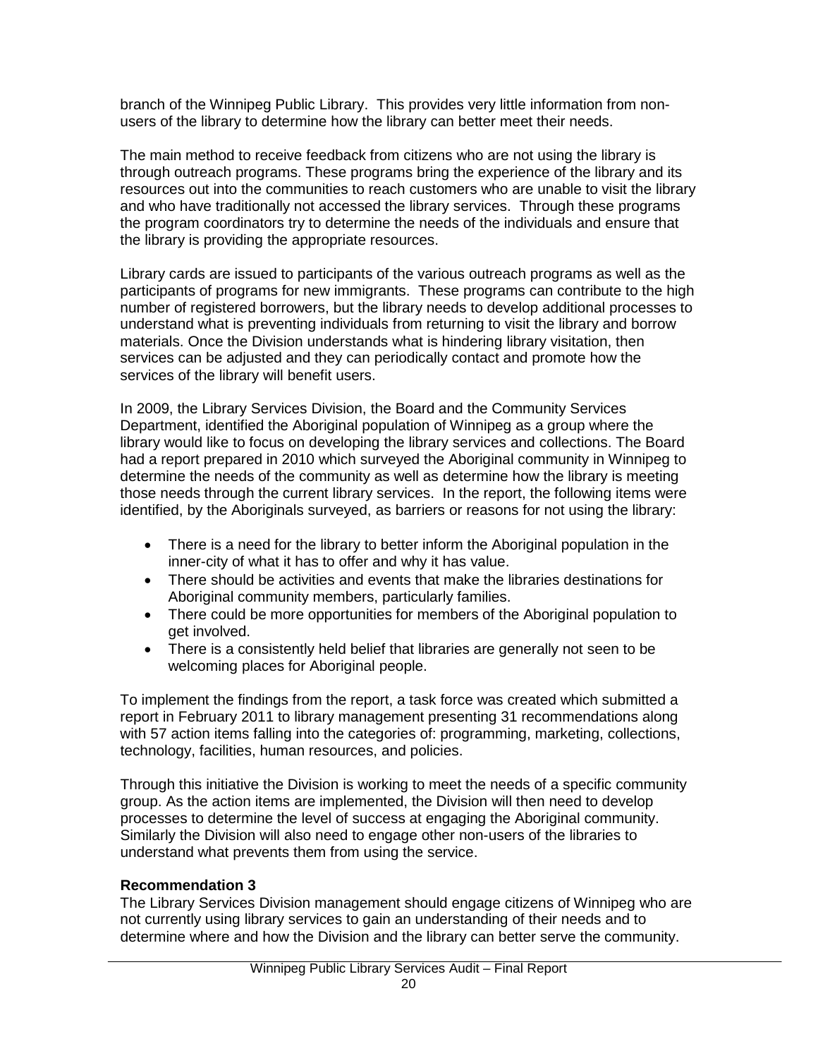branch of the Winnipeg Public Library. This provides very little information from non-users of the library to determine how the library can better meet their needs.

The main method to receive feedback from citizens who are not using the library is through outreach programs. These programs bring the experience of the library and its resources out into the communities to reach customers who are unable to visit the library and who have traditionally not accessed the library services. Through these programs the program coordinators try to determine the needs of the individuals and ensure that the library is providing the appropriate resources.

Library cards are issued to participants of the various outreach programs as well as the participants of programs for new immigrants. These programs can contribute to the high number of registered borrowers, but the library needs to develop additional processes to understand what is preventing individuals from returning to visit the library and borrow materials. Once the Division understands what is hindering library visitation, then services can be adjusted and they can periodically contact and promote how the services of the library will benefit users.

In 2009, the Library Services Division, the Board and the Community Services Department, identified the Aboriginal population of Winnipeg as a group where the library would like to focus on developing the library services and collections. The Board had a report prepared in 2010 which surveyed the Aboriginal community in Winnipeg to determine the needs of the community as well as determine how the library is meeting those needs through the current library services. In the report, the following items were identified, by the Aboriginals surveyed, as barriers or reasons for not using the library:

- There is a need for the library to better inform the Aboriginal population in the inner-city of what it has to offer and why it has value.
- There should be activities and events that make the libraries destinations for Aboriginal community members, particularly families.
- There could be more opportunities for members of the Aboriginal population to get involved.
- There is a consistently held belief that libraries are generally not seen to be welcoming places for Aboriginal people.

To implement the findings from the report, a task force was created which submitted a report in February 2011 to library management presenting 31 recommendations along with 57 action items falling into the categories of: programming, marketing, collections, technology, facilities, human resources, and policies.

Through this initiative the Division is working to meet the needs of a specific community group. As the action items are implemented, the Division will then need to develop processes to determine the level of success at engaging the Aboriginal community. Similarly the Division will also need to engage other non-users of the libraries to understand what prevents them from using the service.

**Recommendation 3**

The Library Services Division management should engage citizens of Winnipeg who are not currently using library services to gain an understanding of their needs and to determine where and how the Division and the library can better serve the community.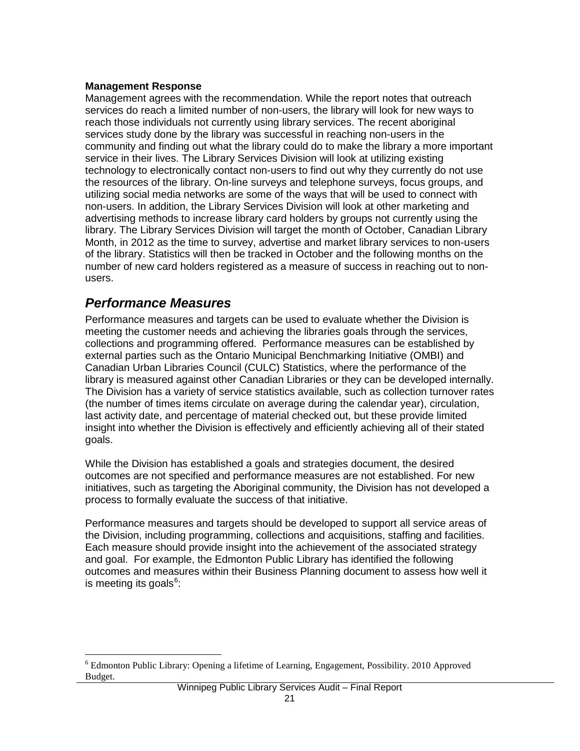**Management Response**

Management agrees with the recommendation. While the report notes that outreach services do reach a limited number of non-users, the library will look for new ways to reach those individuals not currently using library services. The recent aboriginal services study done by the library was successful in reaching non-users in the community and finding out what the library could do to make the library a more important service in their lives. The Library Services Division will look at utilizing existing technology to electronically contact non-users to find out why they currently do not use the resources of the library. On-line surveys and telephone surveys, focus groups, and utilizing social media networks are some of the ways that will be used to connect with non-users. In addition, the Library Services Division will look at other marketing and advertising methods to increase library card holders by groups not currently using the library. The Library Services Division will target the month of October, Canadian Library Month, in 2012 as the time to survey, advertise and market library services to non-users of the library. Statistics will then be tracked in October and the following months on the number of new card holders registered as a measure of success in reaching out to non-users.

## *Performance Measures*

Performance measures and targets can be used to evaluate whether the Division is meeting the customer needs and achieving the libraries goals through the services, collections and programming offered. Performance measures can be established by external parties such as the Ontario Municipal Benchmarking Initiative (OMBI) and Canadian Urban Libraries Council (CULC) Statistics, where the performance of the library is measured against other Canadian Libraries or they can be developed internally. The Division has a variety of service statistics available, such as collection turnover rates (the number of times items circulate on average during the calendar year), circulation, last activity date, and percentage of material checked out, but these provide limited insight into whether the Division is effectively and efficiently achieving all of their stated goals.

While the Division has established a goals and strategies document, the desired outcomes are not specified and performance measures are not established. For new initiatives, such as targeting the Aboriginal community, the Division has not developed a process to formally evaluate the success of that initiative.

Performance measures and targets should be developed to support all service areas of the Division, including programming, collections and acquisitions, staffing and facilities. Each measure should provide insight into the achievement of the associated strategy and goal. For example, the Edmonton Public Library has identified the following outcomes and measures within their Business Planning document to assess how well it is meeting its goals[6]:

[6] Edmonton Public Library: Opening a lifetime of Learning, Engagement, Possibility. 2010 Approved Budget.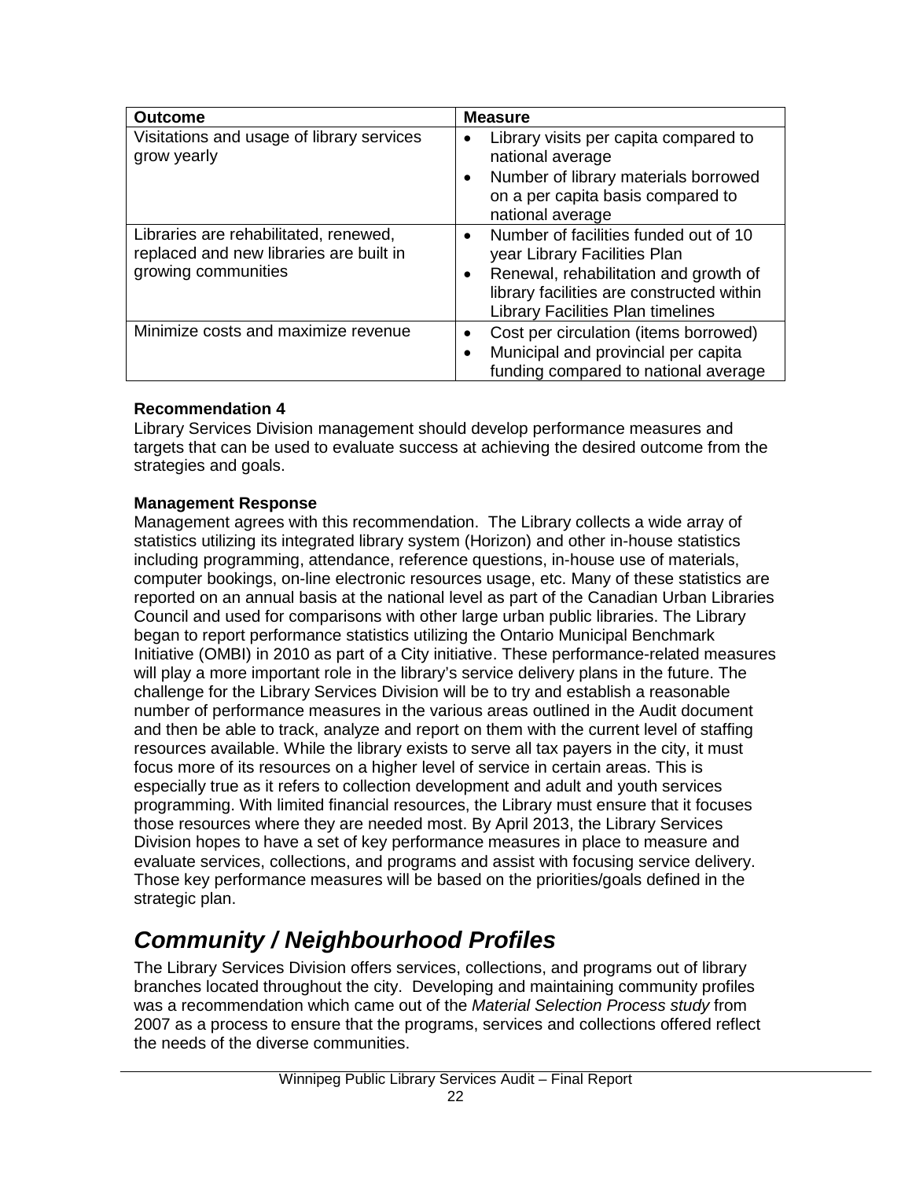| Outcome | Measure |
|---|---|
| Visitations and usage of library services grow yearly | • Library visits per capita compared to national average<br>• Number of library materials borrowed on a per capita basis compared to national average |
| Libraries are rehabilitated, renewed, replaced and new libraries are built in growing communities | • Number of facilities funded out of 10 year Library Facilities Plan<br>• Renewal, rehabilitation and growth of library facilities are constructed within Library Facilities Plan timelines |
| Minimize costs and maximize revenue | • Cost per circulation (items borrowed)<br>• Municipal and provincial per capita funding compared to national average |

**Recommendation 4**
Library Services Division management should develop performance measures and targets that can be used to evaluate success at achieving the desired outcome from the strategies and goals.

**Management Response**
Management agrees with this recommendation. The Library collects a wide array of statistics utilizing its integrated library system (Horizon) and other in-house statistics including programming, attendance, reference questions, in-house use of materials, computer bookings, on-line electronic resources usage, etc. Many of these statistics are reported on an annual basis at the national level as part of the Canadian Urban Libraries Council and used for comparisons with other large urban public libraries. The Library began to report performance statistics utilizing the Ontario Municipal Benchmark Initiative (OMBI) in 2010 as part of a City initiative. These performance-related measures will play a more important role in the library's service delivery plans in the future. The challenge for the Library Services Division will be to try and establish a reasonable number of performance measures in the various areas outlined in the Audit document and then be able to track, analyze and report on them with the current level of staffing resources available. While the library exists to serve all tax payers in the city, it must focus more of its resources on a higher level of service in certain areas. This is especially true as it refers to collection development and adult and youth services programming. With limited financial resources, the Library must ensure that it focuses those resources where they are needed most. By April 2013, the Library Services Division hopes to have a set of key performance measures in place to measure and evaluate services, collections, and programs and assist with focusing service delivery. Those key performance measures will be based on the priorities/goals defined in the strategic plan.

## *Community / Neighbourhood Profiles*

The Library Services Division offers services, collections, and programs out of library branches located throughout the city. Developing and maintaining community profiles was a recommendation which came out of the *Material Selection Process study* from 2007 as a process to ensure that the programs, services and collections offered reflect the needs of the diverse communities.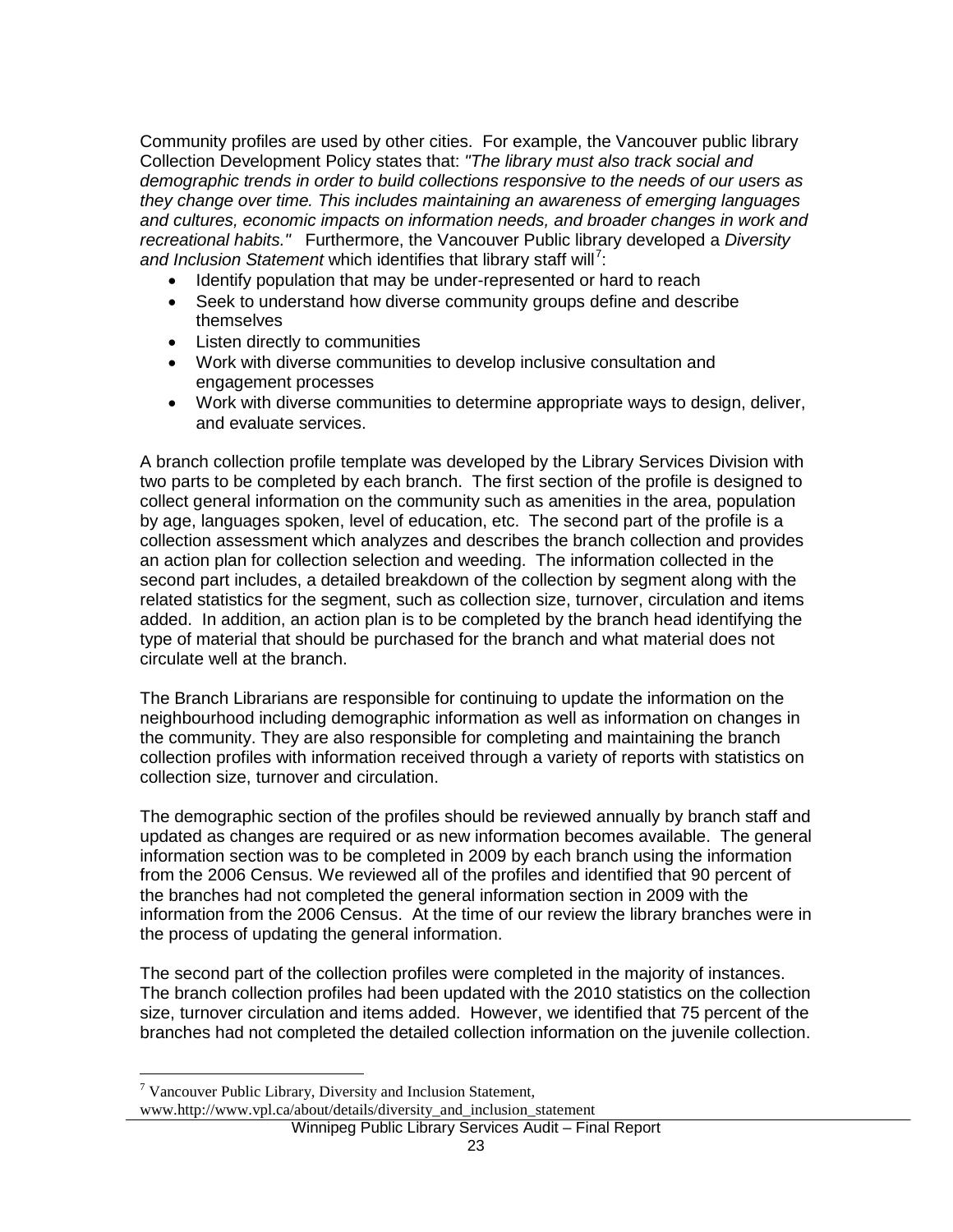Community profiles are used by other cities. For example, the Vancouver public library Collection Development Policy states that: *"The library must also track social and demographic trends in order to build collections responsive to the needs of our users as they change over time. This includes maintaining an awareness of emerging languages and cultures, economic impacts on information needs, and broader changes in work and recreational habits."* Furthermore, the Vancouver Public library developed a *Diversity and Inclusion Statement* which identifies that library staff will[7]:

- Identify population that may be under-represented or hard to reach
- Seek to understand how diverse community groups define and describe themselves
- Listen directly to communities
- Work with diverse communities to develop inclusive consultation and engagement processes
- Work with diverse communities to determine appropriate ways to design, deliver, and evaluate services.

A branch collection profile template was developed by the Library Services Division with two parts to be completed by each branch. The first section of the profile is designed to collect general information on the community such as amenities in the area, population by age, languages spoken, level of education, etc. The second part of the profile is a collection assessment which analyzes and describes the branch collection and provides an action plan for collection selection and weeding. The information collected in the second part includes, a detailed breakdown of the collection by segment along with the related statistics for the segment, such as collection size, turnover, circulation and items added. In addition, an action plan is to be completed by the branch head identifying the type of material that should be purchased for the branch and what material does not circulate well at the branch.

The Branch Librarians are responsible for continuing to update the information on the neighbourhood including demographic information as well as information on changes in the community. They are also responsible for completing and maintaining the branch collection profiles with information received through a variety of reports with statistics on collection size, turnover and circulation.

The demographic section of the profiles should be reviewed annually by branch staff and updated as changes are required or as new information becomes available. The general information section was to be completed in 2009 by each branch using the information from the 2006 Census. We reviewed all of the profiles and identified that 90 percent of the branches had not completed the general information section in 2009 with the information from the 2006 Census. At the time of our review the library branches were in the process of updating the general information.

The second part of the collection profiles were completed in the majority of instances. The branch collection profiles had been updated with the 2010 statistics on the collection size, turnover circulation and items added. However, we identified that 75 percent of the branches had not completed the detailed collection information on the juvenile collection.

[7] Vancouver Public Library, Diversity and Inclusion Statement, www.http://www.vpl.ca/about/details/diversity_and_inclusion_statement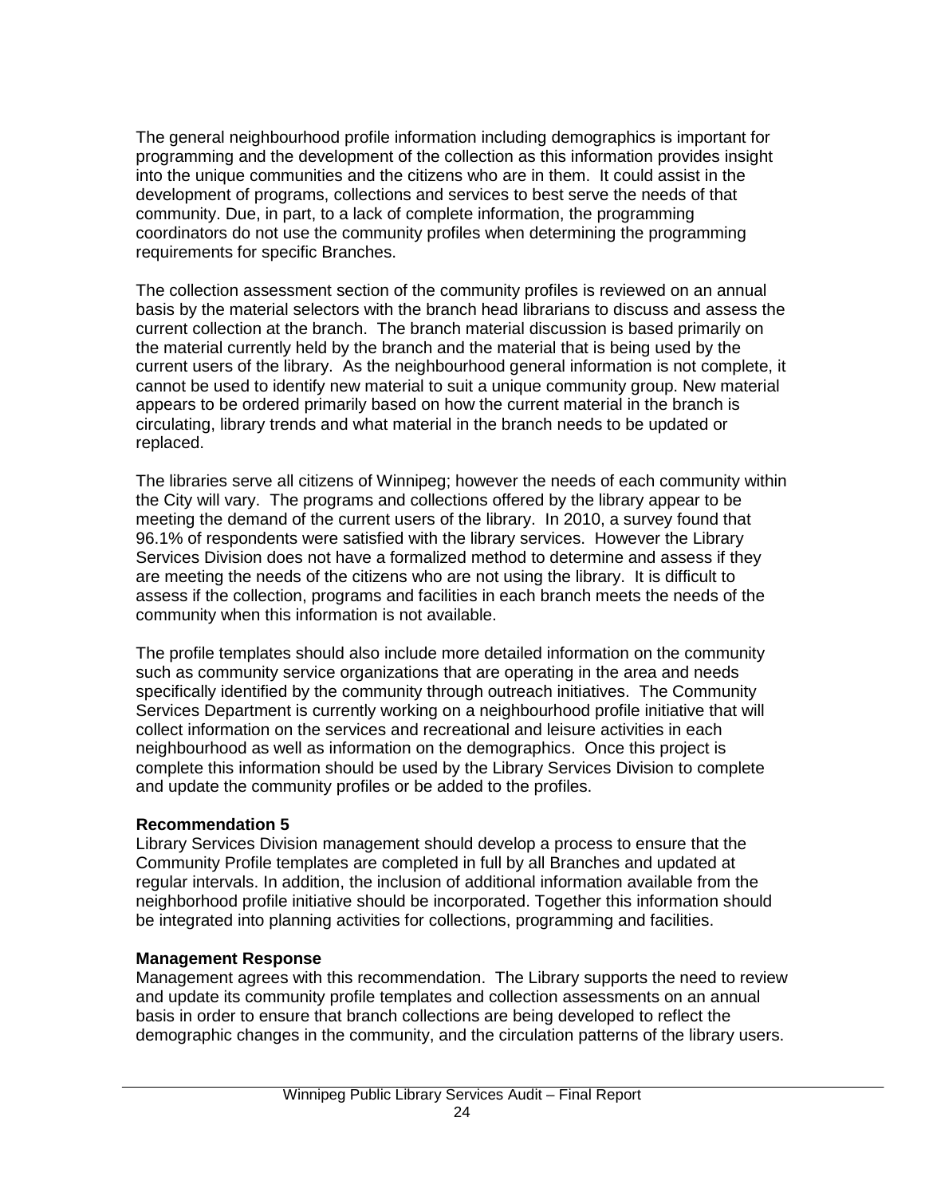The general neighbourhood profile information including demographics is important for programming and the development of the collection as this information provides insight into the unique communities and the citizens who are in them. It could assist in the development of programs, collections and services to best serve the needs of that community. Due, in part, to a lack of complete information, the programming coordinators do not use the community profiles when determining the programming requirements for specific Branches.

The collection assessment section of the community profiles is reviewed on an annual basis by the material selectors with the branch head librarians to discuss and assess the current collection at the branch. The branch material discussion is based primarily on the material currently held by the branch and the material that is being used by the current users of the library. As the neighbourhood general information is not complete, it cannot be used to identify new material to suit a unique community group. New material appears to be ordered primarily based on how the current material in the branch is circulating, library trends and what material in the branch needs to be updated or replaced.

The libraries serve all citizens of Winnipeg; however the needs of each community within the City will vary. The programs and collections offered by the library appear to be meeting the demand of the current users of the library. In 2010, a survey found that 96.1% of respondents were satisfied with the library services. However the Library Services Division does not have a formalized method to determine and assess if they are meeting the needs of the citizens who are not using the library. It is difficult to assess if the collection, programs and facilities in each branch meets the needs of the community when this information is not available.

The profile templates should also include more detailed information on the community such as community service organizations that are operating in the area and needs specifically identified by the community through outreach initiatives. The Community Services Department is currently working on a neighbourhood profile initiative that will collect information on the services and recreational and leisure activities in each neighbourhood as well as information on the demographics. Once this project is complete this information should be used by the Library Services Division to complete and update the community profiles or be added to the profiles.

**Recommendation 5**

Library Services Division management should develop a process to ensure that the Community Profile templates are completed in full by all Branches and updated at regular intervals. In addition, the inclusion of additional information available from the neighborhood profile initiative should be incorporated. Together this information should be integrated into planning activities for collections, programming and facilities.

**Management Response**

Management agrees with this recommendation. The Library supports the need to review and update its community profile templates and collection assessments on an annual basis in order to ensure that branch collections are being developed to reflect the demographic changes in the community, and the circulation patterns of the library users.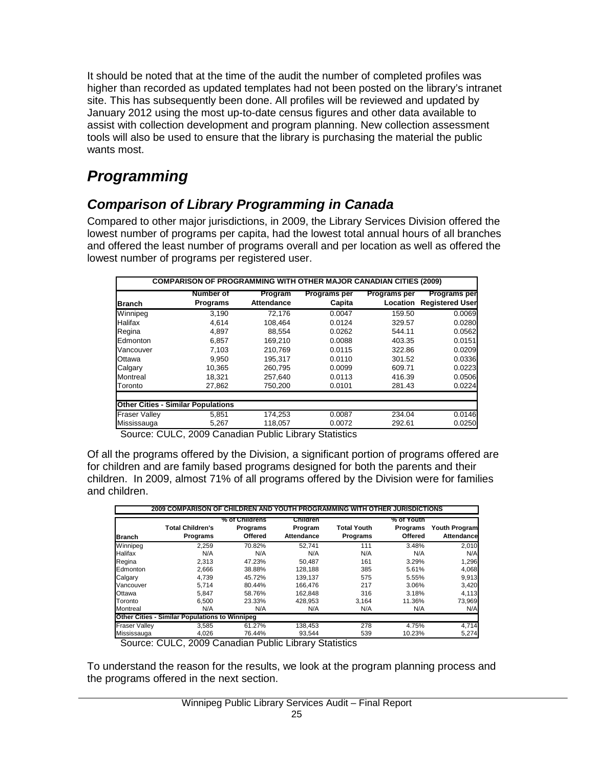It should be noted that at the time of the audit the number of completed profiles was higher than recorded as updated templates had not been posted on the library's intranet site. This has subsequently been done. All profiles will be reviewed and updated by January 2012 using the most up-to-date census figures and other data available to assist with collection development and program planning. New collection assessment tools will also be used to ensure that the library is purchasing the material the public wants most.

# *Programming*

## *Comparison of Library Programming in Canada*

Compared to other major jurisdictions, in 2009, the Library Services Division offered the lowest number of programs per capita, had the lowest total annual hours of all branches and offered the least number of programs overall and per location as well as offered the lowest number of programs per registered user.

| COMPARISON OF PROGRAMMING WITH OTHER MAJOR CANADIAN CITIES (2009) | | | | | |
|---|---|---|---|---|---|
| **Branch** | **Number of Programs** | **Program Attendance** | **Programs per Capita** | **Programs per Location** | **Programs per Registered User** |
| Winnipeg | 3,190 | 72,176 | 0.0047 | 159.50 | 0.0069 |
| Halifax | 4,614 | 108,464 | 0.0124 | 329.57 | 0.0280 |
| Regina | 4,897 | 88,554 | 0.0262 | 544.11 | 0.0562 |
| Edmonton | 6,857 | 169,210 | 0.0088 | 403.35 | 0.0151 |
| Vancouver | 7,103 | 210,769 | 0.0115 | 322.86 | 0.0209 |
| Ottawa | 9,950 | 195,317 | 0.0110 | 301.52 | 0.0336 |
| Calgary | 10,365 | 260,795 | 0.0099 | 609.71 | 0.0223 |
| Montreal | 18,321 | 257,640 | 0.0113 | 416.39 | 0.0506 |
| Toronto | 27,862 | 750,200 | 0.0101 | 281.43 | 0.0224 |
| **Other Cities - Similar Populations** | | | | | |
| Fraser Valley | 5,851 | 174,253 | 0.0087 | 234.04 | 0.0146 |
| Mississauga | 5,267 | 118,057 | 0.0072 | 292.61 | 0.0250 |

Source: CULC, 2009 Canadian Public Library Statistics

Of all the programs offered by the Division, a significant portion of programs offered are for children and are family based programs designed for both the parents and their children. In 2009, almost 71% of all programs offered by the Division were for families and children.

| 2009 COMPARISON OF CHILDREN AND YOUTH PROGRAMMING WITH OTHER JURISDICTIONS | | | | | | |
|---|---|---|---|---|---|---|
| **Branch** | **Total Children's Programs** | **% of Childrens Programs Offered** | **Children Program Attendance** | **Total Youth Programs** | **% of Youth Programs Offered** | **Youth Program Attendance** |
| Winnipeg | 2,259 | 70.82% | 52,741 | 111 | 3.48% | 2,010 |
| Halifax | N/A | N/A | N/A | N/A | N/A | N/A |
| Regina | 2,313 | 47.23% | 50,487 | 161 | 3.29% | 1,296 |
| Edmonton | 2,666 | 38.88% | 128,188 | 385 | 5.61% | 4,068 |
| Calgary | 4,739 | 45.72% | 139,137 | 575 | 5.55% | 9,913 |
| Vancouver | 5,714 | 80.44% | 166,476 | 217 | 3.06% | 3,420 |
| Ottawa | 5,847 | 58.76% | 162,848 | 316 | 3.18% | 4,113 |
| Toronto | 6,500 | 23.33% | 428,953 | 3,164 | 11.36% | 73,969 |
| Montreal | N/A | N/A | N/A | N/A | N/A | N/A |
| **Other Cities - Similar Populations to Winnipeg** | | | | | | |
| Fraser Valley | 3,585 | 61.27% | 138,453 | 278 | 4.75% | 4,714 |
| Mississauga | 4,026 | 76.44% | 93,544 | 539 | 10.23% | 5,274 |

Source: CULC, 2009 Canadian Public Library Statistics

To understand the reason for the results, we look at the program planning process and the programs offered in the next section.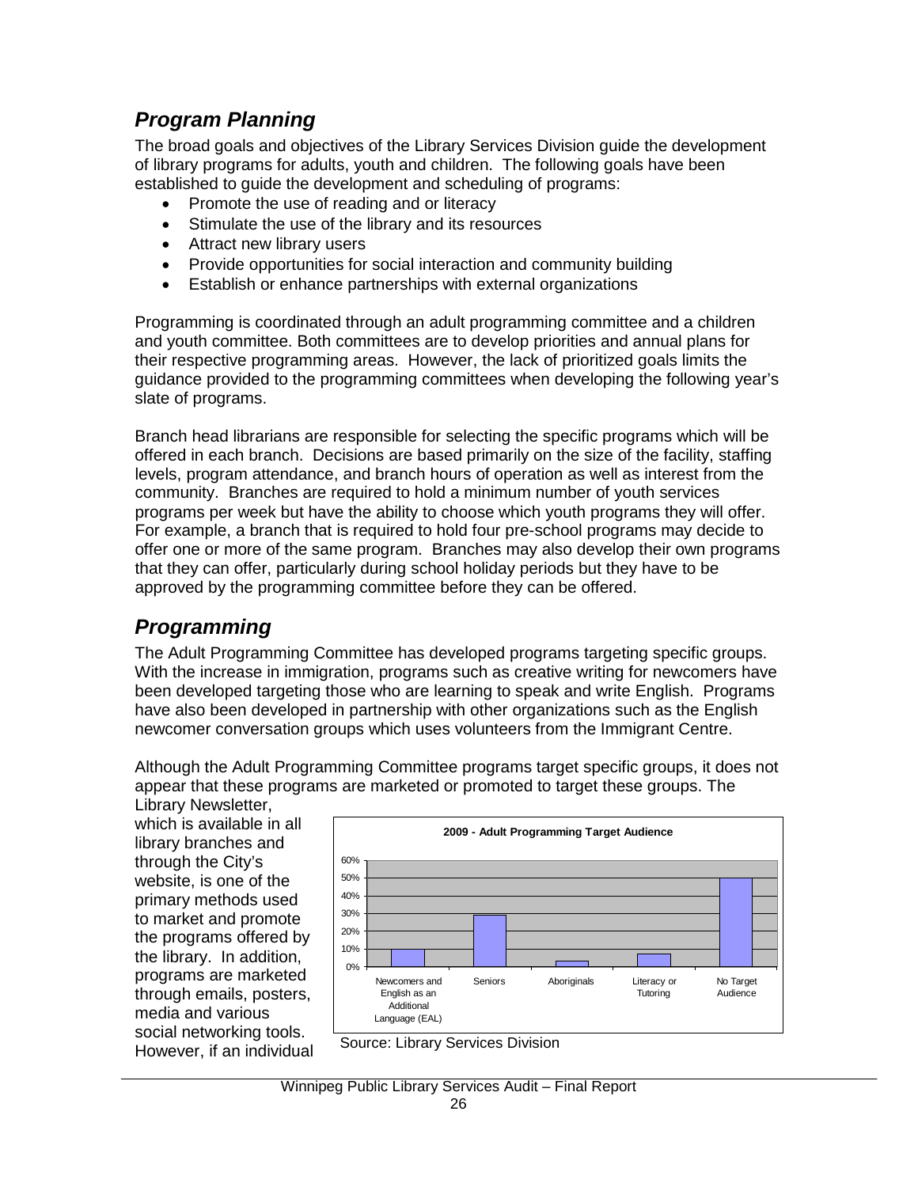## *Program Planning*

The broad goals and objectives of the Library Services Division guide the development of library programs for adults, youth and children. The following goals have been established to guide the development and scheduling of programs:

- Promote the use of reading and or literacy
- Stimulate the use of the library and its resources
- Attract new library users
- Provide opportunities for social interaction and community building
- Establish or enhance partnerships with external organizations

Programming is coordinated through an adult programming committee and a children and youth committee. Both committees are to develop priorities and annual plans for their respective programming areas. However, the lack of prioritized goals limits the guidance provided to the programming committees when developing the following year's slate of programs.

Branch head librarians are responsible for selecting the specific programs which will be offered in each branch. Decisions are based primarily on the size of the facility, staffing levels, program attendance, and branch hours of operation as well as interest from the community. Branches are required to hold a minimum number of youth services programs per week but have the ability to choose which youth programs they will offer. For example, a branch that is required to hold four pre-school programs may decide to offer one or more of the same program. Branches may also develop their own programs that they can offer, particularly during school holiday periods but they have to be approved by the programming committee before they can be offered.

## *Programming*

The Adult Programming Committee has developed programs targeting specific groups. With the increase in immigration, programs such as creative writing for newcomers have been developed targeting those who are learning to speak and write English. Programs have also been developed in partnership with other organizations such as the English newcomer conversation groups which uses volunteers from the Immigrant Centre.

Although the Adult Programming Committee programs target specific groups, it does not appear that these programs are marketed or promoted to target these groups. The Library Newsletter, which is available in all library branches and through the City's website, is one of the primary methods used to market and promote the programs offered by the library. In addition, programs are marketed through emails, posters, media and various social networking tools. However, if an individual

**2009 - Adult Programming Target Audience**

| Target Audience | Approx. % |
|---|---|
| Newcomers and English as an Additional Language (EAL) | 10% |
| Seniors | 29% |
| Aboriginals | 3% |
| Literacy or Tutoring | 7% |
| No Target Audience | 50% |

Source: Library Services Division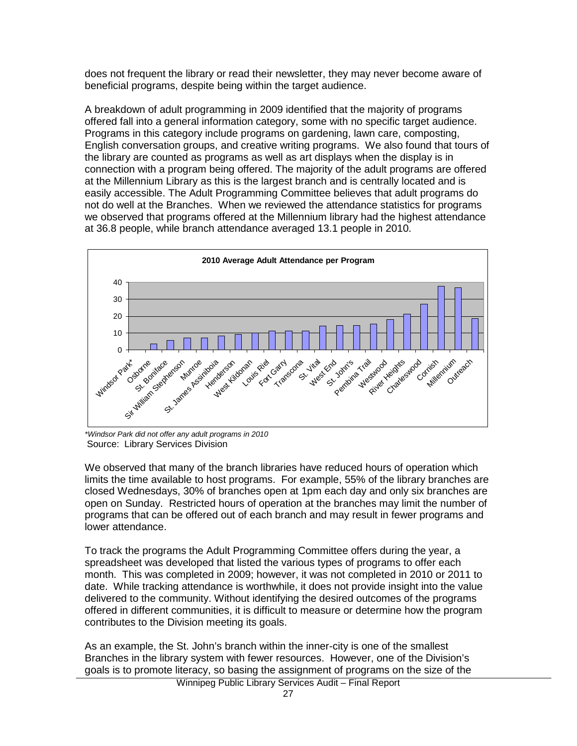does not frequent the library or read their newsletter, they may never become aware of beneficial programs, despite being within the target audience.

A breakdown of adult programming in 2009 identified that the majority of programs offered fall into a general information category, some with no specific target audience. Programs in this category include programs on gardening, lawn care, composting, English conversation groups, and creative writing programs. We also found that tours of the library are counted as programs as well as art displays when the display is in connection with a program being offered. The majority of the adult programs are offered at the Millennium Library as this is the largest branch and is centrally located and is easily accessible. The Adult Programming Committee believes that adult programs do not do well at the Branches. When we reviewed the attendance statistics for programs we observed that programs offered at the Millennium library had the highest attendance at 36.8 people, while branch attendance averaged 13.1 people in 2010.

**2010 Average Adult Attendance per Program**

*\*Windsor Park did not offer any adult programs in 2010*
Source: Library Services Division

We observed that many of the branch libraries have reduced hours of operation which limits the time available to host programs. For example, 55% of the library branches are closed Wednesdays, 30% of branches open at 1pm each day and only six branches are open on Sunday. Restricted hours of operation at the branches may limit the number of programs that can be offered out of each branch and may result in fewer programs and lower attendance.

To track the programs the Adult Programming Committee offers during the year, a spreadsheet was developed that listed the various types of programs to offer each month. This was completed in 2009; however, it was not completed in 2010 or 2011 to date. While tracking attendance is worthwhile, it does not provide insight into the value delivered to the community. Without identifying the desired outcomes of the programs offered in different communities, it is difficult to measure or determine how the program contributes to the Division meeting its goals.

As an example, the St. John's branch within the inner-city is one of the smallest Branches in the library system with fewer resources. However, one of the Division's goals is to promote literacy, so basing the assignment of programs on the size of the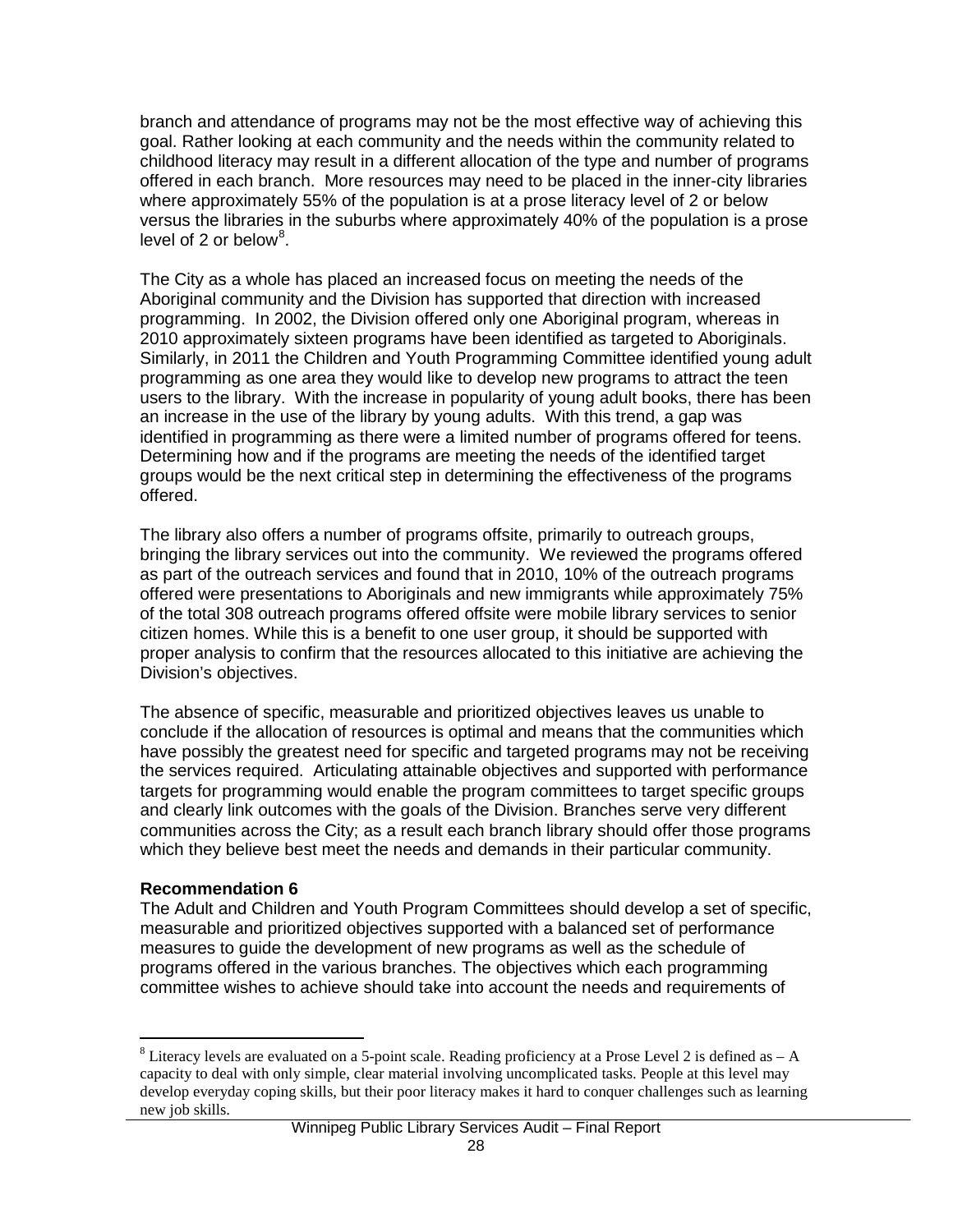branch and attendance of programs may not be the most effective way of achieving this goal. Rather looking at each community and the needs within the community related to childhood literacy may result in a different allocation of the type and number of programs offered in each branch. More resources may need to be placed in the inner-city libraries where approximately 55% of the population is at a prose literacy level of 2 or below versus the libraries in the suburbs where approximately 40% of the population is a prose level of 2 or below[8].

The City as a whole has placed an increased focus on meeting the needs of the Aboriginal community and the Division has supported that direction with increased programming. In 2002, the Division offered only one Aboriginal program, whereas in 2010 approximately sixteen programs have been identified as targeted to Aboriginals. Similarly, in 2011 the Children and Youth Programming Committee identified young adult programming as one area they would like to develop new programs to attract the teen users to the library. With the increase in popularity of young adult books, there has been an increase in the use of the library by young adults. With this trend, a gap was identified in programming as there were a limited number of programs offered for teens. Determining how and if the programs are meeting the needs of the identified target groups would be the next critical step in determining the effectiveness of the programs offered.

The library also offers a number of programs offsite, primarily to outreach groups, bringing the library services out into the community. We reviewed the programs offered as part of the outreach services and found that in 2010, 10% of the outreach programs offered were presentations to Aboriginals and new immigrants while approximately 75% of the total 308 outreach programs offered offsite were mobile library services to senior citizen homes. While this is a benefit to one user group, it should be supported with proper analysis to confirm that the resources allocated to this initiative are achieving the Division's objectives.

The absence of specific, measurable and prioritized objectives leaves us unable to conclude if the allocation of resources is optimal and means that the communities which have possibly the greatest need for specific and targeted programs may not be receiving the services required. Articulating attainable objectives and supported with performance targets for programming would enable the program committees to target specific groups and clearly link outcomes with the goals of the Division. Branches serve very different communities across the City; as a result each branch library should offer those programs which they believe best meet the needs and demands in their particular community.

**Recommendation 6**

The Adult and Children and Youth Program Committees should develop a set of specific, measurable and prioritized objectives supported with a balanced set of performance measures to guide the development of new programs as well as the schedule of programs offered in the various branches. The objectives which each programming committee wishes to achieve should take into account the needs and requirements of

---

[8] Literacy levels are evaluated on a 5-point scale. Reading proficiency at a Prose Level 2 is defined as – A capacity to deal with only simple, clear material involving uncomplicated tasks. People at this level may develop everyday coping skills, but their poor literacy makes it hard to conquer challenges such as learning new job skills.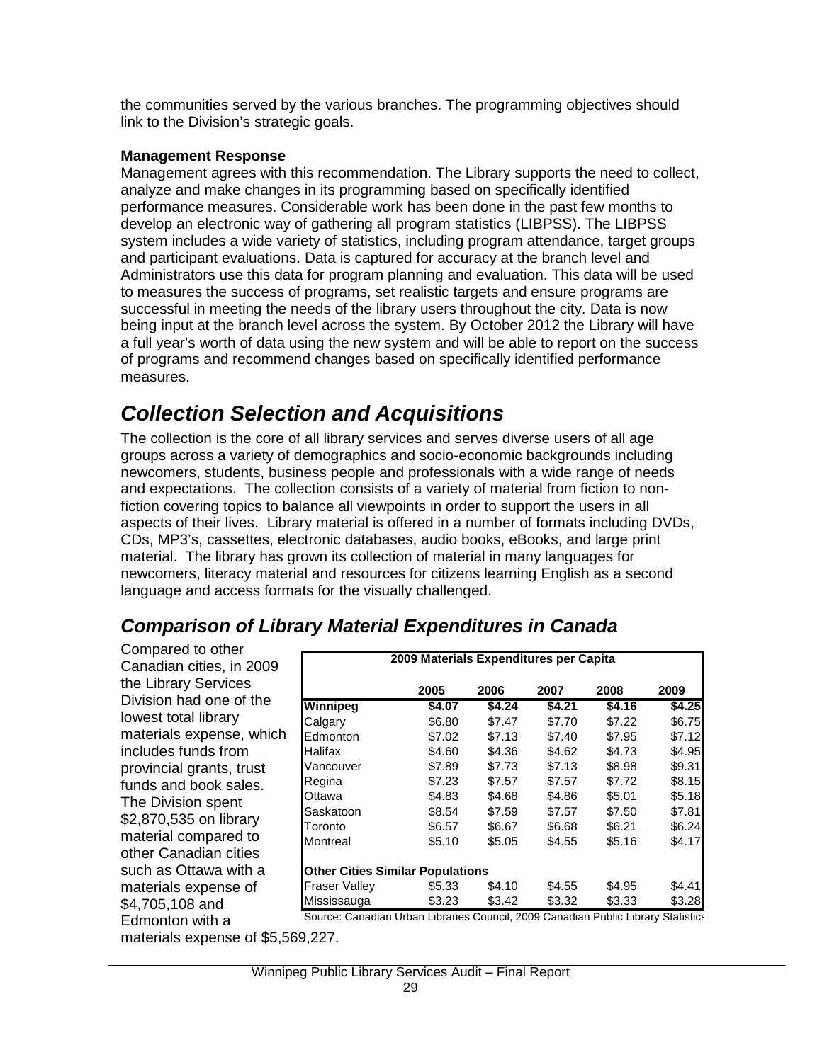the communities served by the various branches. The programming objectives should link to the Division's strategic goals.

**Management Response**

Management agrees with this recommendation. The Library supports the need to collect, analyze and make changes in its programming based on specifically identified performance measures. Considerable work has been done in the past few months to develop an electronic way of gathering all program statistics (LIBPSS). The LIBPSS system includes a wide variety of statistics, including program attendance, target groups and participant evaluations. Data is captured for accuracy at the branch level and Administrators use this data for program planning and evaluation. This data will be used to measures the success of programs, set realistic targets and ensure programs are successful in meeting the needs of the library users throughout the city. Data is now being input at the branch level across the system. By October 2012 the Library will have a full year's worth of data using the new system and will be able to report on the success of programs and recommend changes based on specifically identified performance measures.

# *Collection Selection and Acquisitions*

The collection is the core of all library services and serves diverse users of all age groups across a variety of demographics and socio-economic backgrounds including newcomers, students, business people and professionals with a wide range of needs and expectations. The collection consists of a variety of material from fiction to non-fiction covering topics to balance all viewpoints in order to support the users in all aspects of their lives. Library material is offered in a number of formats including DVDs, CDs, MP3's, cassettes, electronic databases, audio books, eBooks, and large print material. The library has grown its collection of material in many languages for newcomers, literacy material and resources for citizens learning English as a second language and access formats for the visually challenged.

## *Comparison of Library Material Expenditures in Canada*

Compared to other Canadian cities, in 2009 the Library Services Division had one of the lowest total library materials expense, which includes funds from provincial grants, trust funds and book sales. The Division spent $2,870,535 on library material compared to other Canadian cities such as Ottawa with a materials expense of $4,705,108 and Edmonton with a materials expense of $5,569,227.

**2009 Materials Expenditures per Capita**

| | 2005 | 2006 | 2007 | 2008 | 2009 |
|---|---|---|---|---|---|
| **Winnipeg** | **$4.07** | **$4.24** | **$4.21** | **$4.16** | **$4.25** |
| Calgary | $6.80 | $7.47 | $7.70 | $7.22 | $6.75 |
| Edmonton | $7.02 | $7.13 | $7.40 | $7.95 | $7.12 |
| Halifax | $4.60 | $4.36 | $4.62 | $4.73 | $4.95 |
| Vancouver | $7.89 | $7.73 | $7.13 | $8.98 | $9.31 |
| Regina | $7.23 | $7.57 | $7.57 | $7.72 | $8.15 |
| Ottawa | $4.83 | $4.68 | $4.86 | $5.01 | $5.18 |
| Saskatoon | $8.54 | $7.59 | $7.57 | $7.50 | $7.81 |
| Toronto | $6.57 | $6.67 | $6.68 | $6.21 | $6.24 |
| Montreal | $5.10 | $5.05 | $4.55 | $5.16 | $4.17 |
| **Other Cities Similar Populations** | | | | | |
| Fraser Valley | $5.33 | $4.10 | $4.55 | $4.95 | $4.41 |
| Mississauga | $3.23 | $3.42 | $3.32 | $3.33 | $3.28 |

Source: Canadian Urban Libraries Council, 2009 Canadian Public Library Statistics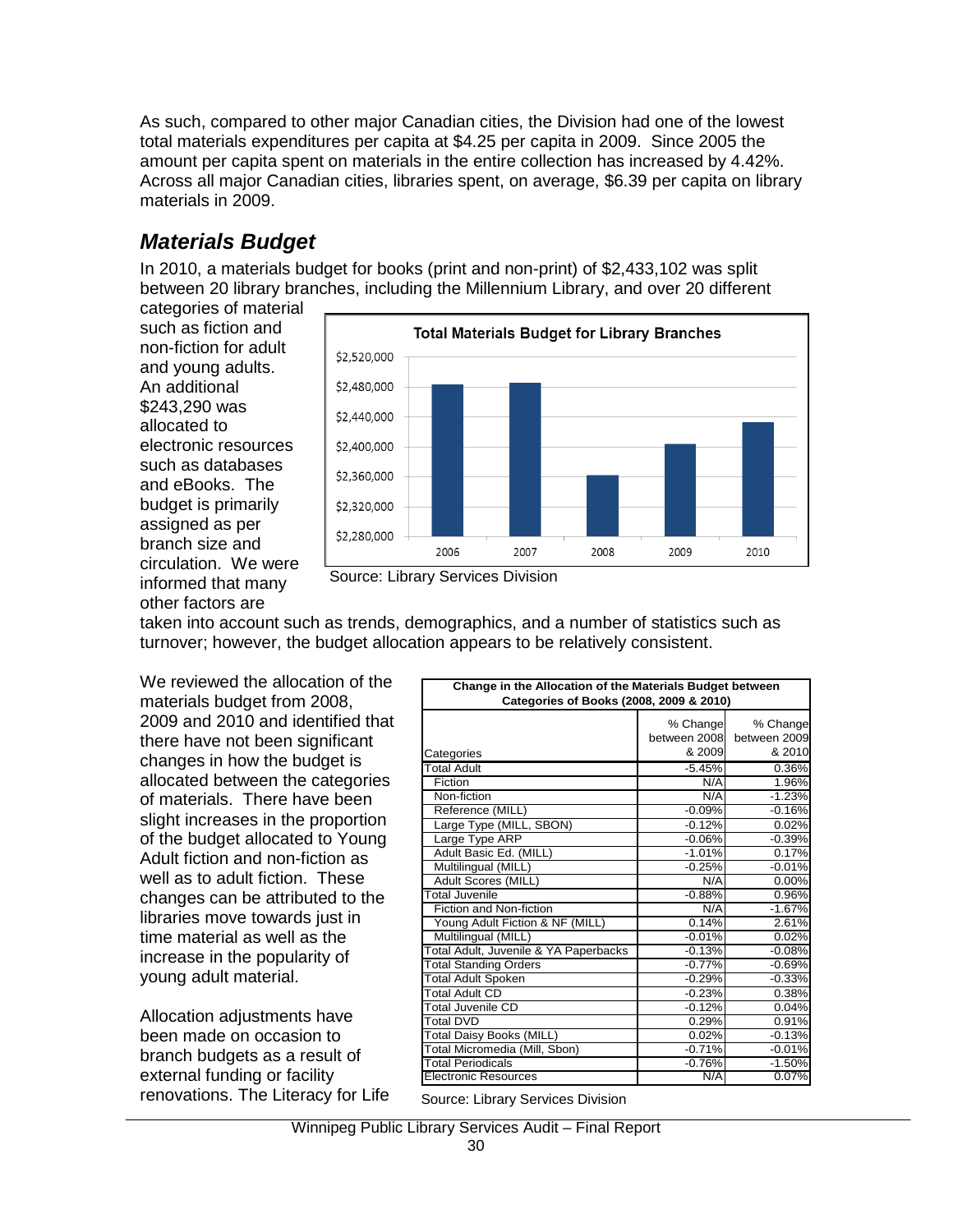As such, compared to other major Canadian cities, the Division had one of the lowest total materials expenditures per capita at $4.25 per capita in 2009. Since 2005 the amount per capita spent on materials in the entire collection has increased by 4.42%. Across all major Canadian cities, libraries spent, on average, $6.39 per capita on library materials in 2009.

## *Materials Budget*

In 2010, a materials budget for books (print and non-print) of $2,433,102 was split between 20 library branches, including the Millennium Library, and over 20 different categories of material such as fiction and non-fiction for adult and young adults. An additional $243,290 was allocated to electronic resources such as databases and eBooks. The budget is primarily assigned as per branch size and circulation. We were informed that many other factors are taken into account such as trends, demographics, and a number of statistics such as turnover; however, the budget allocation appears to be relatively consistent.

**Total Materials Budget for Library Branches**

Source: Library Services Division

We reviewed the allocation of the materials budget from 2008, 2009 and 2010 and identified that there have not been significant changes in how the budget is allocated between the categories of materials. There have been slight increases in the proportion of the budget allocated to Young Adult fiction and non-fiction as well as to adult fiction. These changes can be attributed to the libraries move towards just in time material as well as the increase in the popularity of young adult material.

**Change in the Allocation of the Materials Budget between Categories of Books (2008, 2009 & 2010)**

| Categories | % Change between 2008 & 2009 | % Change between 2009 & 2010 |
|---|---|---|
| Total Adult | -5.45% | 0.36% |
| Fiction | N/A | 1.96% |
| Non-fiction | N/A | -1.23% |
| Reference (MILL) | -0.09% | -0.16% |
| Large Type (MILL, SBON) | -0.12% | 0.02% |
| Large Type ARP | -0.06% | -0.39% |
| Adult Basic Ed. (MILL) | -1.01% | 0.17% |
| Multilingual (MILL) | -0.25% | -0.01% |
| Adult Scores (MILL) | N/A | 0.00% |
| Total Juvenile | -0.88% | 0.96% |
| Fiction and Non-fiction | N/A | -1.67% |
| Young Adult Fiction & NF (MILL) | 0.14% | 2.61% |
| Multilingual (MILL) | -0.01% | 0.02% |
| Total Adult, Juvenile & YA Paperbacks | -0.13% | -0.08% |
| Total Standing Orders | -0.77% | -0.69% |
| Total Adult Spoken | -0.29% | -0.33% |
| Total Adult CD | -0.23% | 0.38% |
| Total Juvenile CD | -0.12% | 0.04% |
| Total DVD | 0.29% | 0.91% |
| Total Daisy Books (MILL) | 0.02% | -0.13% |
| Total Micromedia (Mill, Sbon) | -0.71% | -0.01% |
| Total Periodicals | -0.76% | -1.50% |
| Electronic Resources | N/A | 0.07% |

Source: Library Services Division

Allocation adjustments have been made on occasion to branch budgets as a result of external funding or facility renovations. The Literacy for Life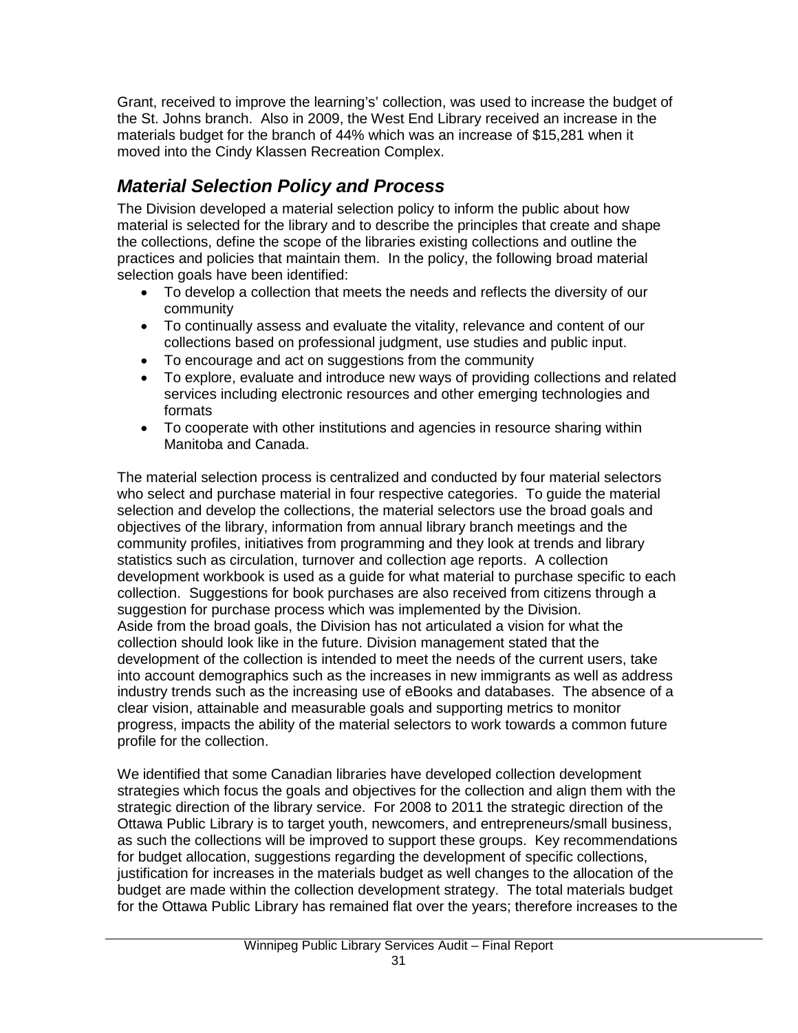Grant, received to improve the learning's' collection, was used to increase the budget of the St. Johns branch. Also in 2009, the West End Library received an increase in the materials budget for the branch of 44% which was an increase of $15,281 when it moved into the Cindy Klassen Recreation Complex.

## *Material Selection Policy and Process*

The Division developed a material selection policy to inform the public about how material is selected for the library and to describe the principles that create and shape the collections, define the scope of the libraries existing collections and outline the practices and policies that maintain them. In the policy, the following broad material selection goals have been identified:

- To develop a collection that meets the needs and reflects the diversity of our community
- To continually assess and evaluate the vitality, relevance and content of our collections based on professional judgment, use studies and public input.
- To encourage and act on suggestions from the community
- To explore, evaluate and introduce new ways of providing collections and related services including electronic resources and other emerging technologies and formats
- To cooperate with other institutions and agencies in resource sharing within Manitoba and Canada.

The material selection process is centralized and conducted by four material selectors who select and purchase material in four respective categories. To guide the material selection and develop the collections, the material selectors use the broad goals and objectives of the library, information from annual library branch meetings and the community profiles, initiatives from programming and they look at trends and library statistics such as circulation, turnover and collection age reports. A collection development workbook is used as a guide for what material to purchase specific to each collection. Suggestions for book purchases are also received from citizens through a suggestion for purchase process which was implemented by the Division.
Aside from the broad goals, the Division has not articulated a vision for what the collection should look like in the future. Division management stated that the development of the collection is intended to meet the needs of the current users, take into account demographics such as the increases in new immigrants as well as address industry trends such as the increasing use of eBooks and databases. The absence of a clear vision, attainable and measurable goals and supporting metrics to monitor progress, impacts the ability of the material selectors to work towards a common future profile for the collection.

We identified that some Canadian libraries have developed collection development strategies which focus the goals and objectives for the collection and align them with the strategic direction of the library service. For 2008 to 2011 the strategic direction of the Ottawa Public Library is to target youth, newcomers, and entrepreneurs/small business, as such the collections will be improved to support these groups. Key recommendations for budget allocation, suggestions regarding the development of specific collections, justification for increases in the materials budget as well changes to the allocation of the budget are made within the collection development strategy. The total materials budget for the Ottawa Public Library has remained flat over the years; therefore increases to the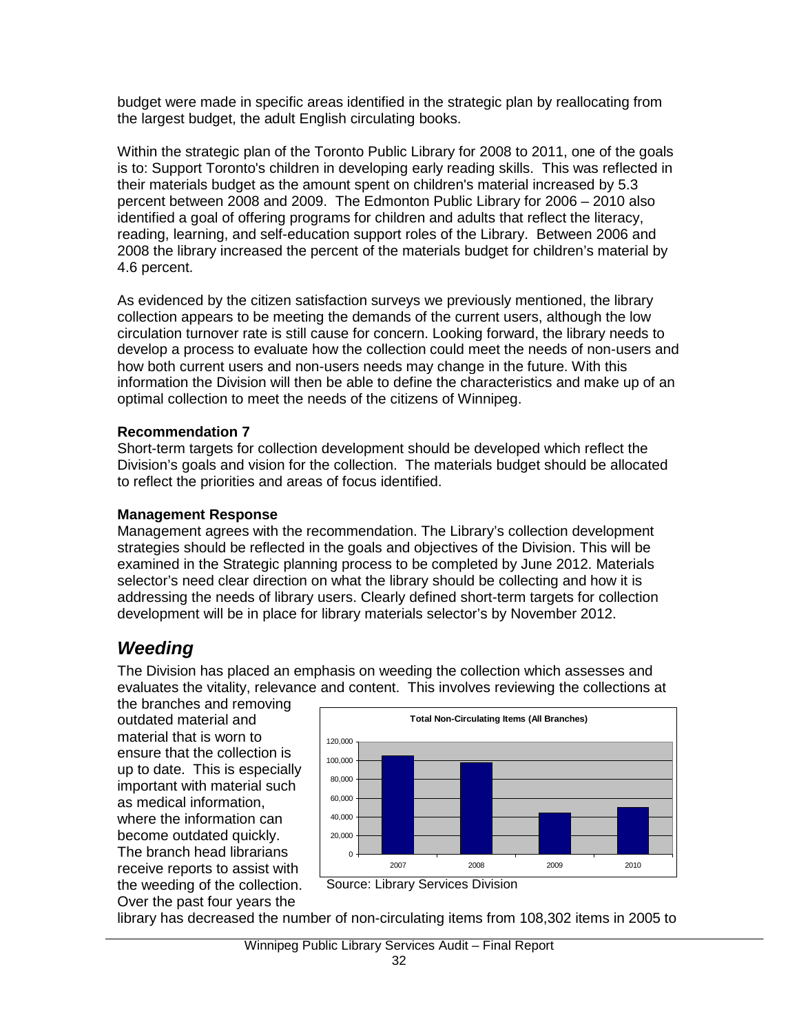budget were made in specific areas identified in the strategic plan by reallocating from the largest budget, the adult English circulating books.

Within the strategic plan of the Toronto Public Library for 2008 to 2011, one of the goals is to: Support Toronto's children in developing early reading skills. This was reflected in their materials budget as the amount spent on children's material increased by 5.3 percent between 2008 and 2009. The Edmonton Public Library for 2006 – 2010 also identified a goal of offering programs for children and adults that reflect the literacy, reading, learning, and self-education support roles of the Library. Between 2006 and 2008 the library increased the percent of the materials budget for children's material by 4.6 percent.

As evidenced by the citizen satisfaction surveys we previously mentioned, the library collection appears to be meeting the demands of the current users, although the low circulation turnover rate is still cause for concern. Looking forward, the library needs to develop a process to evaluate how the collection could meet the needs of non-users and how both current users and non-users needs may change in the future. With this information the Division will then be able to define the characteristics and make up of an optimal collection to meet the needs of the citizens of Winnipeg.

**Recommendation 7**

Short-term targets for collection development should be developed which reflect the Division's goals and vision for the collection. The materials budget should be allocated to reflect the priorities and areas of focus identified.

**Management Response**

Management agrees with the recommendation. The Library's collection development strategies should be reflected in the goals and objectives of the Division. This will be examined in the Strategic planning process to be completed by June 2012. Materials selector's need clear direction on what the library should be collecting and how it is addressing the needs of library users. Clearly defined short-term targets for collection development will be in place for library materials selector's by November 2012.

## *Weeding*

The Division has placed an emphasis on weeding the collection which assesses and evaluates the vitality, relevance and content. This involves reviewing the collections at the branches and removing outdated material and material that is worn to ensure that the collection is up to date. This is especially important with material such as medical information, where the information can become outdated quickly. The branch head librarians receive reports to assist with the weeding of the collection. Over the past four years the library has decreased the number of non-circulating items from 108,302 items in 2005 to

**Total Non-Circulating Items (All Branches)**

| Year | Items (approx.) |
|---|---|
| 2007 | ~105,000 |
| 2008 | ~98,000 |
| 2009 | ~44,000 |
| 2010 | ~50,000 |

Source: Library Services Division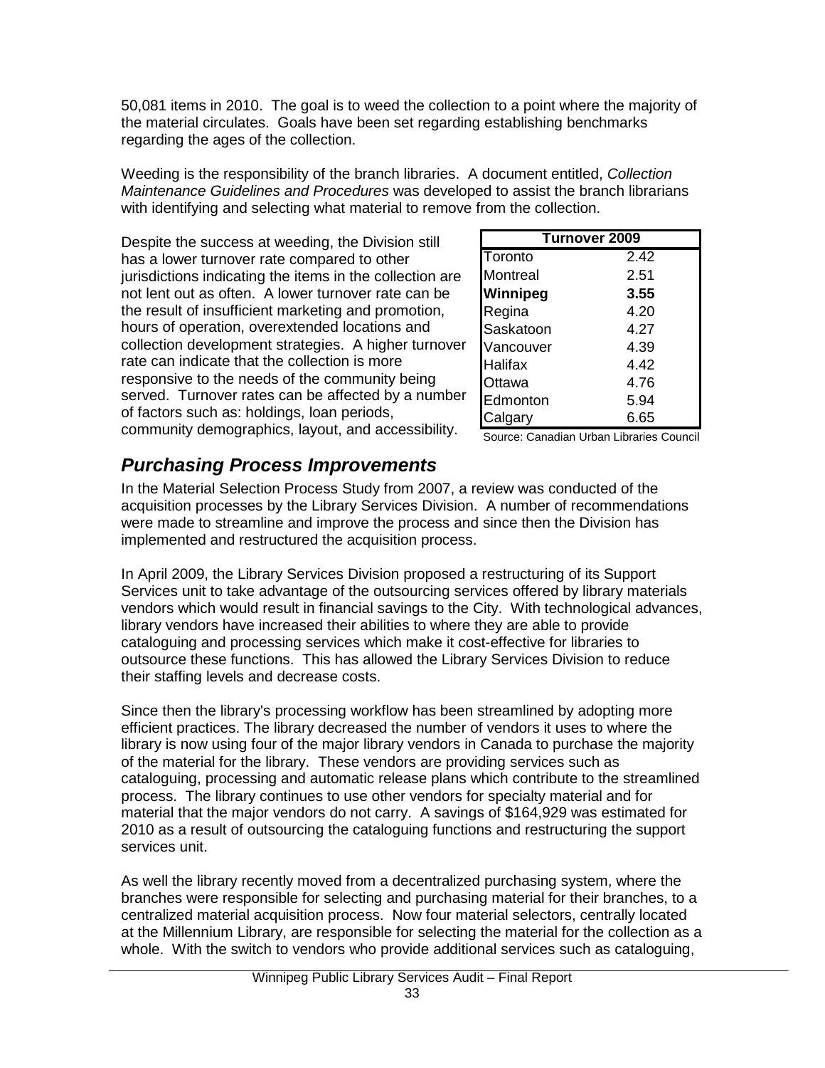50,081 items in 2010. The goal is to weed the collection to a point where the majority of the material circulates. Goals have been set regarding establishing benchmarks regarding the ages of the collection.

Weeding is the responsibility of the branch libraries. A document entitled, *Collection Maintenance Guidelines and Procedures* was developed to assist the branch librarians with identifying and selecting what material to remove from the collection.

Despite the success at weeding, the Division still has a lower turnover rate compared to other jurisdictions indicating the items in the collection are not lent out as often. A lower turnover rate can be the result of insufficient marketing and promotion, hours of operation, overextended locations and collection development strategies. A higher turnover rate can indicate that the collection is more responsive to the needs of the community being served. Turnover rates can be affected by a number of factors such as: holdings, loan periods, community demographics, layout, and accessibility.

| Turnover 2009 | |
|---|---|
| Toronto | 2.42 |
| Montreal | 2.51 |
| **Winnipeg** | **3.55** |
| Regina | 4.20 |
| Saskatoon | 4.27 |
| Vancouver | 4.39 |
| Halifax | 4.42 |
| Ottawa | 4.76 |
| Edmonton | 5.94 |
| Calgary | 6.65 |

Source: Canadian Urban Libraries Council

## *Purchasing Process Improvements*

In the Material Selection Process Study from 2007, a review was conducted of the acquisition processes by the Library Services Division. A number of recommendations were made to streamline and improve the process and since then the Division has implemented and restructured the acquisition process.

In April 2009, the Library Services Division proposed a restructuring of its Support Services unit to take advantage of the outsourcing services offered by library materials vendors which would result in financial savings to the City. With technological advances, library vendors have increased their abilities to where they are able to provide cataloguing and processing services which make it cost-effective for libraries to outsource these functions. This has allowed the Library Services Division to reduce their staffing levels and decrease costs.

Since then the library's processing workflow has been streamlined by adopting more efficient practices. The library decreased the number of vendors it uses to where the library is now using four of the major library vendors in Canada to purchase the majority of the material for the library. These vendors are providing services such as cataloguing, processing and automatic release plans which contribute to the streamlined process. The library continues to use other vendors for specialty material and for material that the major vendors do not carry. A savings of $164,929 was estimated for 2010 as a result of outsourcing the cataloguing functions and restructuring the support services unit.

As well the library recently moved from a decentralized purchasing system, where the branches were responsible for selecting and purchasing material for their branches, to a centralized material acquisition process. Now four material selectors, centrally located at the Millennium Library, are responsible for selecting the material for the collection as a whole. With the switch to vendors who provide additional services such as cataloguing,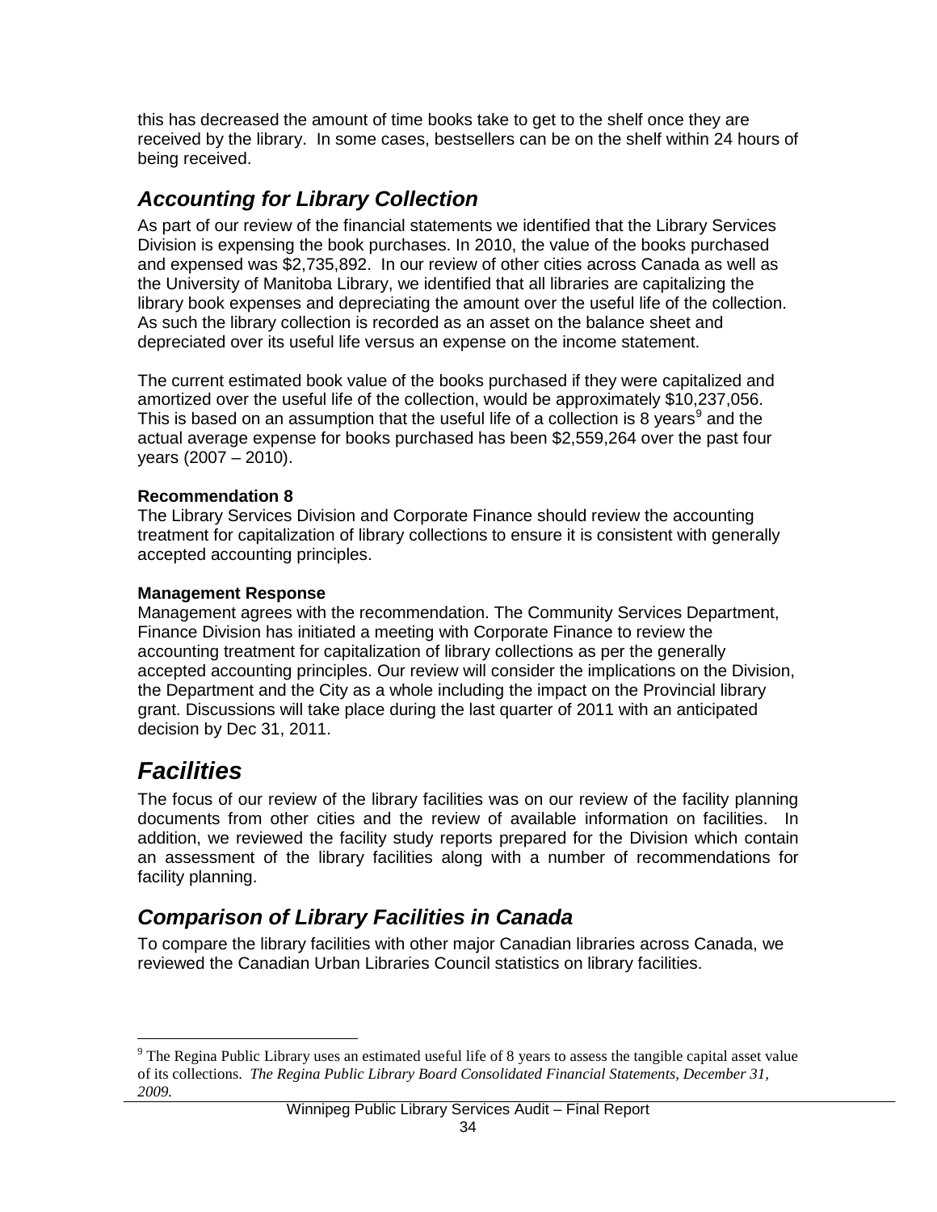this has decreased the amount of time books take to get to the shelf once they are received by the library. In some cases, bestsellers can be on the shelf within 24 hours of being received.

## *Accounting for Library Collection*

As part of our review of the financial statements we identified that the Library Services Division is expensing the book purchases. In 2010, the value of the books purchased and expensed was $2,735,892. In our review of other cities across Canada as well as the University of Manitoba Library, we identified that all libraries are capitalizing the library book expenses and depreciating the amount over the useful life of the collection. As such the library collection is recorded as an asset on the balance sheet and depreciated over its useful life versus an expense on the income statement.

The current estimated book value of the books purchased if they were capitalized and amortized over the useful life of the collection, would be approximately $10,237,056. This is based on an assumption that the useful life of a collection is 8 years[9] and the actual average expense for books purchased has been $2,559,264 over the past four years (2007 – 2010).

**Recommendation 8**

The Library Services Division and Corporate Finance should review the accounting treatment for capitalization of library collections to ensure it is consistent with generally accepted accounting principles.

**Management Response**

Management agrees with the recommendation. The Community Services Department, Finance Division has initiated a meeting with Corporate Finance to review the accounting treatment for capitalization of library collections as per the generally accepted accounting principles. Our review will consider the implications on the Division, the Department and the City as a whole including the impact on the Provincial library grant. Discussions will take place during the last quarter of 2011 with an anticipated decision by Dec 31, 2011.

# *Facilities*

The focus of our review of the library facilities was on our review of the facility planning documents from other cities and the review of available information on facilities. In addition, we reviewed the facility study reports prepared for the Division which contain an assessment of the library facilities along with a number of recommendations for facility planning.

## *Comparison of Library Facilities in Canada*

To compare the library facilities with other major Canadian libraries across Canada, we reviewed the Canadian Urban Libraries Council statistics on library facilities.

[9] The Regina Public Library uses an estimated useful life of 8 years to assess the tangible capital asset value of its collections. *The Regina Public Library Board Consolidated Financial Statements, December 31, 2009.*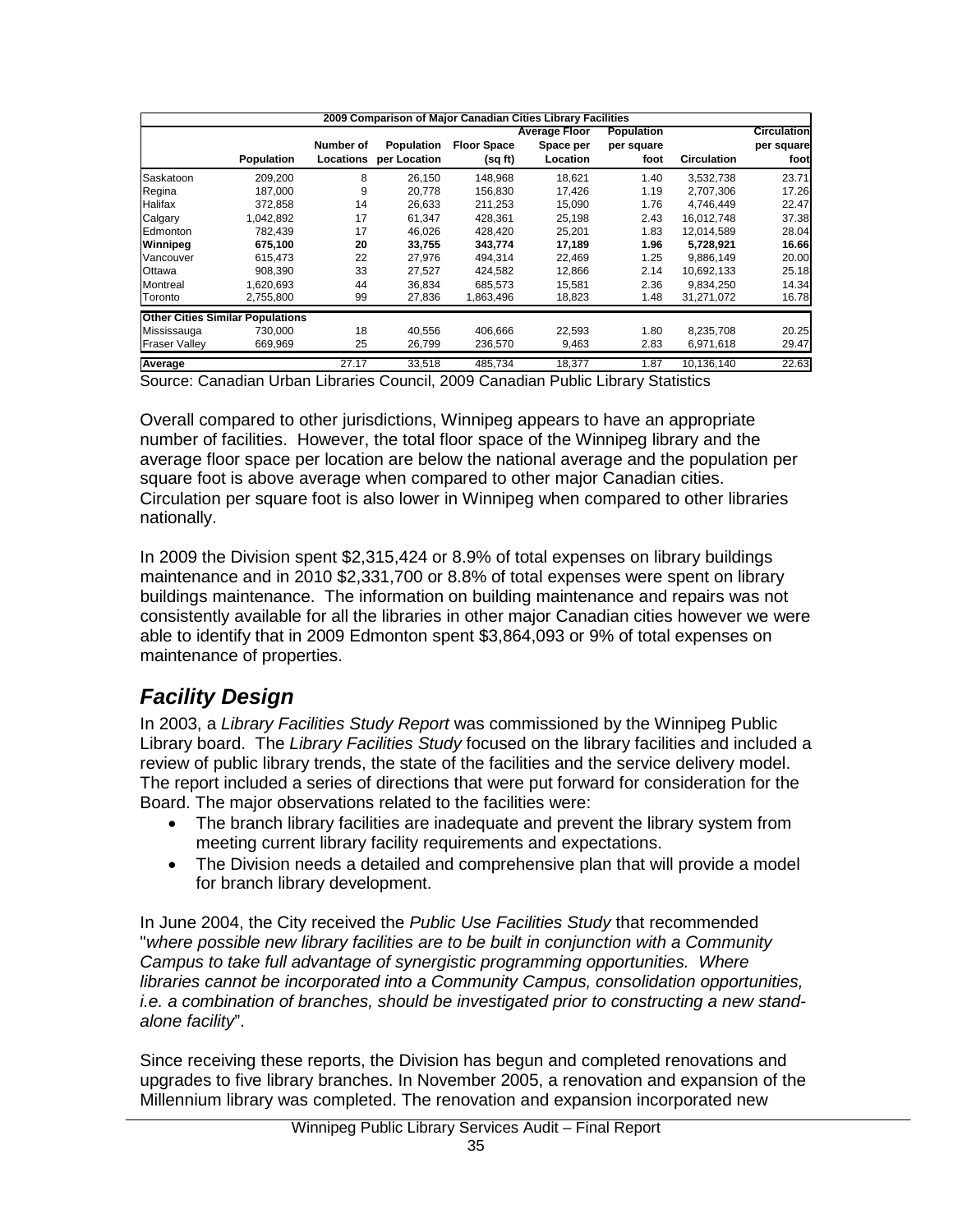| 2009 Comparison of Major Canadian Cities Library Facilities | | | | | | | | |
|---|---|---|---|---|---|---|---|---|
| | Population | Number of Locations | Population per Location | Floor Space (sq ft) | Average Floor Space per Location | Population per square foot | Circulation | Circulation per square foot |
| Saskatoon | 209,200 | 8 | 26,150 | 148,968 | 18,621 | 1.40 | 3,532,738 | 23.71 |
| Regina | 187,000 | 9 | 20,778 | 156,830 | 17,426 | 1.19 | 2,707,306 | 17.26 |
| Halifax | 372,858 | 14 | 26,633 | 211,253 | 15,090 | 1.76 | 4,746,449 | 22.47 |
| Calgary | 1,042,892 | 17 | 61,347 | 428,361 | 25,198 | 2.43 | 16,012,748 | 37.38 |
| Edmonton | 782,439 | 17 | 46,026 | 428,420 | 25,201 | 1.83 | 12,014,589 | 28.04 |
| **Winnipeg** | **675,100** | **20** | **33,755** | **343,774** | **17,189** | **1.96** | **5,728,921** | **16.66** |
| Vancouver | 615,473 | 22 | 27,976 | 494,314 | 22,469 | 1.25 | 9,886,149 | 20.00 |
| Ottawa | 908,390 | 33 | 27,527 | 424,582 | 12,866 | 2.14 | 10,692,133 | 25.18 |
| Montreal | 1,620,693 | 44 | 36,834 | 685,573 | 15,581 | 2.36 | 9,834,250 | 14.34 |
| Toronto | 2,755,800 | 99 | 27,836 | 1,863,496 | 18,823 | 1.48 | 31,271,072 | 16.78 |
| **Other Cities Similar Populations** | | | | | | | | |
| Mississauga | 730,000 | 18 | 40,556 | 406,666 | 22,593 | 1.80 | 8,235,708 | 20.25 |
| Fraser Valley | 669,969 | 25 | 26,799 | 236,570 | 9,463 | 2.83 | 6,971,618 | 29.47 |
| **Average** | | 27.17 | 33,518 | 485,734 | 18,377 | 1.87 | 10,136,140 | 22.63 |

Source: Canadian Urban Libraries Council, 2009 Canadian Public Library Statistics

Overall compared to other jurisdictions, Winnipeg appears to have an appropriate number of facilities. However, the total floor space of the Winnipeg library and the average floor space per location are below the national average and the population per square foot is above average when compared to other major Canadian cities. Circulation per square foot is also lower in Winnipeg when compared to other libraries nationally.

In 2009 the Division spent $2,315,424 or 8.9% of total expenses on library buildings maintenance and in 2010 $2,331,700 or 8.8% of total expenses were spent on library buildings maintenance. The information on building maintenance and repairs was not consistently available for all the libraries in other major Canadian cities however we were able to identify that in 2009 Edmonton spent $3,864,093 or 9% of total expenses on maintenance of properties.

## *Facility Design*

In 2003, a *Library Facilities Study Report* was commissioned by the Winnipeg Public Library board. The *Library Facilities Study* focused on the library facilities and included a review of public library trends, the state of the facilities and the service delivery model. The report included a series of directions that were put forward for consideration for the Board. The major observations related to the facilities were:

- The branch library facilities are inadequate and prevent the library system from meeting current library facility requirements and expectations.
- The Division needs a detailed and comprehensive plan that will provide a model for branch library development.

In June 2004, the City received the *Public Use Facilities Study* that recommended "*where possible new library facilities are to be built in conjunction with a Community Campus to take full advantage of synergistic programming opportunities. Where libraries cannot be incorporated into a Community Campus, consolidation opportunities, i.e. a combination of branches, should be investigated prior to constructing a new stand-alone facility*".

Since receiving these reports, the Division has begun and completed renovations and upgrades to five library branches. In November 2005, a renovation and expansion of the Millennium library was completed. The renovation and expansion incorporated new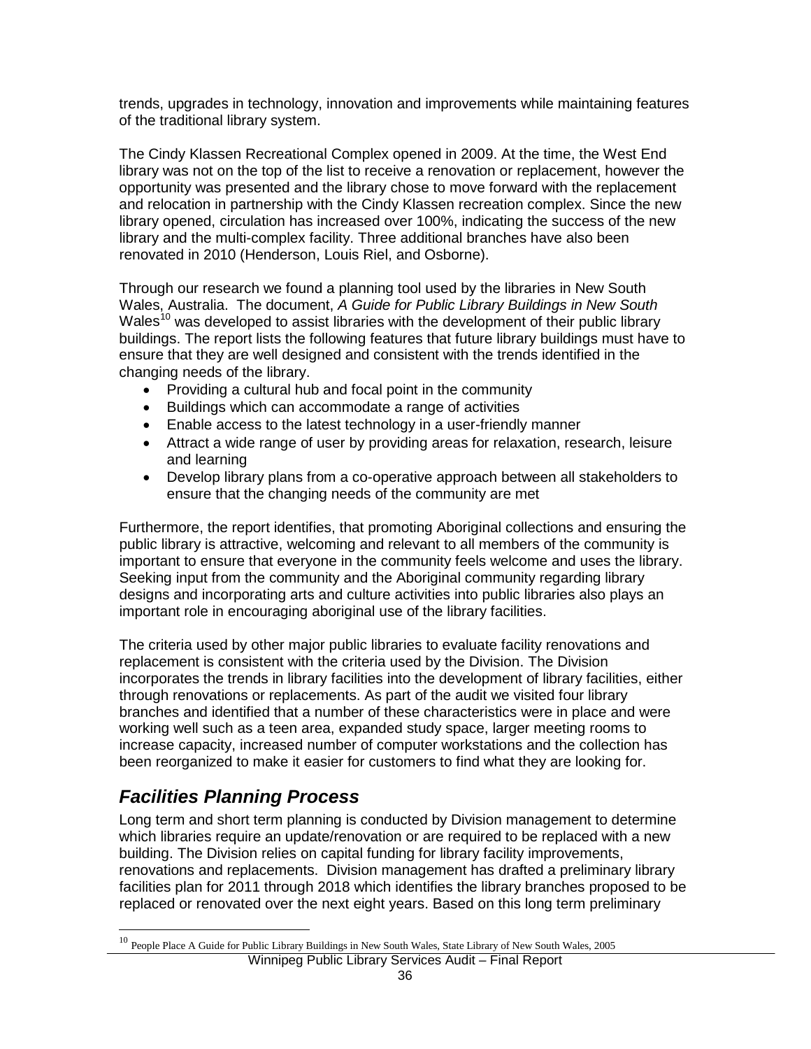trends, upgrades in technology, innovation and improvements while maintaining features of the traditional library system.

The Cindy Klassen Recreational Complex opened in 2009. At the time, the West End library was not on the top of the list to receive a renovation or replacement, however the opportunity was presented and the library chose to move forward with the replacement and relocation in partnership with the Cindy Klassen recreation complex. Since the new library opened, circulation has increased over 100%, indicating the success of the new library and the multi-complex facility. Three additional branches have also been renovated in 2010 (Henderson, Louis Riel, and Osborne).

Through our research we found a planning tool used by the libraries in New South Wales, Australia. The document, *A Guide for Public Library Buildings in New South Wales*[10] was developed to assist libraries with the development of their public library buildings. The report lists the following features that future library buildings must have to ensure that they are well designed and consistent with the trends identified in the changing needs of the library.

- Providing a cultural hub and focal point in the community
- Buildings which can accommodate a range of activities
- Enable access to the latest technology in a user-friendly manner
- Attract a wide range of user by providing areas for relaxation, research, leisure and learning
- Develop library plans from a co-operative approach between all stakeholders to ensure that the changing needs of the community are met

Furthermore, the report identifies, that promoting Aboriginal collections and ensuring the public library is attractive, welcoming and relevant to all members of the community is important to ensure that everyone in the community feels welcome and uses the library. Seeking input from the community and the Aboriginal community regarding library designs and incorporating arts and culture activities into public libraries also plays an important role in encouraging aboriginal use of the library facilities.

The criteria used by other major public libraries to evaluate facility renovations and replacement is consistent with the criteria used by the Division. The Division incorporates the trends in library facilities into the development of library facilities, either through renovations or replacements. As part of the audit we visited four library branches and identified that a number of these characteristics were in place and were working well such as a teen area, expanded study space, larger meeting rooms to increase capacity, increased number of computer workstations and the collection has been reorganized to make it easier for customers to find what they are looking for.

## *Facilities Planning Process*

Long term and short term planning is conducted by Division management to determine which libraries require an update/renovation or are required to be replaced with a new building. The Division relies on capital funding for library facility improvements, renovations and replacements. Division management has drafted a preliminary library facilities plan for 2011 through 2018 which identifies the library branches proposed to be replaced or renovated over the next eight years. Based on this long term preliminary

[10] People Place A Guide for Public Library Buildings in New South Wales, State Library of New South Wales, 2005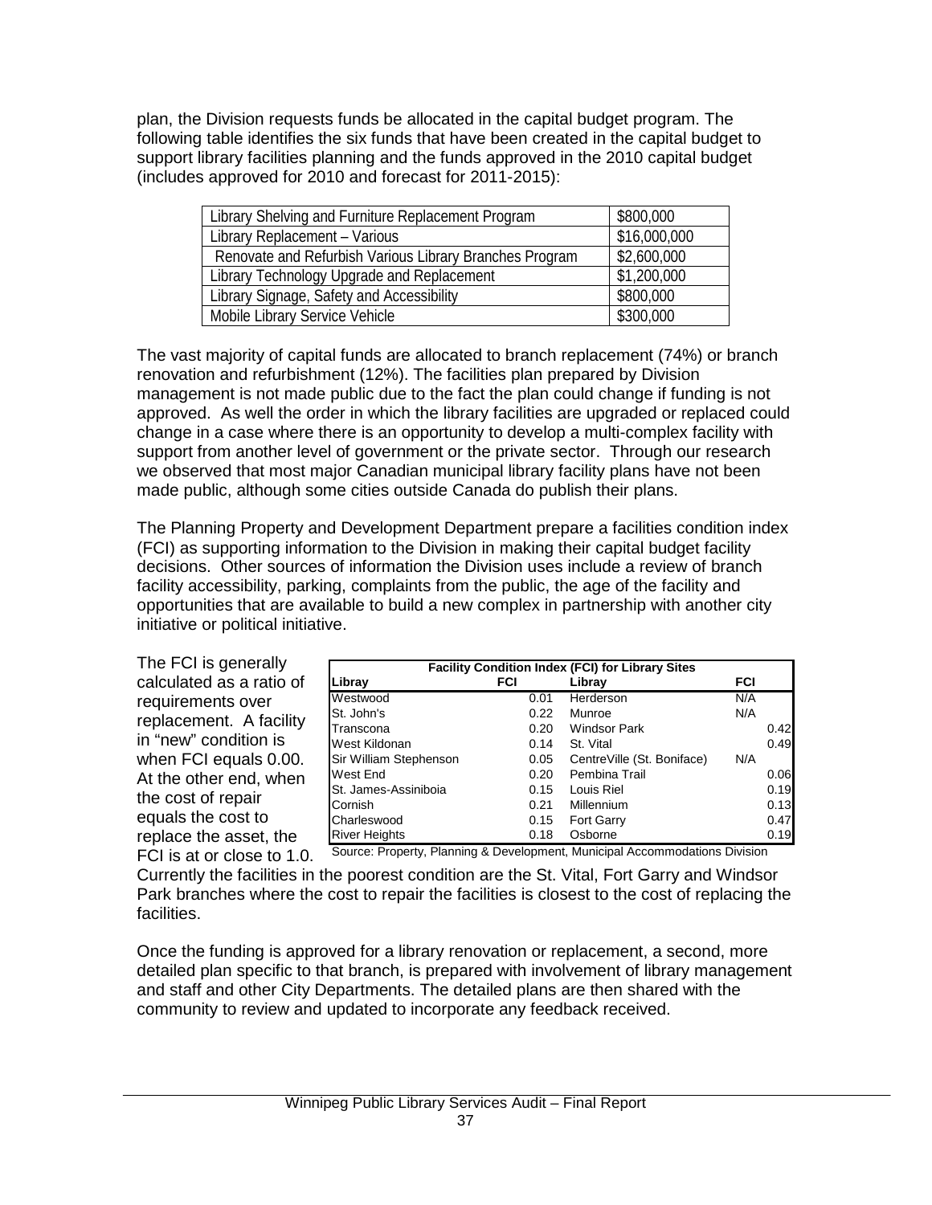plan, the Division requests funds be allocated in the capital budget program. The following table identifies the six funds that have been created in the capital budget to support library facilities planning and the funds approved in the 2010 capital budget (includes approved for 2010 and forecast for 2011-2015):

| | |
|---|---|
| Library Shelving and Furniture Replacement Program | $800,000 |
| Library Replacement – Various | $16,000,000 |
| Renovate and Refurbish Various Library Branches Program | $2,600,000 |
| Library Technology Upgrade and Replacement | $1,200,000 |
| Library Signage, Safety and Accessibility | $800,000 |
| Mobile Library Service Vehicle | $300,000 |

The vast majority of capital funds are allocated to branch replacement (74%) or branch renovation and refurbishment (12%). The facilities plan prepared by Division management is not made public due to the fact the plan could change if funding is not approved. As well the order in which the library facilities are upgraded or replaced could change in a case where there is an opportunity to develop a multi-complex facility with support from another level of government or the private sector. Through our research we observed that most major Canadian municipal library facility plans have not been made public, although some cities outside Canada do publish their plans.

The Planning Property and Development Department prepare a facilities condition index (FCI) as supporting information to the Division in making their capital budget facility decisions. Other sources of information the Division uses include a review of branch facility accessibility, parking, complaints from the public, the age of the facility and opportunities that are available to build a new complex in partnership with another city initiative or political initiative.

The FCI is generally calculated as a ratio of requirements over replacement. A facility in "new" condition is when FCI equals 0.00. At the other end, when the cost of repair equals the cost to replace the asset, the FCI is at or close to 1.0.

**Facility Condition Index (FCI) for Library Sites**

| Libray | FCI | Libray | FCI |
|---|---|---|---|
| Westwood | 0.01 | Herderson | N/A |
| St. John's | 0.22 | Munroe | N/A |
| Transcona | 0.20 | Windsor Park | 0.42 |
| West Kildonan | 0.14 | St. Vital | 0.49 |
| Sir William Stephenson | 0.05 | CentreVille (St. Boniface) | N/A |
| West End | 0.20 | Pembina Trail | 0.06 |
| St. James-Assiniboia | 0.15 | Louis Riel | 0.19 |
| Cornish | 0.21 | Millennium | 0.13 |
| Charleswood | 0.15 | Fort Garry | 0.47 |
| River Heights | 0.18 | Osborne | 0.19 |

Source: Property, Planning & Development, Municipal Accommodations Division

Currently the facilities in the poorest condition are the St. Vital, Fort Garry and Windsor Park branches where the cost to repair the facilities is closest to the cost of replacing the facilities.

Once the funding is approved for a library renovation or replacement, a second, more detailed plan specific to that branch, is prepared with involvement of library management and staff and other City Departments. The detailed plans are then shared with the community to review and updated to incorporate any feedback received.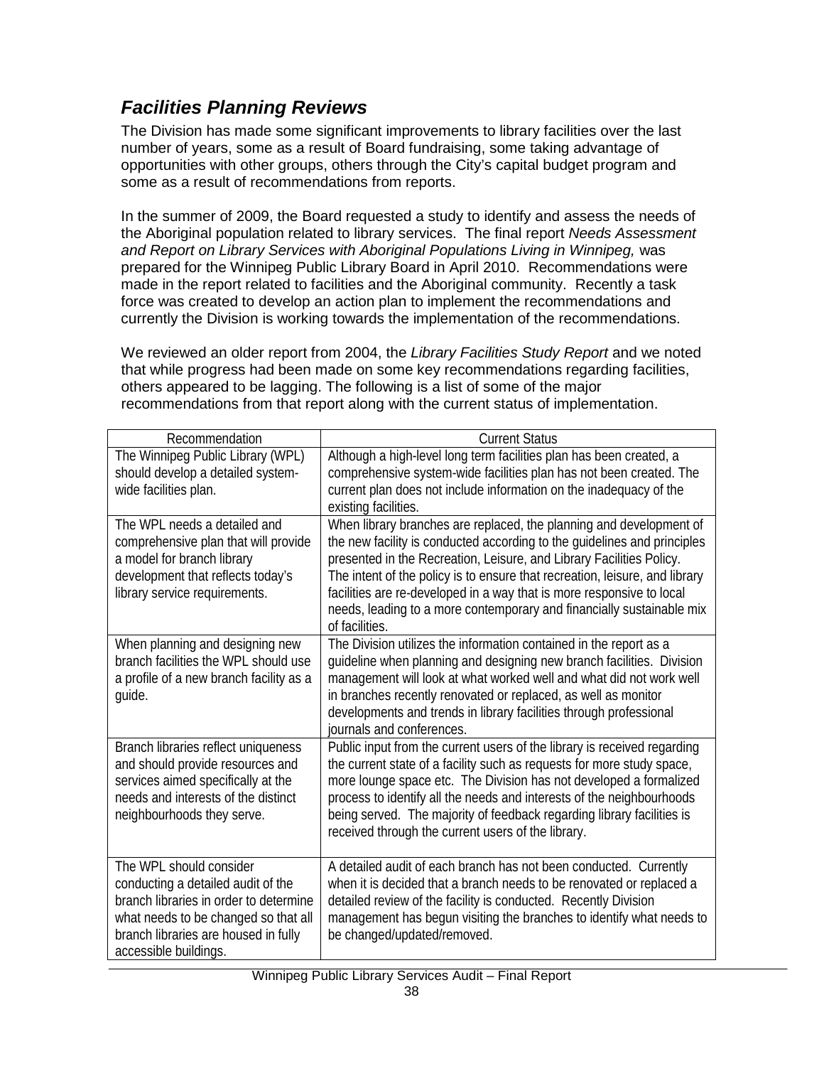## *Facilities Planning Reviews*

The Division has made some significant improvements to library facilities over the last number of years, some as a result of Board fundraising, some taking advantage of opportunities with other groups, others through the City's capital budget program and some as a result of recommendations from reports.

In the summer of 2009, the Board requested a study to identify and assess the needs of the Aboriginal population related to library services. The final report *Needs Assessment and Report on Library Services with Aboriginal Populations Living in Winnipeg,* was prepared for the Winnipeg Public Library Board in April 2010. Recommendations were made in the report related to facilities and the Aboriginal community. Recently a task force was created to develop an action plan to implement the recommendations and currently the Division is working towards the implementation of the recommendations.

We reviewed an older report from 2004, the *Library Facilities Study Report* and we noted that while progress had been made on some key recommendations regarding facilities, others appeared to be lagging. The following is a list of some of the major recommendations from that report along with the current status of implementation.

| Recommendation | Current Status |
|---|---|
| The Winnipeg Public Library (WPL) should develop a detailed system-wide facilities plan. | Although a high-level long term facilities plan has been created, a comprehensive system-wide facilities plan has not been created. The current plan does not include information on the inadequacy of the existing facilities. |
| The WPL needs a detailed and comprehensive plan that will provide a model for branch library development that reflects today's library service requirements. | When library branches are replaced, the planning and development of the new facility is conducted according to the guidelines and principles presented in the Recreation, Leisure, and Library Facilities Policy. The intent of the policy is to ensure that recreation, leisure, and library facilities are re-developed in a way that is more responsive to local needs, leading to a more contemporary and financially sustainable mix of facilities. |
| When planning and designing new branch facilities the WPL should use a profile of a new branch facility as a guide. | The Division utilizes the information contained in the report as a guideline when planning and designing new branch facilities. Division management will look at what worked well and what did not work well in branches recently renovated or replaced, as well as monitor developments and trends in library facilities through professional journals and conferences. |
| Branch libraries reflect uniqueness and should provide resources and services aimed specifically at the needs and interests of the distinct neighbourhoods they serve. | Public input from the current users of the library is received regarding the current state of a facility such as requests for more study space, more lounge space etc. The Division has not developed a formalized process to identify all the needs and interests of the neighbourhoods being served. The majority of feedback regarding library facilities is received through the current users of the library. |
| The WPL should consider conducting a detailed audit of the branch libraries in order to determine what needs to be changed so that all branch libraries are housed in fully accessible buildings. | A detailed audit of each branch has not been conducted. Currently when it is decided that a branch needs to be renovated or replaced a detailed review of the facility is conducted. Recently Division management has begun visiting the branches to identify what needs to be changed/updated/removed. |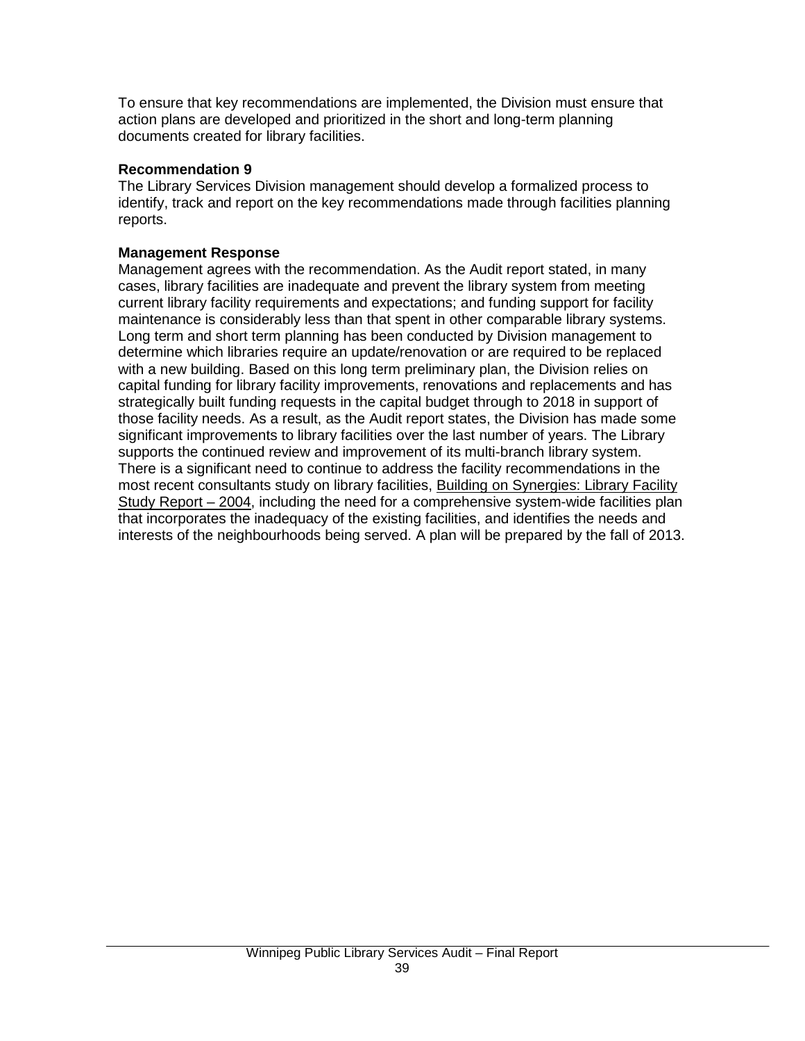To ensure that key recommendations are implemented, the Division must ensure that action plans are developed and prioritized in the short and long-term planning documents created for library facilities.

**Recommendation 9**

The Library Services Division management should develop a formalized process to identify, track and report on the key recommendations made through facilities planning reports.

**Management Response**

Management agrees with the recommendation. As the Audit report stated, in many cases, library facilities are inadequate and prevent the library system from meeting current library facility requirements and expectations; and funding support for facility maintenance is considerably less than that spent in other comparable library systems. Long term and short term planning has been conducted by Division management to determine which libraries require an update/renovation or are required to be replaced with a new building. Based on this long term preliminary plan, the Division relies on capital funding for library facility improvements, renovations and replacements and has strategically built funding requests in the capital budget through to 2018 in support of those facility needs. As a result, as the Audit report states, the Division has made some significant improvements to library facilities over the last number of years. The Library supports the continued review and improvement of its multi-branch library system. There is a significant need to continue to address the facility recommendations in the most recent consultants study on library facilities, Building on Synergies: Library Facility Study Report – 2004, including the need for a comprehensive system-wide facilities plan that incorporates the inadequacy of the existing facilities, and identifies the needs and interests of the neighbourhoods being served. A plan will be prepared by the fall of 2013.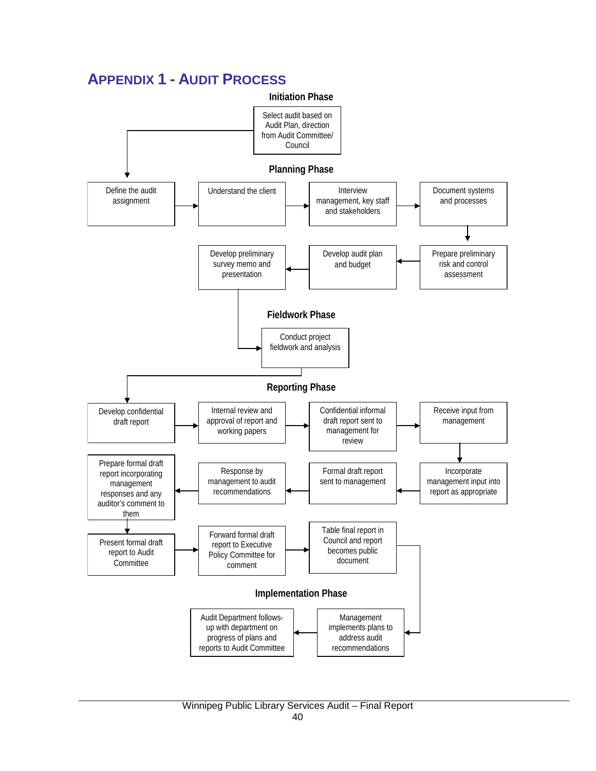# Appendix 1 - Audit Process

### Initiation Phase

- Select audit based on Audit Plan, direction from Audit Committee/ Council

### Planning Phase

- Define the audit assignment
- Understand the client
- Interview management, key staff and stakeholders
- Document systems and processes
- Prepare preliminary risk and control assessment
- Develop audit plan and budget
- Develop preliminary survey memo and presentation

### Fieldwork Phase

- Conduct project fieldwork and analysis

### Reporting Phase

- Develop confidential draft report
- Internal review and approval of report and working papers
- Confidential informal draft report sent to management for review
- Receive input from management
- Incorporate management input into report as appropriate
- Formal draft report sent to management
- Response by management to audit recommendations
- Prepare formal draft report incorporating management responses and any auditor's comment to them
- Present formal draft report to Audit Committee
- Forward formal draft report to Executive Policy Committee for comment
- Table final report in Council and report becomes public document

### Implementation Phase

- Management implements plans to address audit recommendations
- Audit Department follows-up with department on progress of plans and reports to Audit Committee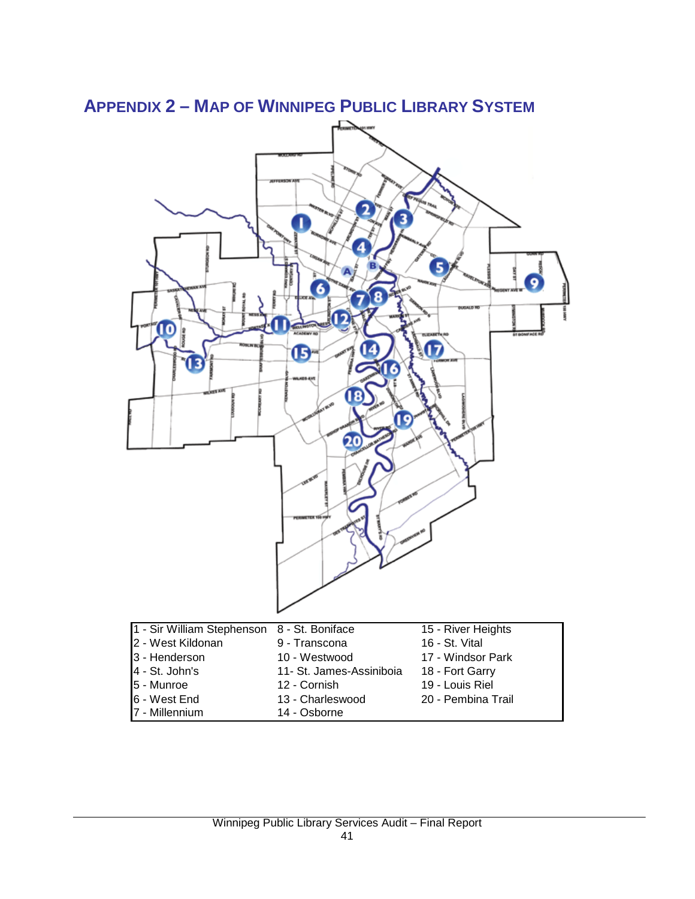## APPENDIX 2 – MAP OF WINNIPEG PUBLIC LIBRARY SYSTEM

| | | |
|---|---|---|
| 1 - Sir William Stephenson | 8 - St. Boniface | 15 - River Heights |
| 2 - West Kildonan | 9 - Transcona | 16 - St. Vital |
| 3 - Henderson | 10 - Westwood | 17 - Windsor Park |
| 4 - St. John's | 11- St. James-Assiniboia | 18 - Fort Garry |
| 5 - Munroe | 12 - Cornish | 19 - Louis Riel |
| 6 - West End | 13 - Charleswood | 20 - Pembina Trail |
| 7 - Millennium | 14 - Osborne | |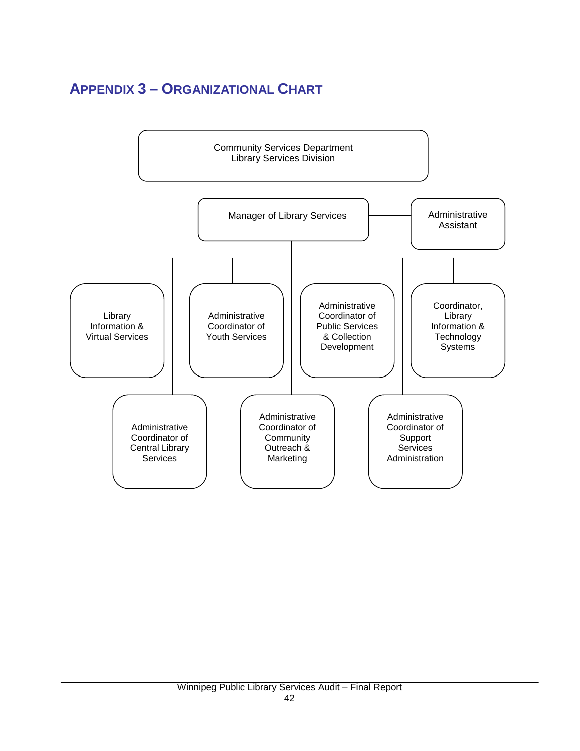# APPENDIX 3 – ORGANIZATIONAL CHART

- Community Services Department
  Library Services Division
  - Manager of Library Services
    - Administrative Assistant
    - Library Information & Virtual Services
    - Administrative Coordinator of Central Library Services
    - Administrative Coordinator of Youth Services
    - Administrative Coordinator of Community Outreach & Marketing
    - Administrative Coordinator of Public Services & Collection Development
    - Administrative Coordinator of Support Services Administration
    - Coordinator, Library Information & Technology Systems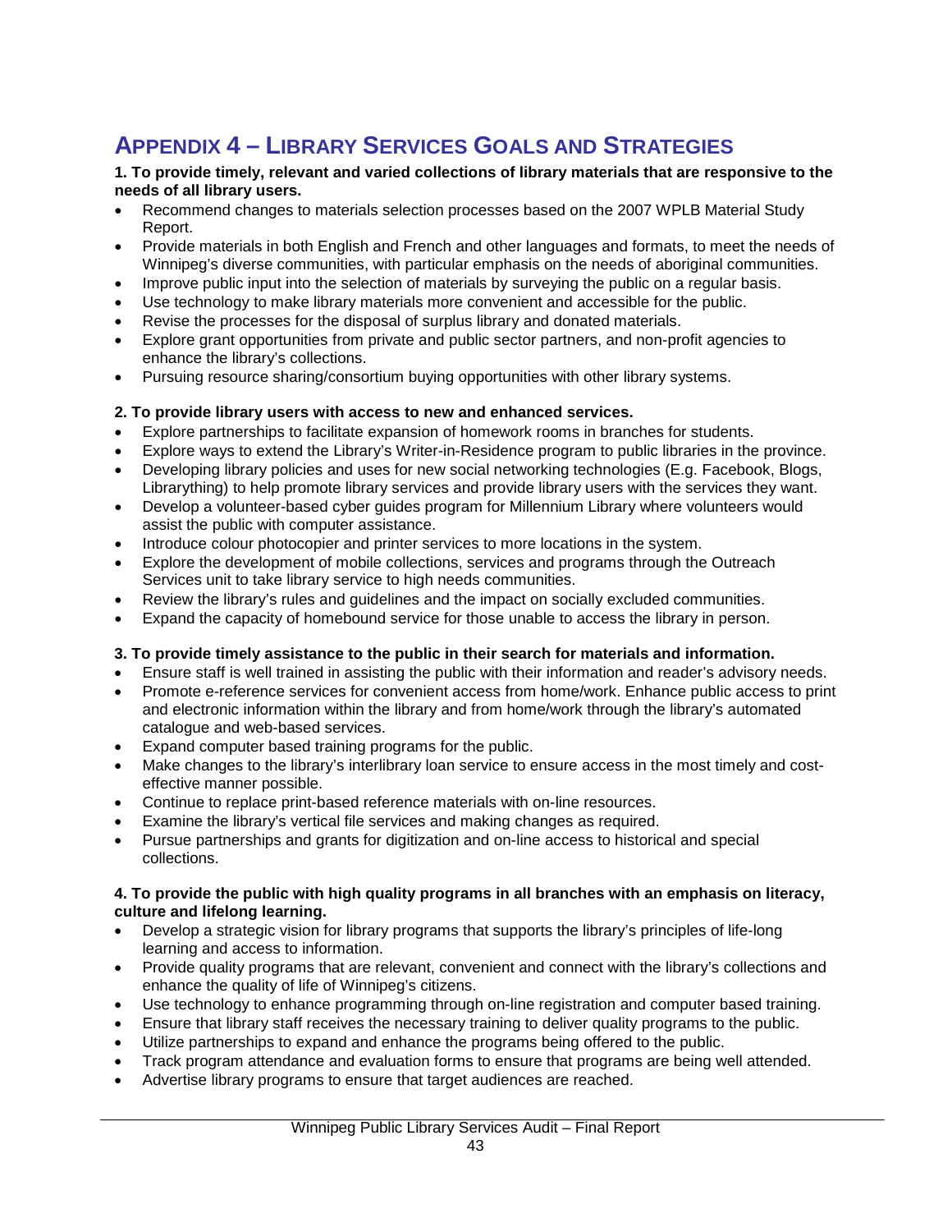# APPENDIX 4 – LIBRARY SERVICES GOALS AND STRATEGIES

**1. To provide timely, relevant and varied collections of library materials that are responsive to the needs of all library users.**

- Recommend changes to materials selection processes based on the 2007 WPLB Material Study Report.
- Provide materials in both English and French and other languages and formats, to meet the needs of Winnipeg's diverse communities, with particular emphasis on the needs of aboriginal communities.
- Improve public input into the selection of materials by surveying the public on a regular basis.
- Use technology to make library materials more convenient and accessible for the public.
- Revise the processes for the disposal of surplus library and donated materials.
- Explore grant opportunities from private and public sector partners, and non-profit agencies to enhance the library's collections.
- Pursuing resource sharing/consortium buying opportunities with other library systems.

**2. To provide library users with access to new and enhanced services.**

- Explore partnerships to facilitate expansion of homework rooms in branches for students.
- Explore ways to extend the Library's Writer-in-Residence program to public libraries in the province.
- Developing library policies and uses for new social networking technologies (E.g. Facebook, Blogs, Librarything) to help promote library services and provide library users with the services they want.
- Develop a volunteer-based cyber guides program for Millennium Library where volunteers would assist the public with computer assistance.
- Introduce colour photocopier and printer services to more locations in the system.
- Explore the development of mobile collections, services and programs through the Outreach Services unit to take library service to high needs communities.
- Review the library's rules and guidelines and the impact on socially excluded communities.
- Expand the capacity of homebound service for those unable to access the library in person.

**3. To provide timely assistance to the public in their search for materials and information.**

- Ensure staff is well trained in assisting the public with their information and reader's advisory needs.
- Promote e-reference services for convenient access from home/work. Enhance public access to print and electronic information within the library and from home/work through the library's automated catalogue and web-based services.
- Expand computer based training programs for the public.
- Make changes to the library's interlibrary loan service to ensure access in the most timely and cost-effective manner possible.
- Continue to replace print-based reference materials with on-line resources.
- Examine the library's vertical file services and making changes as required.
- Pursue partnerships and grants for digitization and on-line access to historical and special collections.

**4. To provide the public with high quality programs in all branches with an emphasis on literacy, culture and lifelong learning.**

- Develop a strategic vision for library programs that supports the library's principles of life-long learning and access to information.
- Provide quality programs that are relevant, convenient and connect with the library's collections and enhance the quality of life of Winnipeg's citizens.
- Use technology to enhance programming through on-line registration and computer based training.
- Ensure that library staff receives the necessary training to deliver quality programs to the public.
- Utilize partnerships to expand and enhance the programs being offered to the public.
- Track program attendance and evaluation forms to ensure that programs are being well attended.
- Advertise library programs to ensure that target audiences are reached.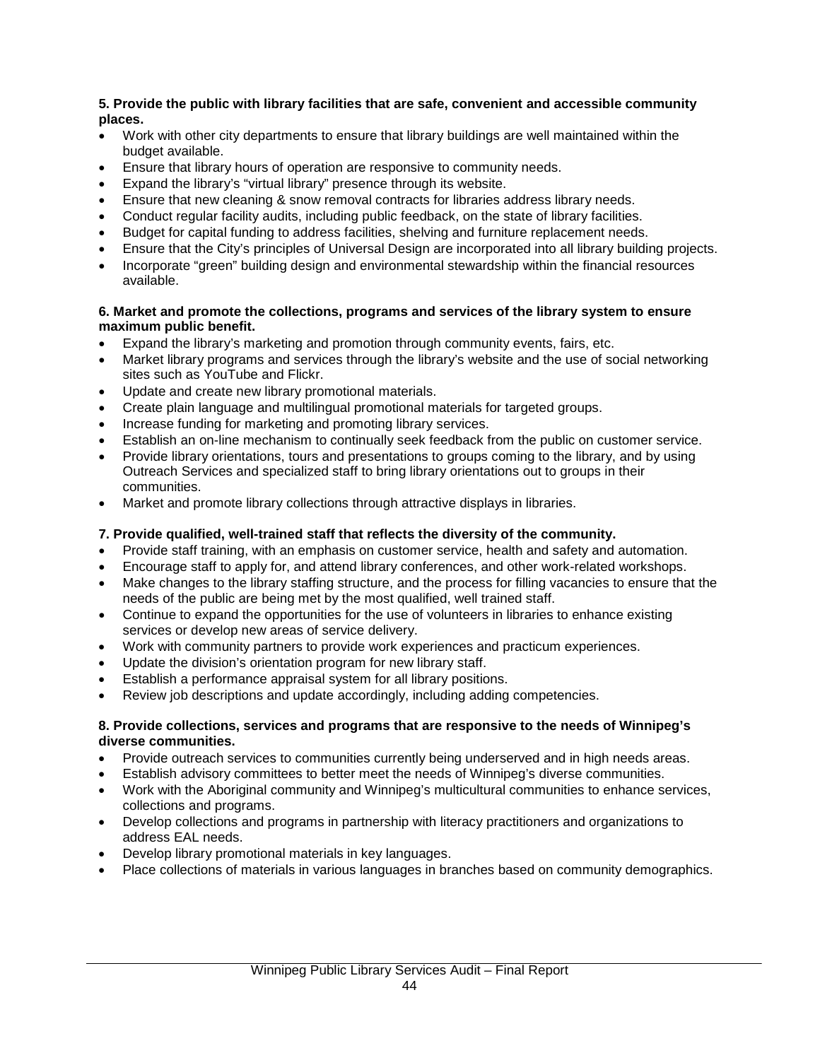**5. Provide the public with library facilities that are safe, convenient and accessible community places.**

- Work with other city departments to ensure that library buildings are well maintained within the budget available.
- Ensure that library hours of operation are responsive to community needs.
- Expand the library's "virtual library" presence through its website.
- Ensure that new cleaning & snow removal contracts for libraries address library needs.
- Conduct regular facility audits, including public feedback, on the state of library facilities.
- Budget for capital funding to address facilities, shelving and furniture replacement needs.
- Ensure that the City's principles of Universal Design are incorporated into all library building projects.
- Incorporate "green" building design and environmental stewardship within the financial resources available.

**6. Market and promote the collections, programs and services of the library system to ensure maximum public benefit.**

- Expand the library's marketing and promotion through community events, fairs, etc.
- Market library programs and services through the library's website and the use of social networking sites such as YouTube and Flickr.
- Update and create new library promotional materials.
- Create plain language and multilingual promotional materials for targeted groups.
- Increase funding for marketing and promoting library services.
- Establish an on-line mechanism to continually seek feedback from the public on customer service.
- Provide library orientations, tours and presentations to groups coming to the library, and by using Outreach Services and specialized staff to bring library orientations out to groups in their communities.
- Market and promote library collections through attractive displays in libraries.

**7. Provide qualified, well-trained staff that reflects the diversity of the community.**

- Provide staff training, with an emphasis on customer service, health and safety and automation.
- Encourage staff to apply for, and attend library conferences, and other work-related workshops.
- Make changes to the library staffing structure, and the process for filling vacancies to ensure that the needs of the public are being met by the most qualified, well trained staff.
- Continue to expand the opportunities for the use of volunteers in libraries to enhance existing services or develop new areas of service delivery.
- Work with community partners to provide work experiences and practicum experiences.
- Update the division's orientation program for new library staff.
- Establish a performance appraisal system for all library positions.
- Review job descriptions and update accordingly, including adding competencies.

**8. Provide collections, services and programs that are responsive to the needs of Winnipeg's diverse communities.**

- Provide outreach services to communities currently being underserved and in high needs areas.
- Establish advisory committees to better meet the needs of Winnipeg's diverse communities.
- Work with the Aboriginal community and Winnipeg's multicultural communities to enhance services, collections and programs.
- Develop collections and programs in partnership with literacy practitioners and organizations to address EAL needs.
- Develop library promotional materials in key languages.
- Place collections of materials in various languages in branches based on community demographics.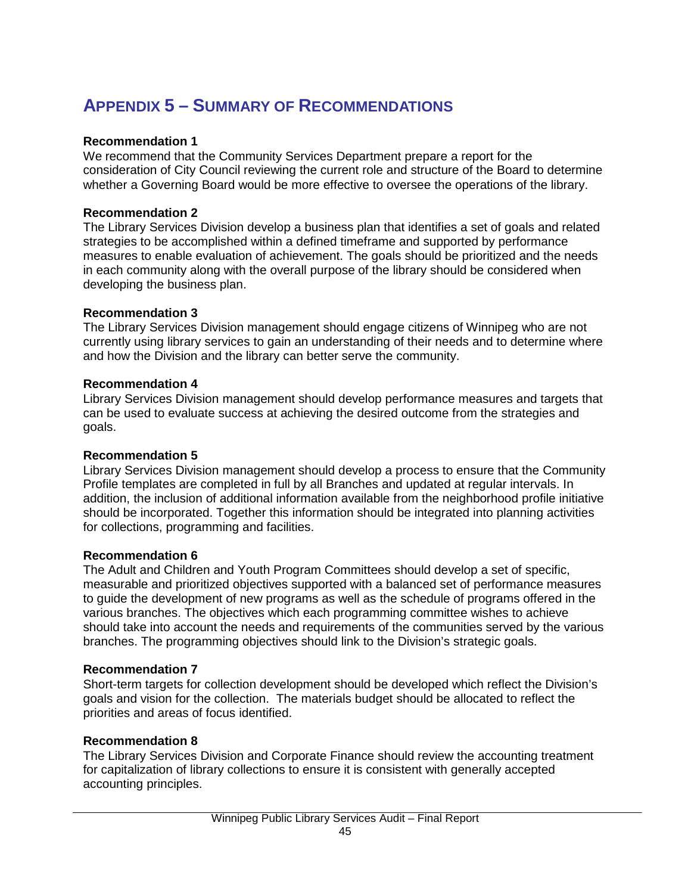# APPENDIX 5 – SUMMARY OF RECOMMENDATIONS

**Recommendation 1**
We recommend that the Community Services Department prepare a report for the consideration of City Council reviewing the current role and structure of the Board to determine whether a Governing Board would be more effective to oversee the operations of the library.

**Recommendation 2**
The Library Services Division develop a business plan that identifies a set of goals and related strategies to be accomplished within a defined timeframe and supported by performance measures to enable evaluation of achievement. The goals should be prioritized and the needs in each community along with the overall purpose of the library should be considered when developing the business plan.

**Recommendation 3**
The Library Services Division management should engage citizens of Winnipeg who are not currently using library services to gain an understanding of their needs and to determine where and how the Division and the library can better serve the community.

**Recommendation 4**
Library Services Division management should develop performance measures and targets that can be used to evaluate success at achieving the desired outcome from the strategies and goals.

**Recommendation 5**
Library Services Division management should develop a process to ensure that the Community Profile templates are completed in full by all Branches and updated at regular intervals. In addition, the inclusion of additional information available from the neighborhood profile initiative should be incorporated. Together this information should be integrated into planning activities for collections, programming and facilities.

**Recommendation 6**
The Adult and Children and Youth Program Committees should develop a set of specific, measurable and prioritized objectives supported with a balanced set of performance measures to guide the development of new programs as well as the schedule of programs offered in the various branches. The objectives which each programming committee wishes to achieve should take into account the needs and requirements of the communities served by the various branches. The programming objectives should link to the Division's strategic goals.

**Recommendation 7**
Short-term targets for collection development should be developed which reflect the Division's goals and vision for the collection. The materials budget should be allocated to reflect the priorities and areas of focus identified.

**Recommendation 8**
The Library Services Division and Corporate Finance should review the accounting treatment for capitalization of library collections to ensure it is consistent with generally accepted accounting principles.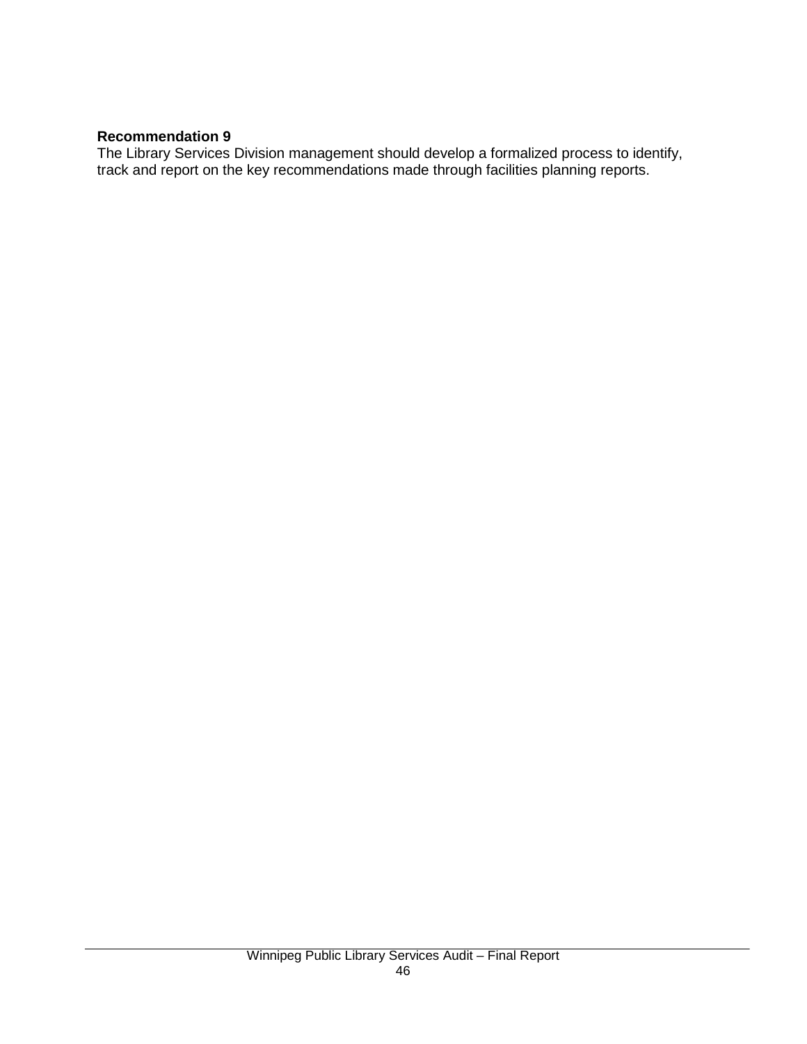**Recommendation 9**
The Library Services Division management should develop a formalized process to identify, track and report on the key recommendations made through facilities planning reports.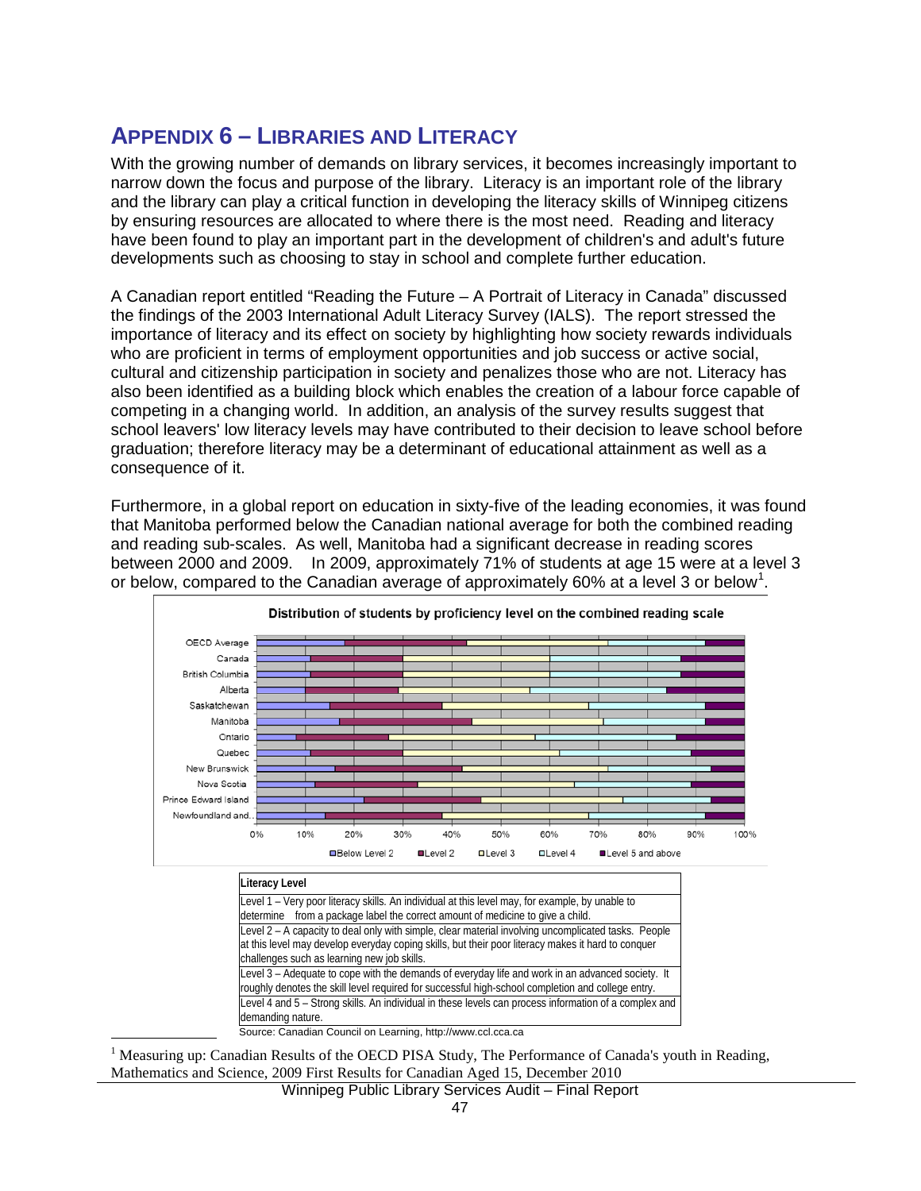## APPENDIX 6 – LIBRARIES AND LITERACY

With the growing number of demands on library services, it becomes increasingly important to narrow down the focus and purpose of the library. Literacy is an important role of the library and the library can play a critical function in developing the literacy skills of Winnipeg citizens by ensuring resources are allocated to where there is the most need. Reading and literacy have been found to play an important part in the development of children's and adult's future developments such as choosing to stay in school and complete further education.

A Canadian report entitled "Reading the Future – A Portrait of Literacy in Canada" discussed the findings of the 2003 International Adult Literacy Survey (IALS). The report stressed the importance of literacy and its effect on society by highlighting how society rewards individuals who are proficient in terms of employment opportunities and job success or active social, cultural and citizenship participation in society and penalizes those who are not. Literacy has also been identified as a building block which enables the creation of a labour force capable of competing in a changing world. In addition, an analysis of the survey results suggest that school leavers' low literacy levels may have contributed to their decision to leave school before graduation; therefore literacy may be a determinant of educational attainment as well as a consequence of it.

Furthermore, in a global report on education in sixty-five of the leading economies, it was found that Manitoba performed below the Canadian national average for both the combined reading and reading sub-scales. As well, Manitoba had a significant decrease in reading scores between 2000 and 2009. In 2009, approximately 71% of students at age 15 were at a level 3 or below, compared to the Canadian average of approximately 60% at a level 3 or below[1].

**Distribution of students by proficiency level on the combined reading scale**

(Chart categories: OECD Average, Canada, British Columbia, Alberta, Saskatchewan, Manitoba, Ontario, Quebec, New Brunswick, Nova Scotia, Prince Edward Island, Newfoundland and..; axis 0%–100%; legend: Below Level 2, Level 2, Level 3, Level 4, Level 5 and above)

| Literacy Level |
|---|
| Level 1 – Very poor literacy skills. An individual at this level may, for example, by unable to determine from a package label the correct amount of medicine to give a child. |
| Level 2 – A capacity to deal only with simple, clear material involving uncomplicated tasks. People at this level may develop everyday coping skills, but their poor literacy makes it hard to conquer challenges such as learning new job skills. |
| Level 3 – Adequate to cope with the demands of everyday life and work in an advanced society. It roughly denotes the skill level required for successful high-school completion and college entry. |
| Level 4 and 5 – Strong skills. An individual in these levels can process information of a complex and demanding nature. |

Source: Canadian Council on Learning, http://www.ccl.cca.ca

[1] Measuring up: Canadian Results of the OECD PISA Study, The Performance of Canada's youth in Reading, Mathematics and Science, 2009 First Results for Canadian Aged 15, December 2010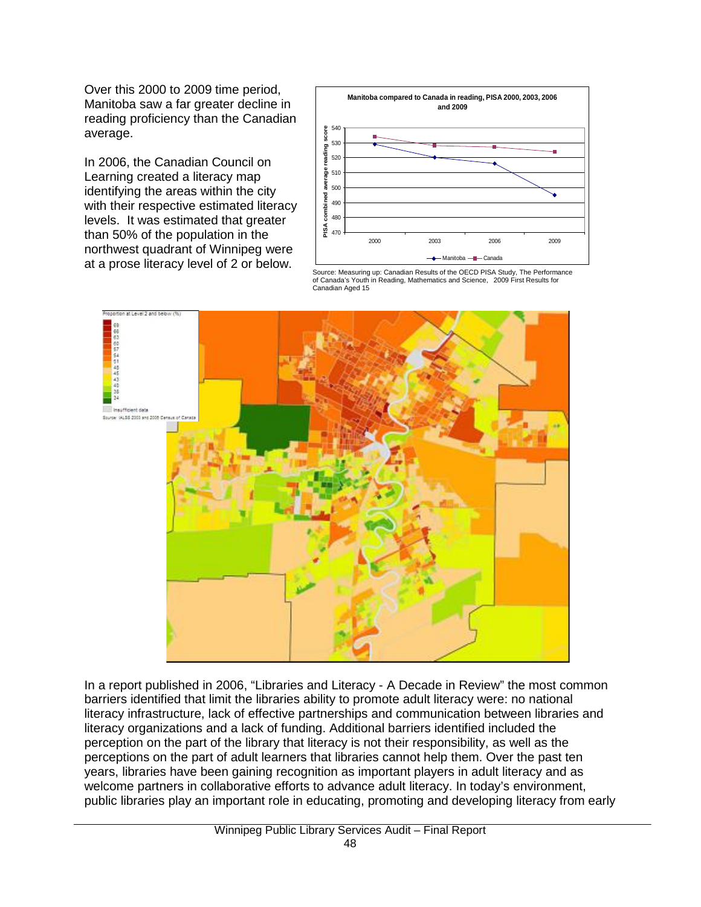Over this 2000 to 2009 time period, Manitoba saw a far greater decline in reading proficiency than the Canadian average.

In 2006, the Canadian Council on Learning created a literacy map identifying the areas within the city with their respective estimated literacy levels. It was estimated that greater than 50% of the population in the northwest quadrant of Winnipeg were at a prose literacy level of 2 or below.

**Manitoba compared to Canada in reading, PISA 2000, 2003, 2006 and 2009**

Source: Measuring up: Canadian Results of the OECD PISA Study, The Performance of Canada's Youth in Reading, Mathematics and Science, 2009 First Results for Canadian Aged 15

In a report published in 2006, "Libraries and Literacy - A Decade in Review" the most common barriers identified that limit the libraries ability to promote adult literacy were: no national literacy infrastructure, lack of effective partnerships and communication between libraries and literacy organizations and a lack of funding. Additional barriers identified included the perception on the part of the library that literacy is not their responsibility, as well as the perceptions on the part of adult learners that libraries cannot help them. Over the past ten years, libraries have been gaining recognition as important players in adult literacy and as welcome partners in collaborative efforts to advance adult literacy. In today's environment, public libraries play an important role in educating, promoting and developing literacy from early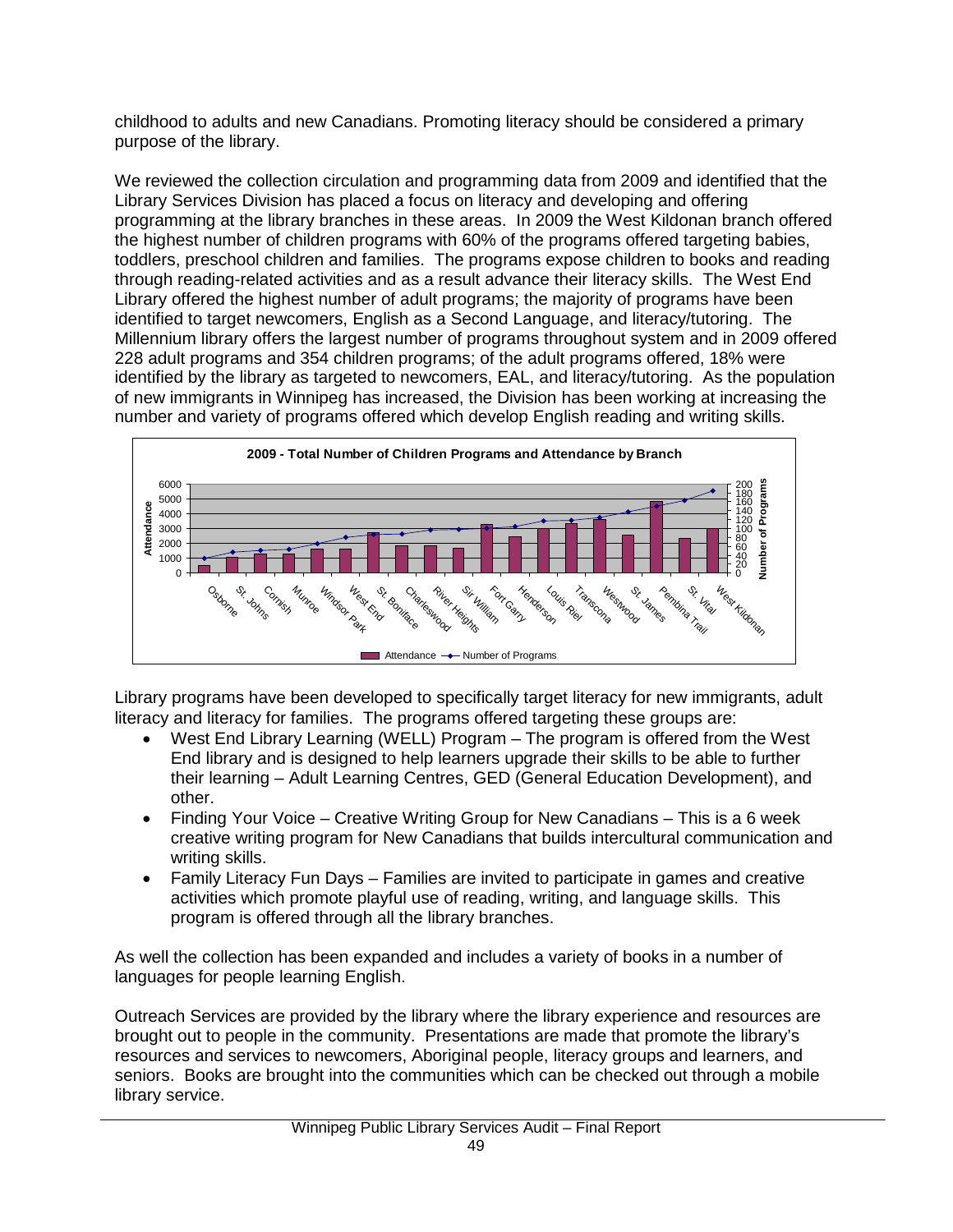childhood to adults and new Canadians. Promoting literacy should be considered a primary purpose of the library.

We reviewed the collection circulation and programming data from 2009 and identified that the Library Services Division has placed a focus on literacy and developing and offering programming at the library branches in these areas. In 2009 the West Kildonan branch offered the highest number of children programs with 60% of the programs offered targeting babies, toddlers, preschool children and families. The programs expose children to books and reading through reading-related activities and as a result advance their literacy skills. The West End Library offered the highest number of adult programs; the majority of programs have been identified to target newcomers, English as a Second Language, and literacy/tutoring. The Millennium library offers the largest number of programs throughout system and in 2009 offered 228 adult programs and 354 children programs; of the adult programs offered, 18% were identified by the library as targeted to newcomers, EAL, and literacy/tutoring. As the population of new immigrants in Winnipeg has increased, the Division has been working at increasing the number and variety of programs offered which develop English reading and writing skills.

**2009 - Total Number of Children Programs and Attendance by Branch**

(Chart: Attendance (bars) and Number of Programs (line) by branch: Osborne, St. Johns, Cornish, Munroe, Windsor Park, West End, St. Boniface, Charleswood, River Heights, Sir William, Fort Garry, Henderson, Louis Riel, Transcona, Westwood, St. James, Pembina Trail, St. Vital, West Kildonan)

Library programs have been developed to specifically target literacy for new immigrants, adult literacy and literacy for families. The programs offered targeting these groups are:

- West End Library Learning (WELL) Program – The program is offered from the West End library and is designed to help learners upgrade their skills to be able to further their learning – Adult Learning Centres, GED (General Education Development), and other.
- Finding Your Voice – Creative Writing Group for New Canadians – This is a 6 week creative writing program for New Canadians that builds intercultural communication and writing skills.
- Family Literacy Fun Days – Families are invited to participate in games and creative activities which promote playful use of reading, writing, and language skills. This program is offered through all the library branches.

As well the collection has been expanded and includes a variety of books in a number of languages for people learning English.

Outreach Services are provided by the library where the library experience and resources are brought out to people in the community. Presentations are made that promote the library's resources and services to newcomers, Aboriginal people, literacy groups and learners, and seniors. Books are brought into the communities which can be checked out through a mobile library service.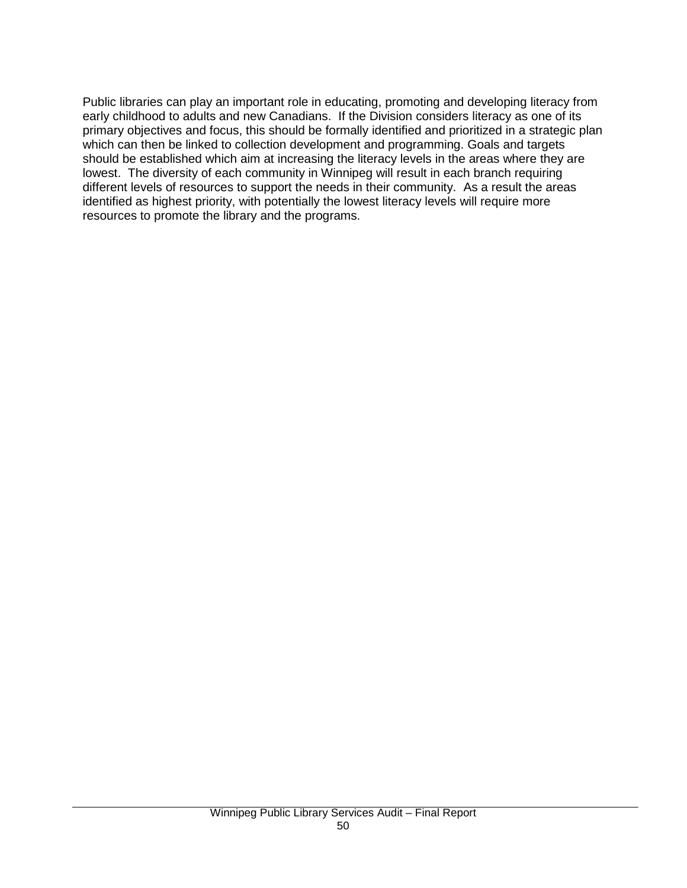Public libraries can play an important role in educating, promoting and developing literacy from early childhood to adults and new Canadians. If the Division considers literacy as one of its primary objectives and focus, this should be formally identified and prioritized in a strategic plan which can then be linked to collection development and programming. Goals and targets should be established which aim at increasing the literacy levels in the areas where they are lowest. The diversity of each community in Winnipeg will result in each branch requiring different levels of resources to support the needs in their community. As a result the areas identified as highest priority, with potentially the lowest literacy levels will require more resources to promote the library and the programs.